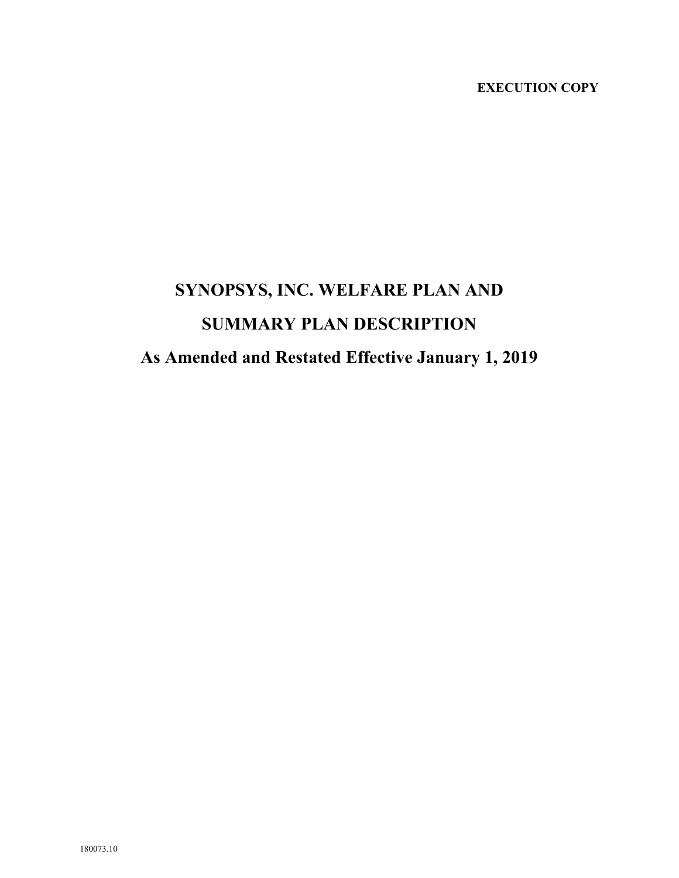**EXECUTION COPY**

# SYNOPSYS, INC. WELFARE PLAN AND

# SUMMARY PLAN DESCRIPTION

## As Amended and Restated Effective January 1, 2019

180073.10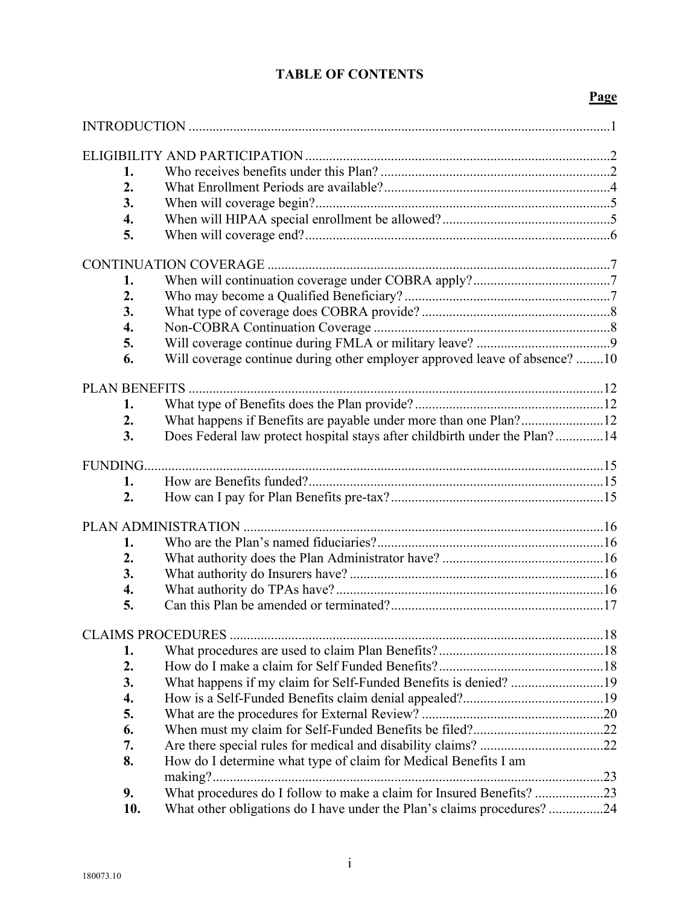# TABLE OF CONTENTS

| | | Page |
|---|---|---|
| INTRODUCTION | | 1 |
| ELIGIBILITY AND PARTICIPATION | | 2 |
| **1.** | Who receives benefits under this Plan? | 2 |
| **2.** | What Enrollment Periods are available? | 4 |
| **3.** | When will coverage begin? | 5 |
| **4.** | When will HIPAA special enrollment be allowed? | 5 |
| **5.** | When will coverage end? | 6 |
| CONTINUATION COVERAGE | | 7 |
| **1.** | When will continuation coverage under COBRA apply? | 7 |
| **2.** | Who may become a Qualified Beneficiary? | 7 |
| **3.** | What type of coverage does COBRA provide? | 8 |
| **4.** | Non-COBRA Continuation Coverage | 8 |
| **5.** | Will coverage continue during FMLA or military leave? | 9 |
| **6.** | Will coverage continue during other employer approved leave of absence? | 10 |
| PLAN BENEFITS | | 12 |
| **1.** | What type of Benefits does the Plan provide? | 12 |
| **2.** | What happens if Benefits are payable under more than one Plan? | 12 |
| **3.** | Does Federal law protect hospital stays after childbirth under the Plan? | 14 |
| FUNDING | | 15 |
| **1.** | How are Benefits funded? | 15 |
| **2.** | How can I pay for Plan Benefits pre-tax? | 15 |
| PLAN ADMINISTRATION | | 16 |
| **1.** | Who are the Plan's named fiduciaries? | 16 |
| **2.** | What authority does the Plan Administrator have? | 16 |
| **3.** | What authority do Insurers have? | 16 |
| **4.** | What authority do TPAs have? | 16 |
| **5.** | Can this Plan be amended or terminated? | 17 |
| CLAIMS PROCEDURES | | 18 |
| **1.** | What procedures are used to claim Plan Benefits? | 18 |
| **2.** | How do I make a claim for Self Funded Benefits? | 18 |
| **3.** | What happens if my claim for Self-Funded Benefits is denied? | 19 |
| **4.** | How is a Self-Funded Benefits claim denial appealed? | 19 |
| **5.** | What are the procedures for External Review? | 20 |
| **6.** | When must my claim for Self-Funded Benefits be filed? | 22 |
| **7.** | Are there special rules for medical and disability claims? | 22 |
| **8.** | How do I determine what type of claim for Medical Benefits I am making? | 23 |
| **9.** | What procedures do I follow to make a claim for Insured Benefits? | 23 |
| **10.** | What other obligations do I have under the Plan's claims procedures? | 24 |

180073.10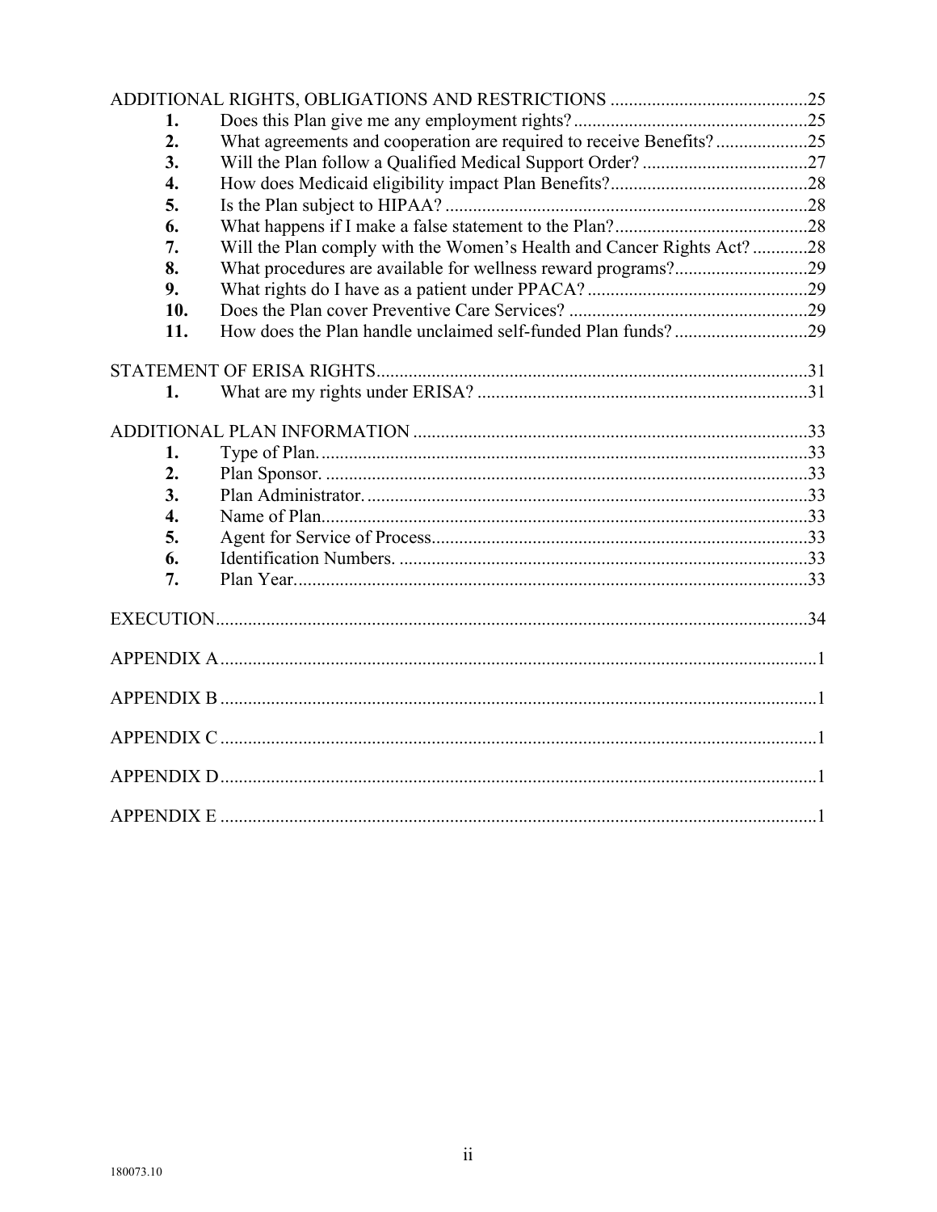ADDITIONAL RIGHTS, OBLIGATIONS AND RESTRICTIONS ..........................................25

1. Does this Plan give me any employment rights? ..................................................25
2. What agreements and cooperation are required to receive Benefits? ....................25
3. Will the Plan follow a Qualified Medical Support Order? ....................................27
4. How does Medicaid eligibility impact Plan Benefits? ...........................................28
5. Is the Plan subject to HIPAA? ..............................................................................28
6. What happens if I make a false statement to the Plan? ..........................................28
7. Will the Plan comply with the Women's Health and Cancer Rights Act? ............28
8. What procedures are available for wellness reward programs? ............................29
9. What rights do I have as a patient under PPACA? ................................................29
10. Does the Plan cover Preventive Care Services? ....................................................29
11. How does the Plan handle unclaimed self-funded Plan funds? .............................29

STATEMENT OF ERISA RIGHTS .............................................................................................31

1. What are my rights under ERISA? .......................................................................31

ADDITIONAL PLAN INFORMATION .....................................................................................33

1. Type of Plan. ..........................................................................................................33
2. Plan Sponsor. .........................................................................................................33
3. Plan Administrator. ................................................................................................33
4. Name of Plan. .........................................................................................................33
5. Agent for Service of Process. .................................................................................33
6. Identification Numbers. .........................................................................................33
7. Plan Year. ...............................................................................................................33

EXECUTION ................................................................................................................................34

APPENDIX A .................................................................................................................................1

APPENDIX B .................................................................................................................................1

APPENDIX C .................................................................................................................................1

APPENDIX D .................................................................................................................................1

APPENDIX E .................................................................................................................................1

180073.10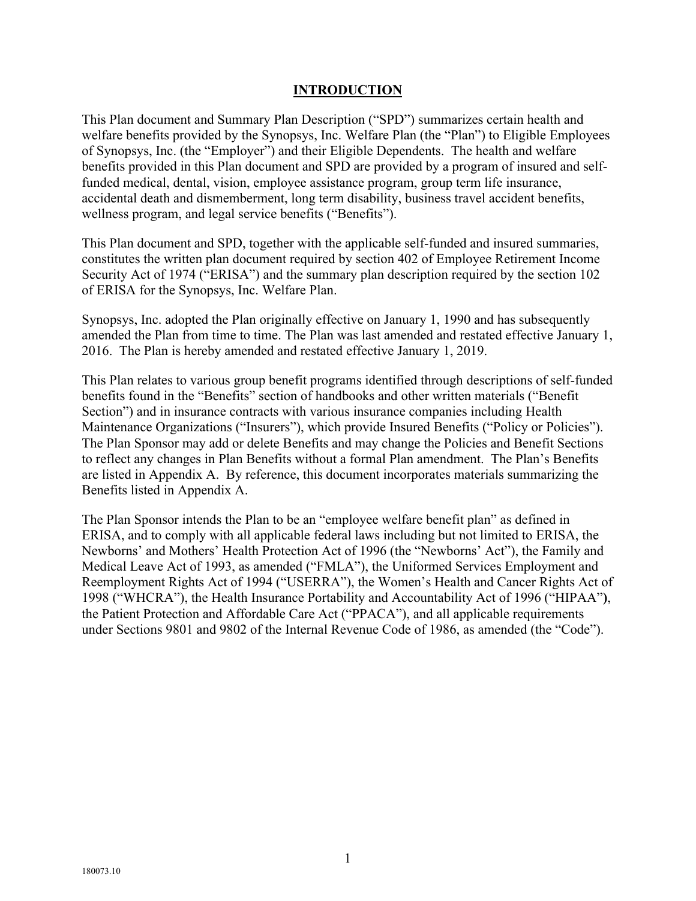# INTRODUCTION

This Plan document and Summary Plan Description ("SPD") summarizes certain health and welfare benefits provided by the Synopsys, Inc. Welfare Plan (the "Plan") to Eligible Employees of Synopsys, Inc. (the "Employer") and their Eligible Dependents. The health and welfare benefits provided in this Plan document and SPD are provided by a program of insured and self-funded medical, dental, vision, employee assistance program, group term life insurance, accidental death and dismemberment, long term disability, business travel accident benefits, wellness program, and legal service benefits ("Benefits").

This Plan document and SPD, together with the applicable self-funded and insured summaries, constitutes the written plan document required by section 402 of Employee Retirement Income Security Act of 1974 ("ERISA") and the summary plan description required by the section 102 of ERISA for the Synopsys, Inc. Welfare Plan.

Synopsys, Inc. adopted the Plan originally effective on January 1, 1990 and has subsequently amended the Plan from time to time. The Plan was last amended and restated effective January 1, 2016. The Plan is hereby amended and restated effective January 1, 2019.

This Plan relates to various group benefit programs identified through descriptions of self-funded benefits found in the "Benefits" section of handbooks and other written materials ("Benefit Section") and in insurance contracts with various insurance companies including Health Maintenance Organizations ("Insurers"), which provide Insured Benefits ("Policy or Policies"). The Plan Sponsor may add or delete Benefits and may change the Policies and Benefit Sections to reflect any changes in Plan Benefits without a formal Plan amendment. The Plan's Benefits are listed in Appendix A. By reference, this document incorporates materials summarizing the Benefits listed in Appendix A.

The Plan Sponsor intends the Plan to be an "employee welfare benefit plan" as defined in ERISA, and to comply with all applicable federal laws including but not limited to ERISA, the Newborns' and Mothers' Health Protection Act of 1996 (the "Newborns' Act"), the Family and Medical Leave Act of 1993, as amended ("FMLA"), the Uniformed Services Employment and Reemployment Rights Act of 1994 ("USERRA"), the Women's Health and Cancer Rights Act of 1998 ("WHCRA"), the Health Insurance Portability and Accountability Act of 1996 ("HIPAA"), the Patient Protection and Affordable Care Act ("PPACA"), and all applicable requirements under Sections 9801 and 9802 of the Internal Revenue Code of 1986, as amended (the "Code").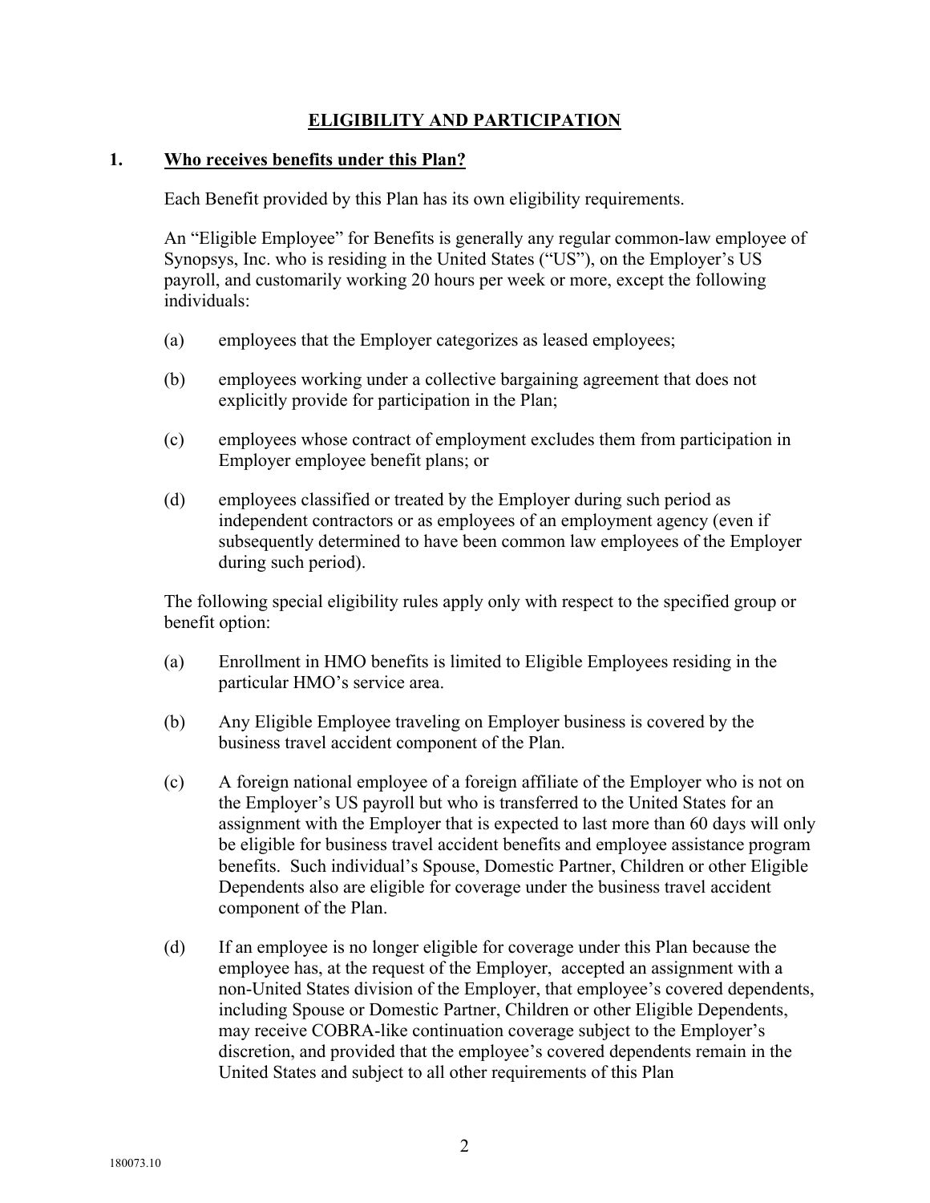## ELIGIBILITY AND PARTICIPATION

### 1. Who receives benefits under this Plan?

Each Benefit provided by this Plan has its own eligibility requirements.

An "Eligible Employee" for Benefits is generally any regular common-law employee of Synopsys, Inc. who is residing in the United States ("US"), on the Employer's US payroll, and customarily working 20 hours per week or more, except the following individuals:

(a) employees that the Employer categorizes as leased employees;

(b) employees working under a collective bargaining agreement that does not explicitly provide for participation in the Plan;

(c) employees whose contract of employment excludes them from participation in Employer employee benefit plans; or

(d) employees classified or treated by the Employer during such period as independent contractors or as employees of an employment agency (even if subsequently determined to have been common law employees of the Employer during such period).

The following special eligibility rules apply only with respect to the specified group or benefit option:

(a) Enrollment in HMO benefits is limited to Eligible Employees residing in the particular HMO's service area.

(b) Any Eligible Employee traveling on Employer business is covered by the business travel accident component of the Plan.

(c) A foreign national employee of a foreign affiliate of the Employer who is not on the Employer's US payroll but who is transferred to the United States for an assignment with the Employer that is expected to last more than 60 days will only be eligible for business travel accident benefits and employee assistance program benefits. Such individual's Spouse, Domestic Partner, Children or other Eligible Dependents also are eligible for coverage under the business travel accident component of the Plan.

(d) If an employee is no longer eligible for coverage under this Plan because the employee has, at the request of the Employer, accepted an assignment with a non-United States division of the Employer, that employee's covered dependents, including Spouse or Domestic Partner, Children or other Eligible Dependents, may receive COBRA-like continuation coverage subject to the Employer's discretion, and provided that the employee's covered dependents remain in the United States and subject to all other requirements of this Plan

180073.10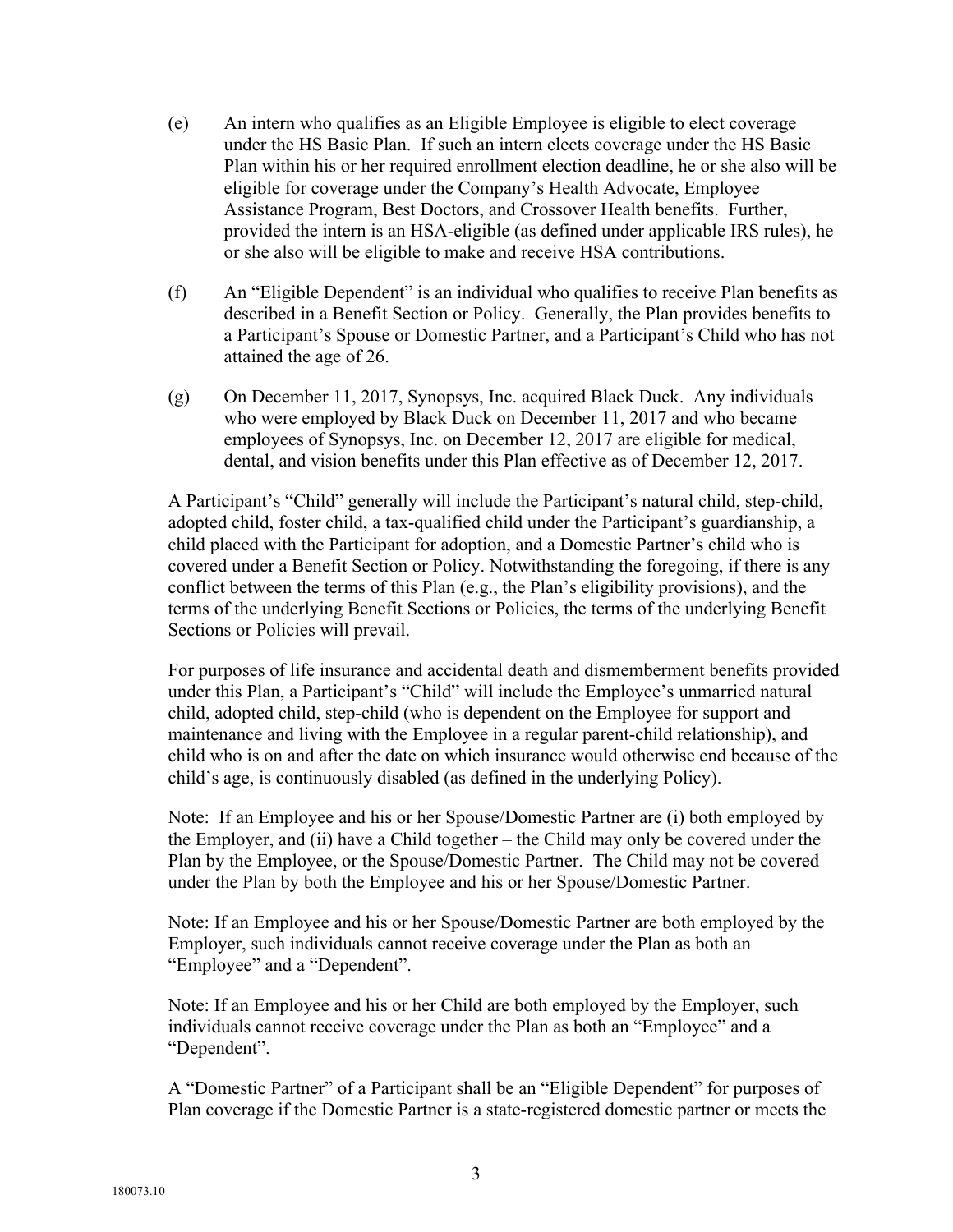(e) An intern who qualifies as an Eligible Employee is eligible to elect coverage under the HS Basic Plan. If such an intern elects coverage under the HS Basic Plan within his or her required enrollment election deadline, he or she also will be eligible for coverage under the Company's Health Advocate, Employee Assistance Program, Best Doctors, and Crossover Health benefits. Further, provided the intern is an HSA-eligible (as defined under applicable IRS rules), he or she also will be eligible to make and receive HSA contributions.

(f) An "Eligible Dependent" is an individual who qualifies to receive Plan benefits as described in a Benefit Section or Policy. Generally, the Plan provides benefits to a Participant's Spouse or Domestic Partner, and a Participant's Child who has not attained the age of 26.

(g) On December 11, 2017, Synopsys, Inc. acquired Black Duck. Any individuals who were employed by Black Duck on December 11, 2017 and who became employees of Synopsys, Inc. on December 12, 2017 are eligible for medical, dental, and vision benefits under this Plan effective as of December 12, 2017.

A Participant's "Child" generally will include the Participant's natural child, step-child, adopted child, foster child, a tax-qualified child under the Participant's guardianship, a child placed with the Participant for adoption, and a Domestic Partner's child who is covered under a Benefit Section or Policy. Notwithstanding the foregoing, if there is any conflict between the terms of this Plan (e.g., the Plan's eligibility provisions), and the terms of the underlying Benefit Sections or Policies, the terms of the underlying Benefit Sections or Policies will prevail.

For purposes of life insurance and accidental death and dismemberment benefits provided under this Plan, a Participant's "Child" will include the Employee's unmarried natural child, adopted child, step-child (who is dependent on the Employee for support and maintenance and living with the Employee in a regular parent-child relationship), and child who is on and after the date on which insurance would otherwise end because of the child's age, is continuously disabled (as defined in the underlying Policy).

Note: If an Employee and his or her Spouse/Domestic Partner are (i) both employed by the Employer, and (ii) have a Child together – the Child may only be covered under the Plan by the Employee, or the Spouse/Domestic Partner. The Child may not be covered under the Plan by both the Employee and his or her Spouse/Domestic Partner.

Note: If an Employee and his or her Spouse/Domestic Partner are both employed by the Employer, such individuals cannot receive coverage under the Plan as both an "Employee" and a "Dependent".

Note: If an Employee and his or her Child are both employed by the Employer, such individuals cannot receive coverage under the Plan as both an "Employee" and a "Dependent".

A "Domestic Partner" of a Participant shall be an "Eligible Dependent" for purposes of Plan coverage if the Domestic Partner is a state-registered domestic partner or meets the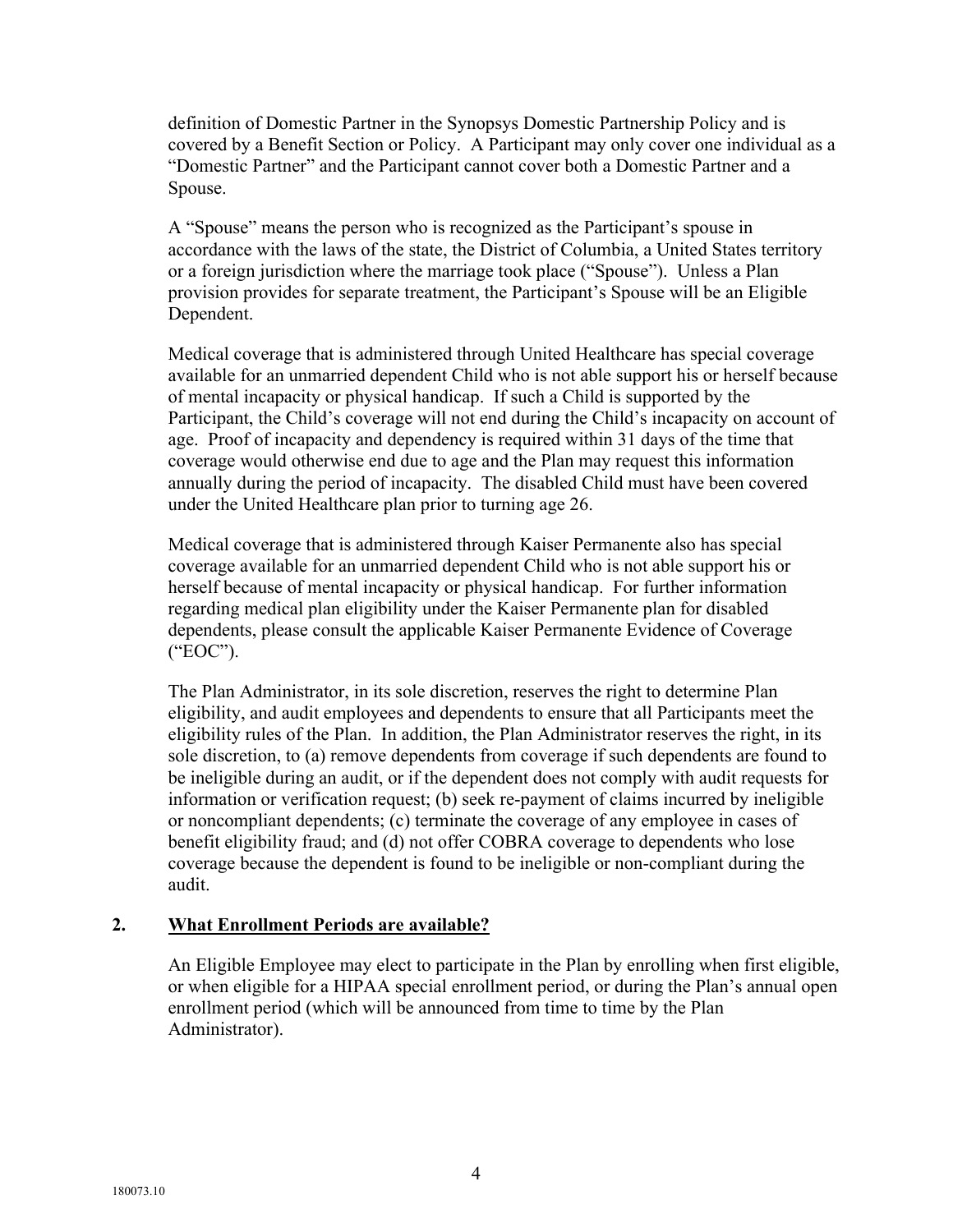definition of Domestic Partner in the Synopsys Domestic Partnership Policy and is covered by a Benefit Section or Policy. A Participant may only cover one individual as a "Domestic Partner" and the Participant cannot cover both a Domestic Partner and a Spouse.

A "Spouse" means the person who is recognized as the Participant's spouse in accordance with the laws of the state, the District of Columbia, a United States territory or a foreign jurisdiction where the marriage took place ("Spouse"). Unless a Plan provision provides for separate treatment, the Participant's Spouse will be an Eligible Dependent.

Medical coverage that is administered through United Healthcare has special coverage available for an unmarried dependent Child who is not able support his or herself because of mental incapacity or physical handicap. If such a Child is supported by the Participant, the Child's coverage will not end during the Child's incapacity on account of age. Proof of incapacity and dependency is required within 31 days of the time that coverage would otherwise end due to age and the Plan may request this information annually during the period of incapacity. The disabled Child must have been covered under the United Healthcare plan prior to turning age 26.

Medical coverage that is administered through Kaiser Permanente also has special coverage available for an unmarried dependent Child who is not able support his or herself because of mental incapacity or physical handicap. For further information regarding medical plan eligibility under the Kaiser Permanente plan for disabled dependents, please consult the applicable Kaiser Permanente Evidence of Coverage ("EOC").

The Plan Administrator, in its sole discretion, reserves the right to determine Plan eligibility, and audit employees and dependents to ensure that all Participants meet the eligibility rules of the Plan. In addition, the Plan Administrator reserves the right, in its sole discretion, to (a) remove dependents from coverage if such dependents are found to be ineligible during an audit, or if the dependent does not comply with audit requests for information or verification request; (b) seek re-payment of claims incurred by ineligible or noncompliant dependents; (c) terminate the coverage of any employee in cases of benefit eligibility fraud; and (d) not offer COBRA coverage to dependents who lose coverage because the dependent is found to be ineligible or non-compliant during the audit.

## 2. What Enrollment Periods are available?

An Eligible Employee may elect to participate in the Plan by enrolling when first eligible, or when eligible for a HIPAA special enrollment period, or during the Plan's annual open enrollment period (which will be announced from time to time by the Plan Administrator).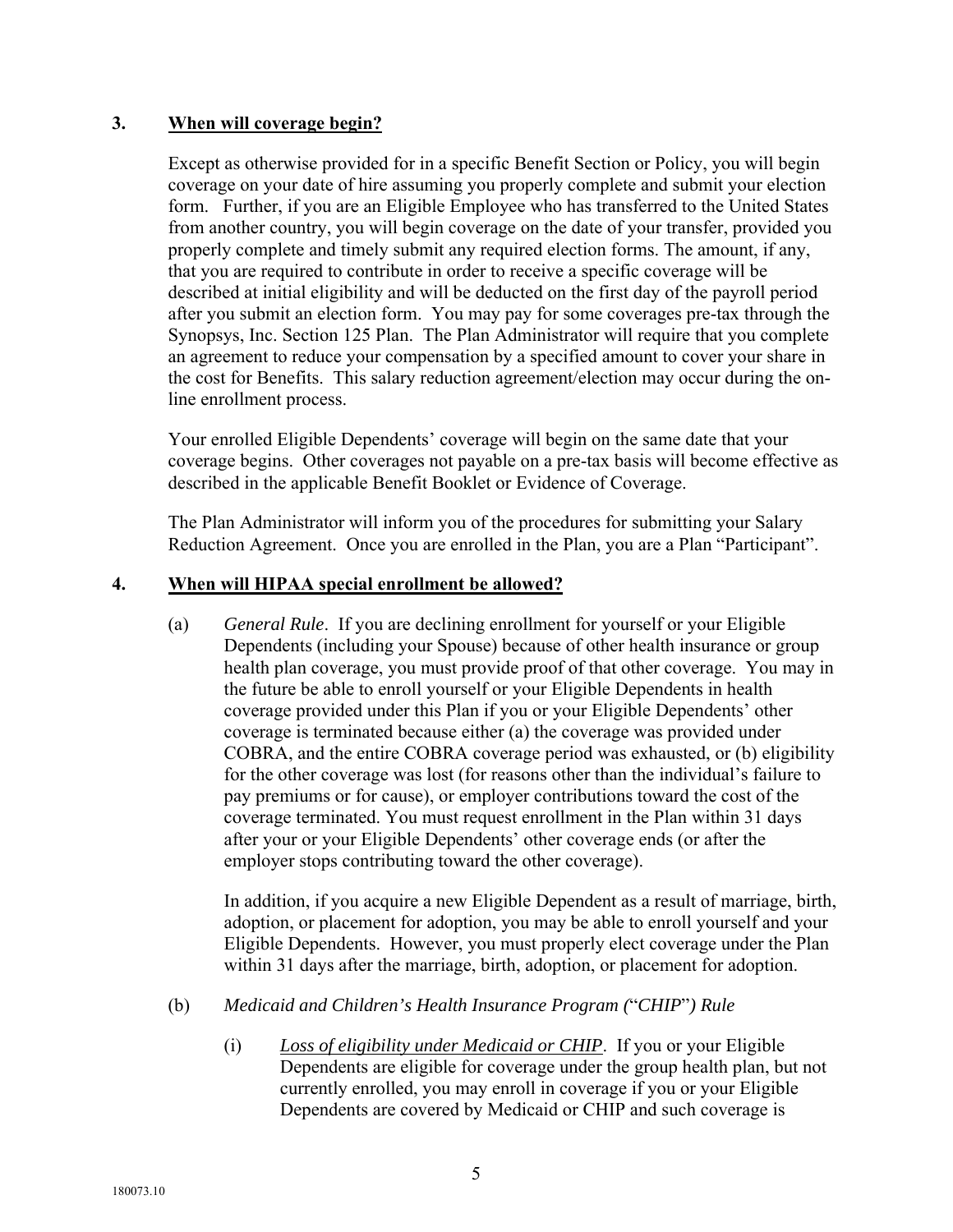## 3. When will coverage begin?

Except as otherwise provided for in a specific Benefit Section or Policy, you will begin coverage on your date of hire assuming you properly complete and submit your election form. Further, if you are an Eligible Employee who has transferred to the United States from another country, you will begin coverage on the date of your transfer, provided you properly complete and timely submit any required election forms. The amount, if any, that you are required to contribute in order to receive a specific coverage will be described at initial eligibility and will be deducted on the first day of the payroll period after you submit an election form. You may pay for some coverages pre-tax through the Synopsys, Inc. Section 125 Plan. The Plan Administrator will require that you complete an agreement to reduce your compensation by a specified amount to cover your share in the cost for Benefits. This salary reduction agreement/election may occur during the on-line enrollment process.

Your enrolled Eligible Dependents' coverage will begin on the same date that your coverage begins. Other coverages not payable on a pre-tax basis will become effective as described in the applicable Benefit Booklet or Evidence of Coverage.

The Plan Administrator will inform you of the procedures for submitting your Salary Reduction Agreement. Once you are enrolled in the Plan, you are a Plan "Participant".

## 4. When will HIPAA special enrollment be allowed?

(a) *General Rule*. If you are declining enrollment for yourself or your Eligible Dependents (including your Spouse) because of other health insurance or group health plan coverage, you must provide proof of that other coverage. You may in the future be able to enroll yourself or your Eligible Dependents in health coverage provided under this Plan if you or your Eligible Dependents' other coverage is terminated because either (a) the coverage was provided under COBRA, and the entire COBRA coverage period was exhausted, or (b) eligibility for the other coverage was lost (for reasons other than the individual's failure to pay premiums or for cause), or employer contributions toward the cost of the coverage terminated. You must request enrollment in the Plan within 31 days after your or your Eligible Dependents' other coverage ends (or after the employer stops contributing toward the other coverage).

In addition, if you acquire a new Eligible Dependent as a result of marriage, birth, adoption, or placement for adoption, you may be able to enroll yourself and your Eligible Dependents. However, you must properly elect coverage under the Plan within 31 days after the marriage, birth, adoption, or placement for adoption.

(b) *Medicaid and Children's Health Insurance Program ("CHIP") Rule*

(i) *Loss of eligibility under Medicaid or CHIP*. If you or your Eligible Dependents are eligible for coverage under the group health plan, but not currently enrolled, you may enroll in coverage if you or your Eligible Dependents are covered by Medicaid or CHIP and such coverage is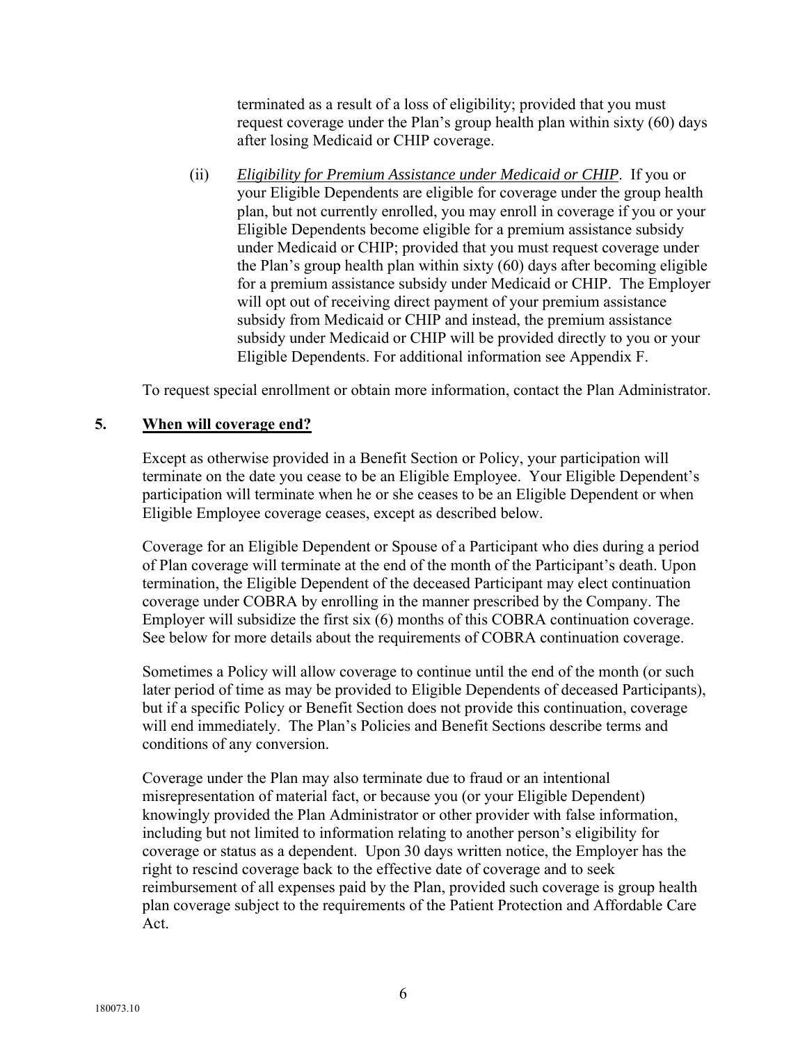terminated as a result of a loss of eligibility; provided that you must request coverage under the Plan's group health plan within sixty (60) days after losing Medicaid or CHIP coverage.

(ii) *Eligibility for Premium Assistance under Medicaid or CHIP*. If you or your Eligible Dependents are eligible for coverage under the group health plan, but not currently enrolled, you may enroll in coverage if you or your Eligible Dependents become eligible for a premium assistance subsidy under Medicaid or CHIP; provided that you must request coverage under the Plan's group health plan within sixty (60) days after becoming eligible for a premium assistance subsidy under Medicaid or CHIP. The Employer will opt out of receiving direct payment of your premium assistance subsidy from Medicaid or CHIP and instead, the premium assistance subsidy under Medicaid or CHIP will be provided directly to you or your Eligible Dependents. For additional information see Appendix F.

To request special enrollment or obtain more information, contact the Plan Administrator.

## 5. When will coverage end?

Except as otherwise provided in a Benefit Section or Policy, your participation will terminate on the date you cease to be an Eligible Employee. Your Eligible Dependent's participation will terminate when he or she ceases to be an Eligible Dependent or when Eligible Employee coverage ceases, except as described below.

Coverage for an Eligible Dependent or Spouse of a Participant who dies during a period of Plan coverage will terminate at the end of the month of the Participant's death. Upon termination, the Eligible Dependent of the deceased Participant may elect continuation coverage under COBRA by enrolling in the manner prescribed by the Company. The Employer will subsidize the first six (6) months of this COBRA continuation coverage. See below for more details about the requirements of COBRA continuation coverage.

Sometimes a Policy will allow coverage to continue until the end of the month (or such later period of time as may be provided to Eligible Dependents of deceased Participants), but if a specific Policy or Benefit Section does not provide this continuation, coverage will end immediately. The Plan's Policies and Benefit Sections describe terms and conditions of any conversion.

Coverage under the Plan may also terminate due to fraud or an intentional misrepresentation of material fact, or because you (or your Eligible Dependent) knowingly provided the Plan Administrator or other provider with false information, including but not limited to information relating to another person's eligibility for coverage or status as a dependent. Upon 30 days written notice, the Employer has the right to rescind coverage back to the effective date of coverage and to seek reimbursement of all expenses paid by the Plan, provided such coverage is group health plan coverage subject to the requirements of the Patient Protection and Affordable Care Act.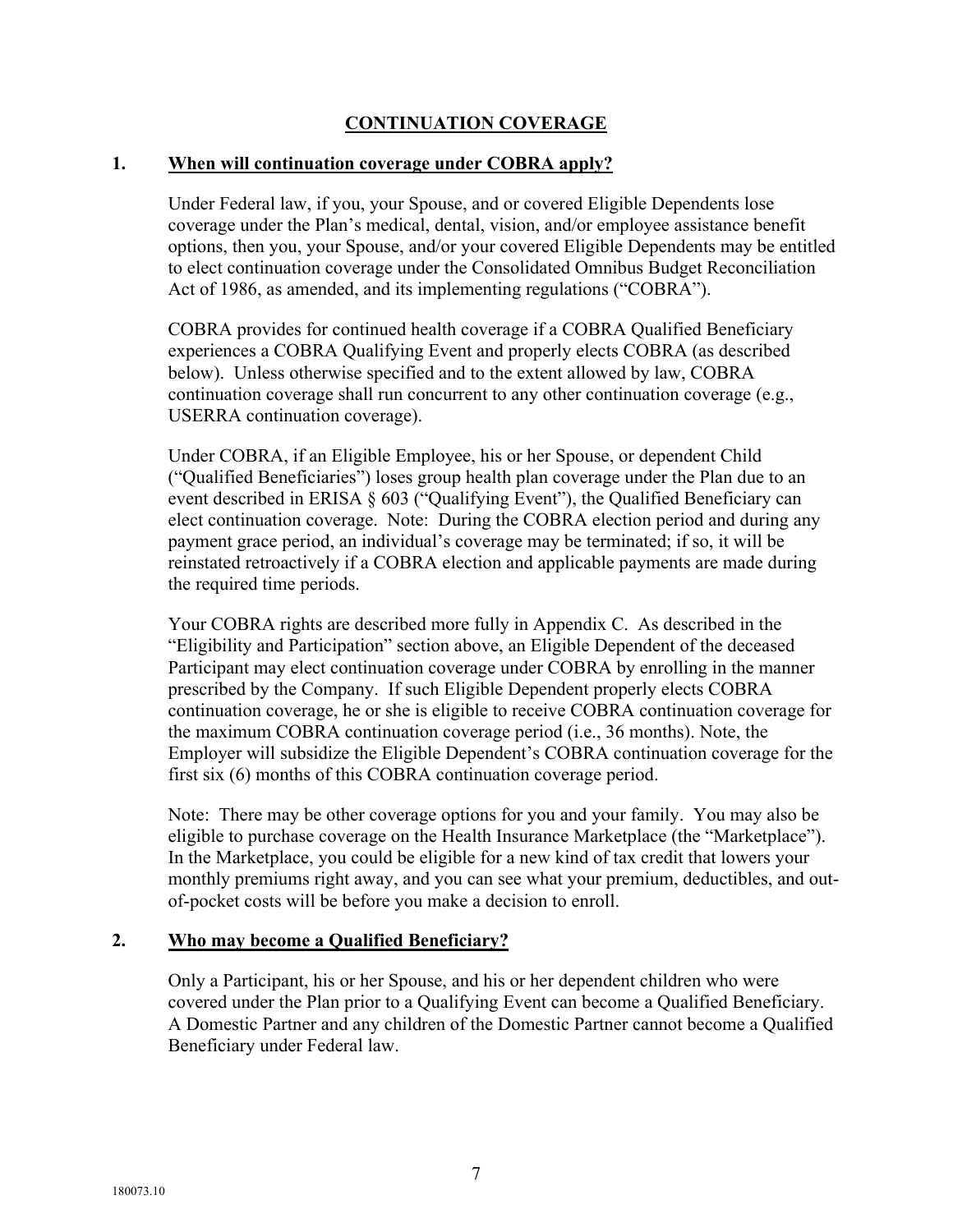## CONTINUATION COVERAGE

### 1. When will continuation coverage under COBRA apply?

Under Federal law, if you, your Spouse, and or covered Eligible Dependents lose coverage under the Plan's medical, dental, vision, and/or employee assistance benefit options, then you, your Spouse, and/or your covered Eligible Dependents may be entitled to elect continuation coverage under the Consolidated Omnibus Budget Reconciliation Act of 1986, as amended, and its implementing regulations ("COBRA").

COBRA provides for continued health coverage if a COBRA Qualified Beneficiary experiences a COBRA Qualifying Event and properly elects COBRA (as described below). Unless otherwise specified and to the extent allowed by law, COBRA continuation coverage shall run concurrent to any other continuation coverage (e.g., USERRA continuation coverage).

Under COBRA, if an Eligible Employee, his or her Spouse, or dependent Child ("Qualified Beneficiaries") loses group health plan coverage under the Plan due to an event described in ERISA § 603 ("Qualifying Event"), the Qualified Beneficiary can elect continuation coverage. Note: During the COBRA election period and during any payment grace period, an individual's coverage may be terminated; if so, it will be reinstated retroactively if a COBRA election and applicable payments are made during the required time periods.

Your COBRA rights are described more fully in Appendix C. As described in the "Eligibility and Participation" section above, an Eligible Dependent of the deceased Participant may elect continuation coverage under COBRA by enrolling in the manner prescribed by the Company. If such Eligible Dependent properly elects COBRA continuation coverage, he or she is eligible to receive COBRA continuation coverage for the maximum COBRA continuation coverage period (i.e., 36 months). Note, the Employer will subsidize the Eligible Dependent's COBRA continuation coverage for the first six (6) months of this COBRA continuation coverage period.

Note: There may be other coverage options for you and your family. You may also be eligible to purchase coverage on the Health Insurance Marketplace (the "Marketplace"). In the Marketplace, you could be eligible for a new kind of tax credit that lowers your monthly premiums right away, and you can see what your premium, deductibles, and out-of-pocket costs will be before you make a decision to enroll.

### 2. Who may become a Qualified Beneficiary?

Only a Participant, his or her Spouse, and his or her dependent children who were covered under the Plan prior to a Qualifying Event can become a Qualified Beneficiary. A Domestic Partner and any children of the Domestic Partner cannot become a Qualified Beneficiary under Federal law.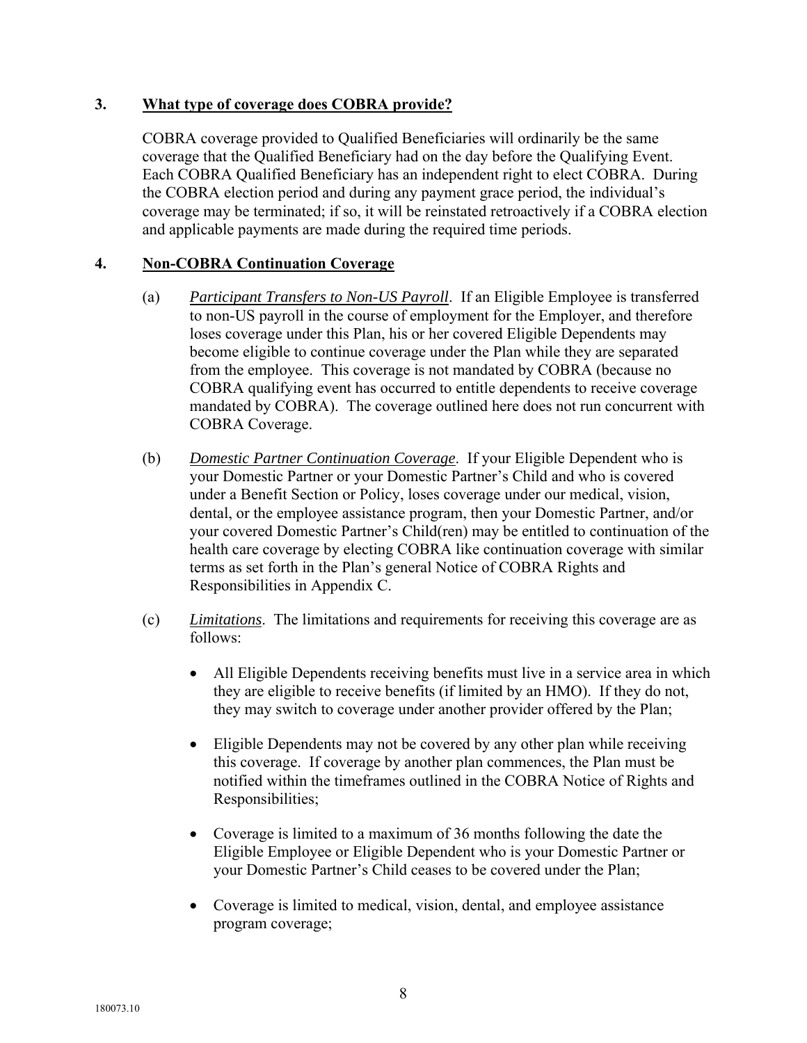### 3. What type of coverage does COBRA provide?

COBRA coverage provided to Qualified Beneficiaries will ordinarily be the same coverage that the Qualified Beneficiary had on the day before the Qualifying Event. Each COBRA Qualified Beneficiary has an independent right to elect COBRA. During the COBRA election period and during any payment grace period, the individual's coverage may be terminated; if so, it will be reinstated retroactively if a COBRA election and applicable payments are made during the required time periods.

### 4. Non-COBRA Continuation Coverage

(a) *Participant Transfers to Non-US Payroll*. If an Eligible Employee is transferred to non-US payroll in the course of employment for the Employer, and therefore loses coverage under this Plan, his or her covered Eligible Dependents may become eligible to continue coverage under the Plan while they are separated from the employee. This coverage is not mandated by COBRA (because no COBRA qualifying event has occurred to entitle dependents to receive coverage mandated by COBRA). The coverage outlined here does not run concurrent with COBRA Coverage.

(b) *Domestic Partner Continuation Coverage*. If your Eligible Dependent who is your Domestic Partner or your Domestic Partner's Child and who is covered under a Benefit Section or Policy, loses coverage under our medical, vision, dental, or the employee assistance program, then your Domestic Partner, and/or your covered Domestic Partner's Child(ren) may be entitled to continuation of the health care coverage by electing COBRA like continuation coverage with similar terms as set forth in the Plan's general Notice of COBRA Rights and Responsibilities in Appendix C.

(c) *Limitations*. The limitations and requirements for receiving this coverage are as follows:

- All Eligible Dependents receiving benefits must live in a service area in which they are eligible to receive benefits (if limited by an HMO). If they do not, they may switch to coverage under another provider offered by the Plan;
- Eligible Dependents may not be covered by any other plan while receiving this coverage. If coverage by another plan commences, the Plan must be notified within the timeframes outlined in the COBRA Notice of Rights and Responsibilities;
- Coverage is limited to a maximum of 36 months following the date the Eligible Employee or Eligible Dependent who is your Domestic Partner or your Domestic Partner's Child ceases to be covered under the Plan;
- Coverage is limited to medical, vision, dental, and employee assistance program coverage;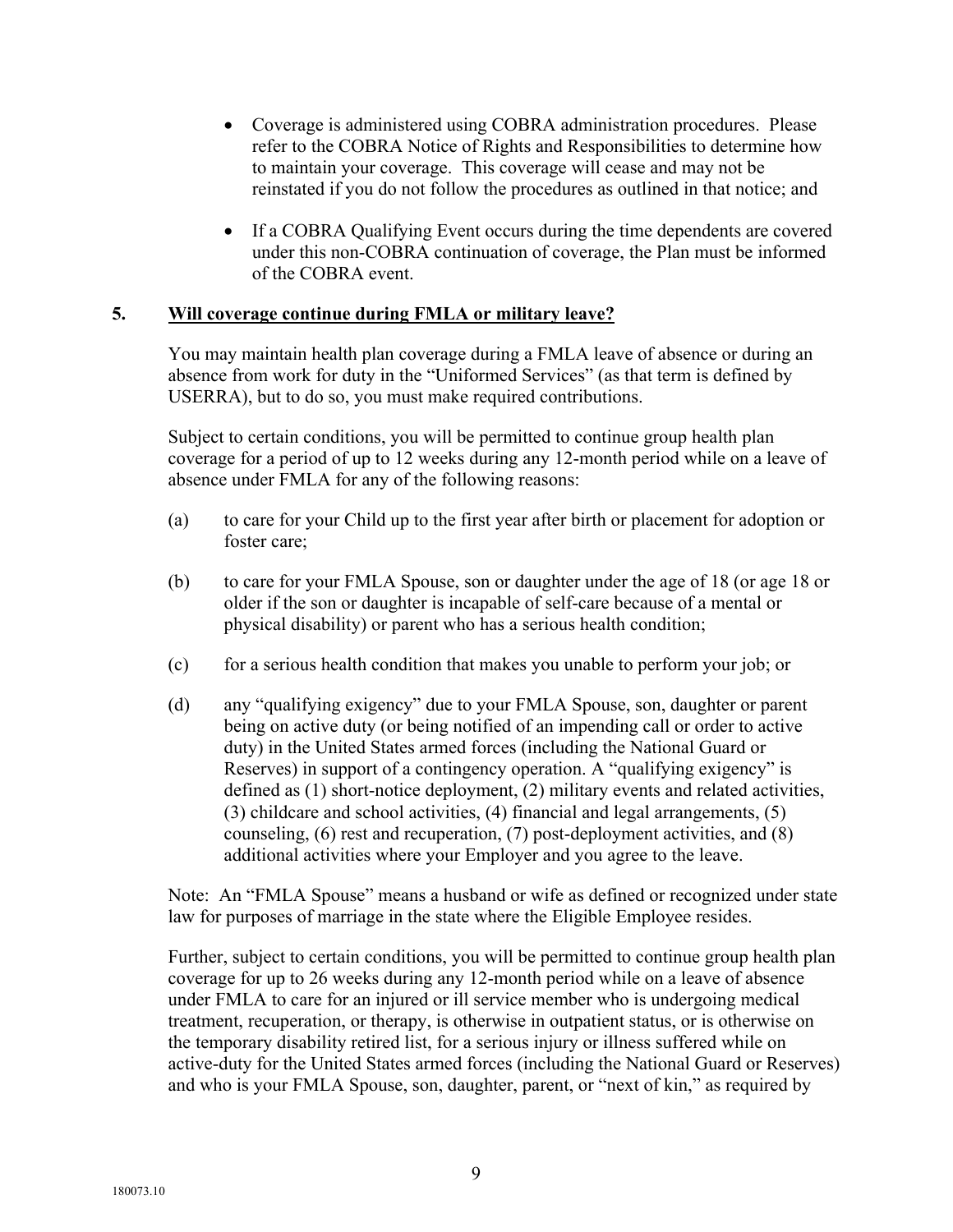- Coverage is administered using COBRA administration procedures. Please refer to the COBRA Notice of Rights and Responsibilities to determine how to maintain your coverage. This coverage will cease and may not be reinstated if you do not follow the procedures as outlined in that notice; and

- If a COBRA Qualifying Event occurs during the time dependents are covered under this non-COBRA continuation of coverage, the Plan must be informed of the COBRA event.

### 5. Will coverage continue during FMLA or military leave?

You may maintain health plan coverage during a FMLA leave of absence or during an absence from work for duty in the "Uniformed Services" (as that term is defined by USERRA), but to do so, you must make required contributions.

Subject to certain conditions, you will be permitted to continue group health plan coverage for a period of up to 12 weeks during any 12-month period while on a leave of absence under FMLA for any of the following reasons:

(a) to care for your Child up to the first year after birth or placement for adoption or foster care;

(b) to care for your FMLA Spouse, son or daughter under the age of 18 (or age 18 or older if the son or daughter is incapable of self-care because of a mental or physical disability) or parent who has a serious health condition;

(c) for a serious health condition that makes you unable to perform your job; or

(d) any "qualifying exigency" due to your FMLA Spouse, son, daughter or parent being on active duty (or being notified of an impending call or order to active duty) in the United States armed forces (including the National Guard or Reserves) in support of a contingency operation. A "qualifying exigency" is defined as (1) short-notice deployment, (2) military events and related activities, (3) childcare and school activities, (4) financial and legal arrangements, (5) counseling, (6) rest and recuperation, (7) post-deployment activities, and (8) additional activities where your Employer and you agree to the leave.

Note: An "FMLA Spouse" means a husband or wife as defined or recognized under state law for purposes of marriage in the state where the Eligible Employee resides.

Further, subject to certain conditions, you will be permitted to continue group health plan coverage for up to 26 weeks during any 12-month period while on a leave of absence under FMLA to care for an injured or ill service member who is undergoing medical treatment, recuperation, or therapy, is otherwise in outpatient status, or is otherwise on the temporary disability retired list, for a serious injury or illness suffered while on active-duty for the United States armed forces (including the National Guard or Reserves) and who is your FMLA Spouse, son, daughter, parent, or "next of kin," as required by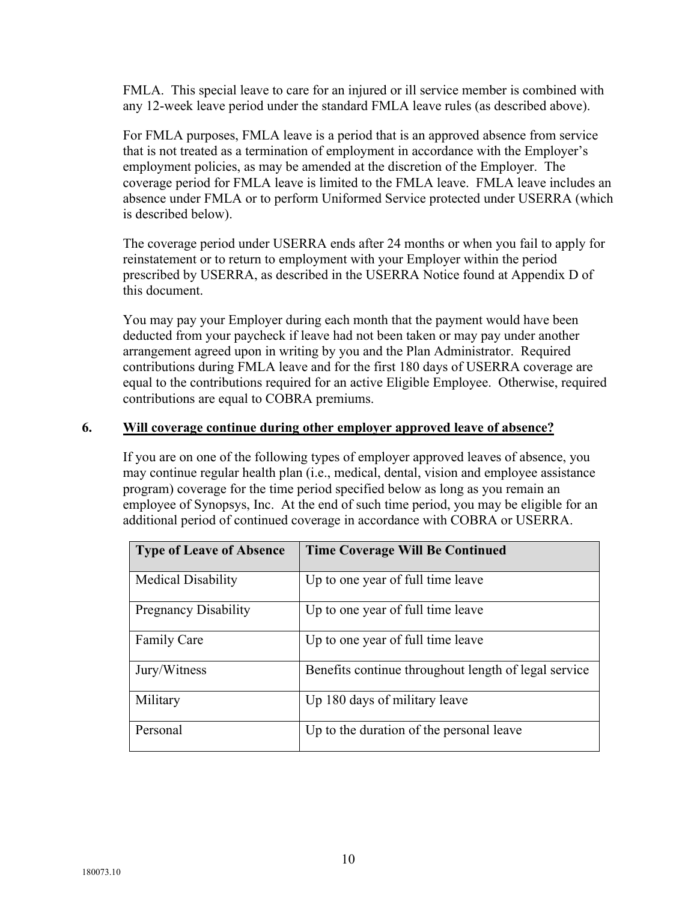FMLA. This special leave to care for an injured or ill service member is combined with any 12-week leave period under the standard FMLA leave rules (as described above).

For FMLA purposes, FMLA leave is a period that is an approved absence from service that is not treated as a termination of employment in accordance with the Employer's employment policies, as may be amended at the discretion of the Employer. The coverage period for FMLA leave is limited to the FMLA leave. FMLA leave includes an absence under FMLA or to perform Uniformed Service protected under USERRA (which is described below).

The coverage period under USERRA ends after 24 months or when you fail to apply for reinstatement or to return to employment with your Employer within the period prescribed by USERRA, as described in the USERRA Notice found at Appendix D of this document.

You may pay your Employer during each month that the payment would have been deducted from your paycheck if leave had not been taken or may pay under another arrangement agreed upon in writing by you and the Plan Administrator. Required contributions during FMLA leave and for the first 180 days of USERRA coverage are equal to the contributions required for an active Eligible Employee. Otherwise, required contributions are equal to COBRA premiums.

## 6. Will coverage continue during other employer approved leave of absence?

If you are on one of the following types of employer approved leaves of absence, you may continue regular health plan (i.e., medical, dental, vision and employee assistance program) coverage for the time period specified below as long as you remain an employee of Synopsys, Inc. At the end of such time period, you may be eligible for an additional period of continued coverage in accordance with COBRA or USERRA.

| Type of Leave of Absence | Time Coverage Will Be Continued |
|---|---|
| Medical Disability | Up to one year of full time leave |
| Pregnancy Disability | Up to one year of full time leave |
| Family Care | Up to one year of full time leave |
| Jury/Witness | Benefits continue throughout length of legal service |
| Military | Up 180 days of military leave |
| Personal | Up to the duration of the personal leave |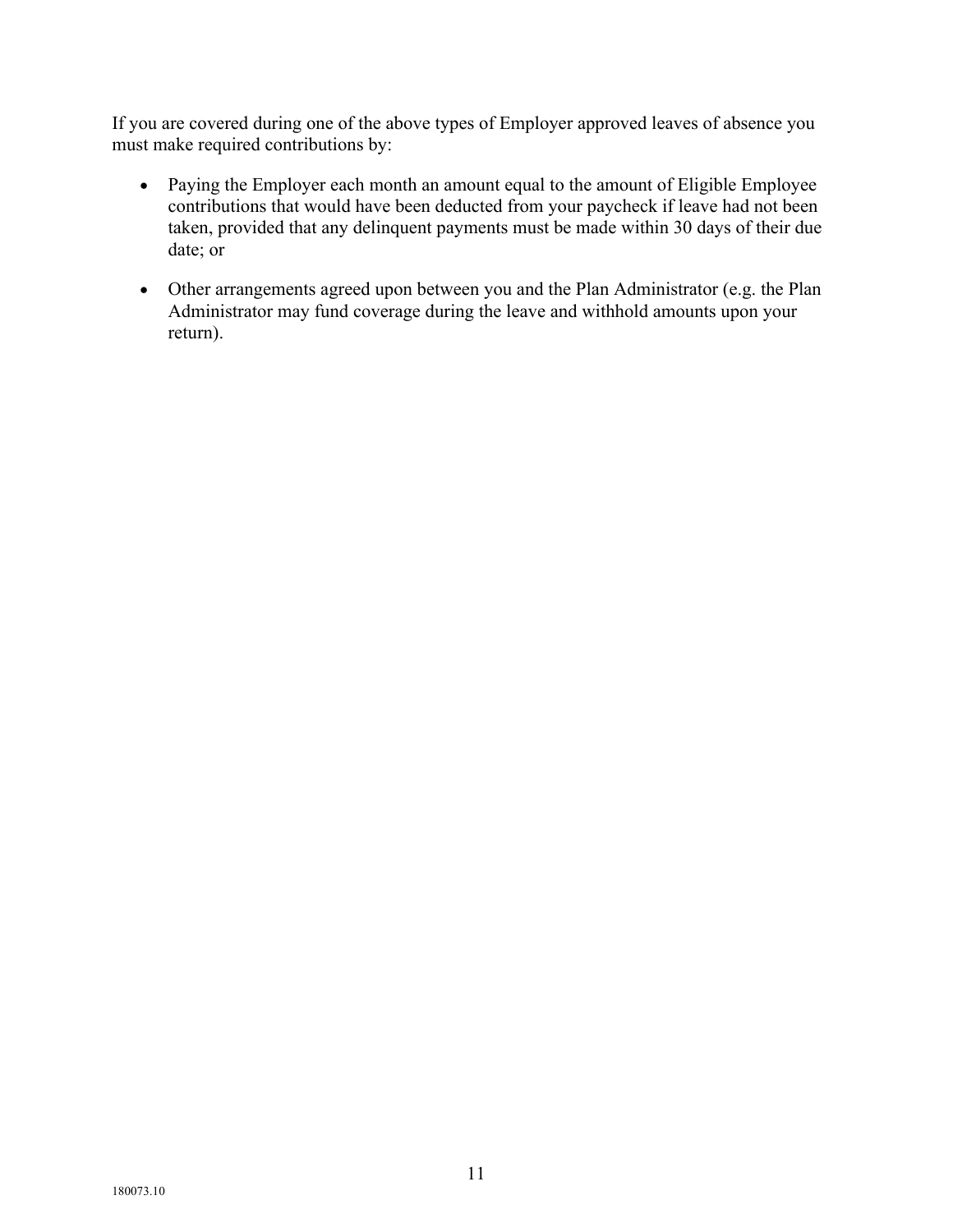If you are covered during one of the above types of Employer approved leaves of absence you must make required contributions by:

- Paying the Employer each month an amount equal to the amount of Eligible Employee contributions that would have been deducted from your paycheck if leave had not been taken, provided that any delinquent payments must be made within 30 days of their due date; or

- Other arrangements agreed upon between you and the Plan Administrator (e.g. the Plan Administrator may fund coverage during the leave and withhold amounts upon your return).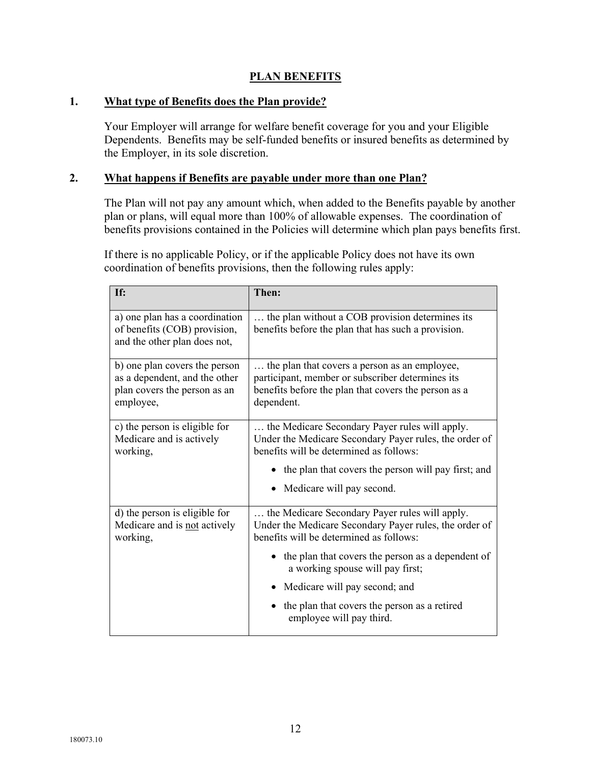## PLAN BENEFITS

### 1. What type of Benefits does the Plan provide?

Your Employer will arrange for welfare benefit coverage for you and your Eligible Dependents. Benefits may be self-funded benefits or insured benefits as determined by the Employer, in its sole discretion.

### 2. What happens if Benefits are payable under more than one Plan?

The Plan will not pay any amount which, when added to the Benefits payable by another plan or plans, will equal more than 100% of allowable expenses. The coordination of benefits provisions contained in the Policies will determine which plan pays benefits first.

If there is no applicable Policy, or if the applicable Policy does not have its own coordination of benefits provisions, then the following rules apply:

| If: | Then: |
|---|---|
| a) one plan has a coordination of benefits (COB) provision, and the other plan does not, | … the plan without a COB provision determines its benefits before the plan that has such a provision. |
| b) one plan covers the person as a dependent, and the other plan covers the person as an employee, | … the plan that covers a person as an employee, participant, member or subscriber determines its benefits before the plan that covers the person as a dependent. |
| c) the person is eligible for Medicare and is actively working, | … the Medicare Secondary Payer rules will apply. Under the Medicare Secondary Payer rules, the order of benefits will be determined as follows:<br>• the plan that covers the person will pay first; and<br>• Medicare will pay second. |
| d) the person is eligible for Medicare and is <u>not</u> actively working, | … the Medicare Secondary Payer rules will apply. Under the Medicare Secondary Payer rules, the order of benefits will be determined as follows:<br>• the plan that covers the person as a dependent of a working spouse will pay first;<br>• Medicare will pay second; and<br>• the plan that covers the person as a retired employee will pay third. |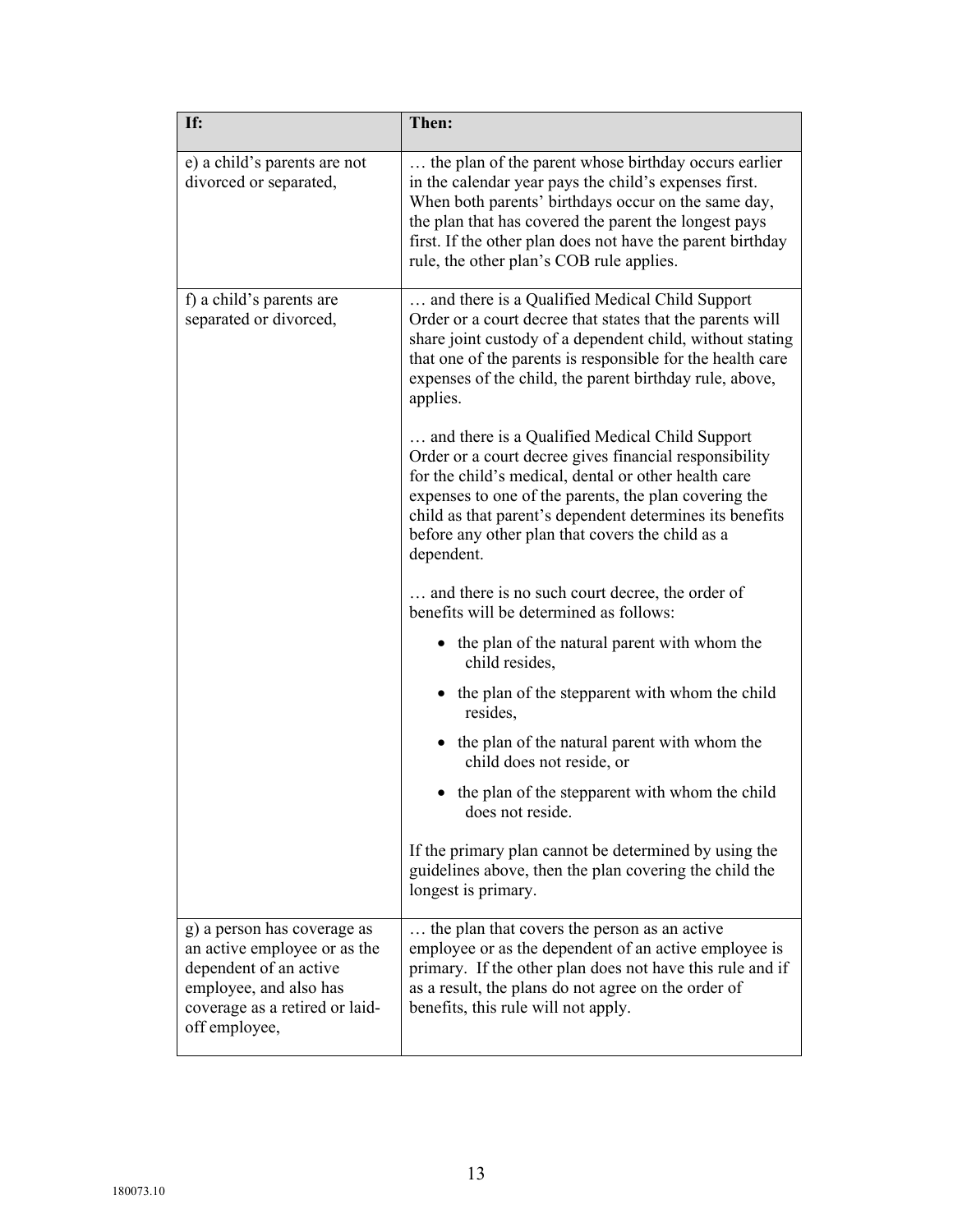| If: | Then: |
| --- | --- |
| e) a child's parents are not divorced or separated, | … the plan of the parent whose birthday occurs earlier in the calendar year pays the child's expenses first. When both parents' birthdays occur on the same day, the plan that has covered the parent the longest pays first. If the other plan does not have the parent birthday rule, the other plan's COB rule applies. |
| f) a child's parents are separated or divorced, | … and there is a Qualified Medical Child Support Order or a court decree that states that the parents will share joint custody of a dependent child, without stating that one of the parents is responsible for the health care expenses of the child, the parent birthday rule, above, applies.<br><br>… and there is a Qualified Medical Child Support Order or a court decree gives financial responsibility for the child's medical, dental or other health care expenses to one of the parents, the plan covering the child as that parent's dependent determines its benefits before any other plan that covers the child as a dependent.<br><br>… and there is no such court decree, the order of benefits will be determined as follows:<br><br>• the plan of the natural parent with whom the child resides,<br><br>• the plan of the stepparent with whom the child resides,<br><br>• the plan of the natural parent with whom the child does not reside, or<br><br>• the plan of the stepparent with whom the child does not reside.<br><br>If the primary plan cannot be determined by using the guidelines above, then the plan covering the child the longest is primary. |
| g) a person has coverage as an active employee or as the dependent of an active employee, and also has coverage as a retired or laid-off employee, | … the plan that covers the person as an active employee or as the dependent of an active employee is primary. If the other plan does not have this rule and if as a result, the plans do not agree on the order of benefits, this rule will not apply. |

180073.10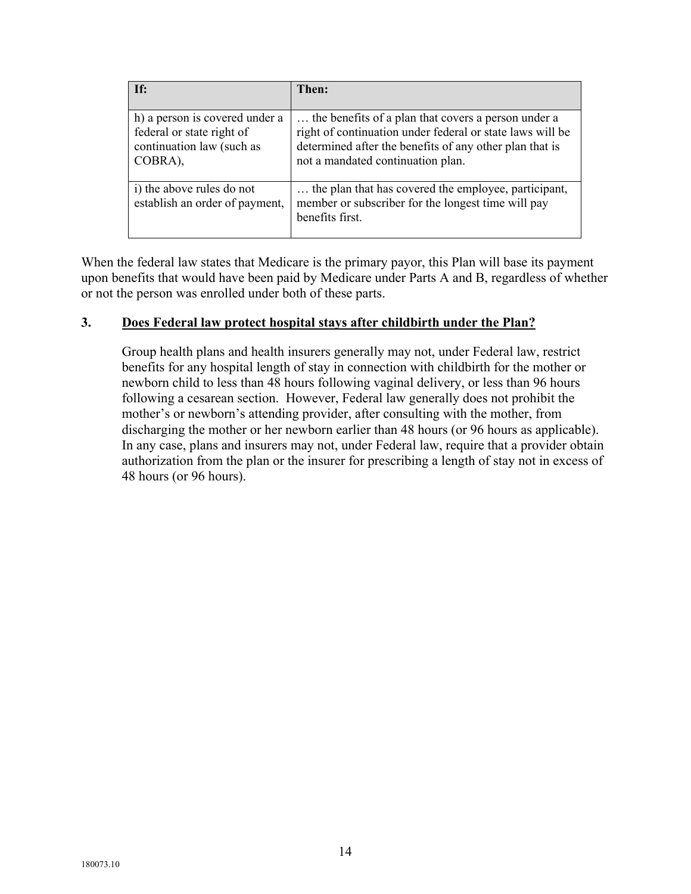| If: | Then: |
| --- | --- |
| h) a person is covered under a federal or state right of continuation law (such as COBRA), | … the benefits of a plan that covers a person under a right of continuation under federal or state laws will be determined after the benefits of any other plan that is not a mandated continuation plan. |
| i) the above rules do not establish an order of payment, | … the plan that has covered the employee, participant, member or subscriber for the longest time will pay benefits first. |

When the federal law states that Medicare is the primary payor, this Plan will base its payment upon benefits that would have been paid by Medicare under Parts A and B, regardless of whether or not the person was enrolled under both of these parts.

### 3. Does Federal law protect hospital stays after childbirth under the Plan?

Group health plans and health insurers generally may not, under Federal law, restrict benefits for any hospital length of stay in connection with childbirth for the mother or newborn child to less than 48 hours following vaginal delivery, or less than 96 hours following a cesarean section. However, Federal law generally does not prohibit the mother's or newborn's attending provider, after consulting with the mother, from discharging the mother or her newborn earlier than 48 hours (or 96 hours as applicable). In any case, plans and insurers may not, under Federal law, require that a provider obtain authorization from the plan or the insurer for prescribing a length of stay not in excess of 48 hours (or 96 hours).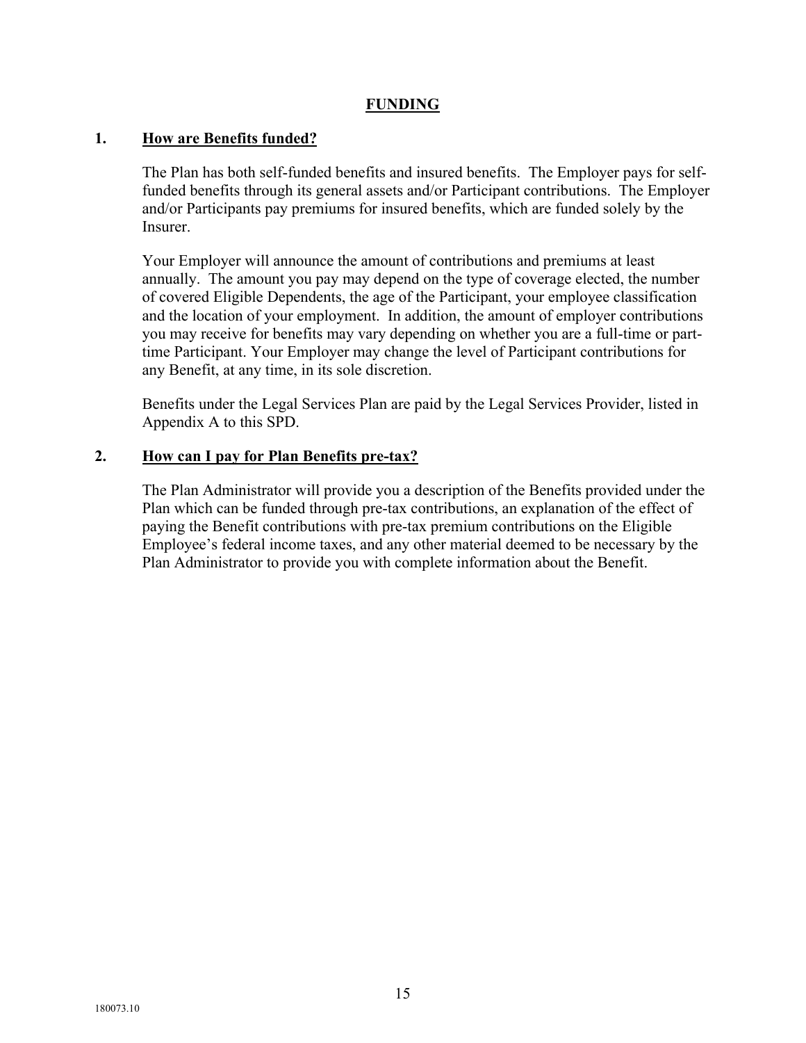## FUNDING

### 1. How are Benefits funded?

The Plan has both self-funded benefits and insured benefits. The Employer pays for self-funded benefits through its general assets and/or Participant contributions. The Employer and/or Participants pay premiums for insured benefits, which are funded solely by the Insurer.

Your Employer will announce the amount of contributions and premiums at least annually. The amount you pay may depend on the type of coverage elected, the number of covered Eligible Dependents, the age of the Participant, your employee classification and the location of your employment. In addition, the amount of employer contributions you may receive for benefits may vary depending on whether you are a full-time or part-time Participant. Your Employer may change the level of Participant contributions for any Benefit, at any time, in its sole discretion.

Benefits under the Legal Services Plan are paid by the Legal Services Provider, listed in Appendix A to this SPD.

### 2. How can I pay for Plan Benefits pre-tax?

The Plan Administrator will provide you a description of the Benefits provided under the Plan which can be funded through pre-tax contributions, an explanation of the effect of paying the Benefit contributions with pre-tax premium contributions on the Eligible Employee's federal income taxes, and any other material deemed to be necessary by the Plan Administrator to provide you with complete information about the Benefit.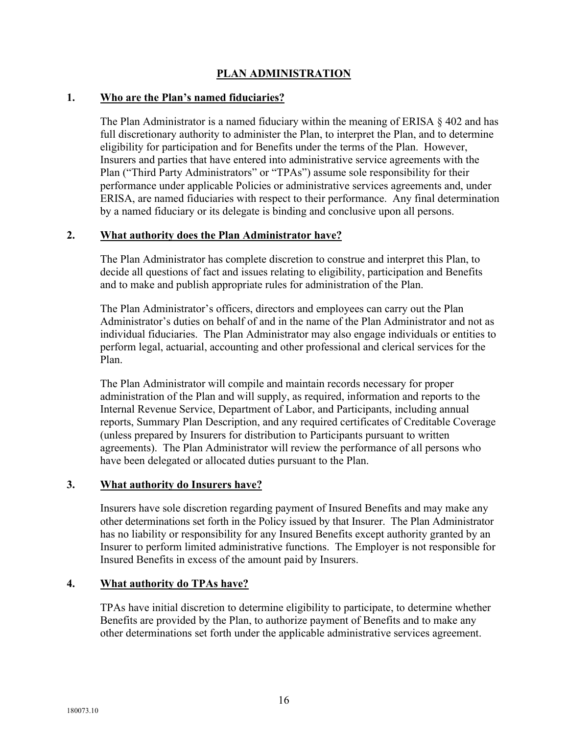## PLAN ADMINISTRATION

### 1. Who are the Plan's named fiduciaries?

The Plan Administrator is a named fiduciary within the meaning of ERISA § 402 and has full discretionary authority to administer the Plan, to interpret the Plan, and to determine eligibility for participation and for Benefits under the terms of the Plan. However, Insurers and parties that have entered into administrative service agreements with the Plan ("Third Party Administrators" or "TPAs") assume sole responsibility for their performance under applicable Policies or administrative services agreements and, under ERISA, are named fiduciaries with respect to their performance. Any final determination by a named fiduciary or its delegate is binding and conclusive upon all persons.

### 2. What authority does the Plan Administrator have?

The Plan Administrator has complete discretion to construe and interpret this Plan, to decide all questions of fact and issues relating to eligibility, participation and Benefits and to make and publish appropriate rules for administration of the Plan.

The Plan Administrator's officers, directors and employees can carry out the Plan Administrator's duties on behalf of and in the name of the Plan Administrator and not as individual fiduciaries. The Plan Administrator may also engage individuals or entities to perform legal, actuarial, accounting and other professional and clerical services for the Plan.

The Plan Administrator will compile and maintain records necessary for proper administration of the Plan and will supply, as required, information and reports to the Internal Revenue Service, Department of Labor, and Participants, including annual reports, Summary Plan Description, and any required certificates of Creditable Coverage (unless prepared by Insurers for distribution to Participants pursuant to written agreements). The Plan Administrator will review the performance of all persons who have been delegated or allocated duties pursuant to the Plan.

### 3. What authority do Insurers have?

Insurers have sole discretion regarding payment of Insured Benefits and may make any other determinations set forth in the Policy issued by that Insurer. The Plan Administrator has no liability or responsibility for any Insured Benefits except authority granted by an Insurer to perform limited administrative functions. The Employer is not responsible for Insured Benefits in excess of the amount paid by Insurers.

### 4. What authority do TPAs have?

TPAs have initial discretion to determine eligibility to participate, to determine whether Benefits are provided by the Plan, to authorize payment of Benefits and to make any other determinations set forth under the applicable administrative services agreement.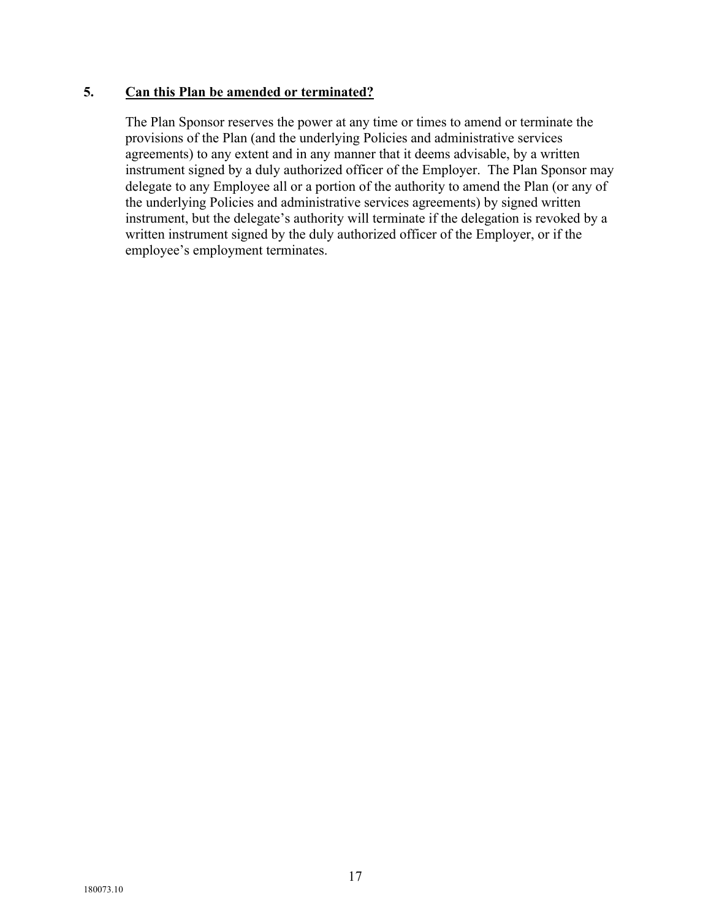## 5. Can this Plan be amended or terminated?

The Plan Sponsor reserves the power at any time or times to amend or terminate the provisions of the Plan (and the underlying Policies and administrative services agreements) to any extent and in any manner that it deems advisable, by a written instrument signed by a duly authorized officer of the Employer. The Plan Sponsor may delegate to any Employee all or a portion of the authority to amend the Plan (or any of the underlying Policies and administrative services agreements) by signed written instrument, but the delegate's authority will terminate if the delegation is revoked by a written instrument signed by the duly authorized officer of the Employer, or if the employee's employment terminates.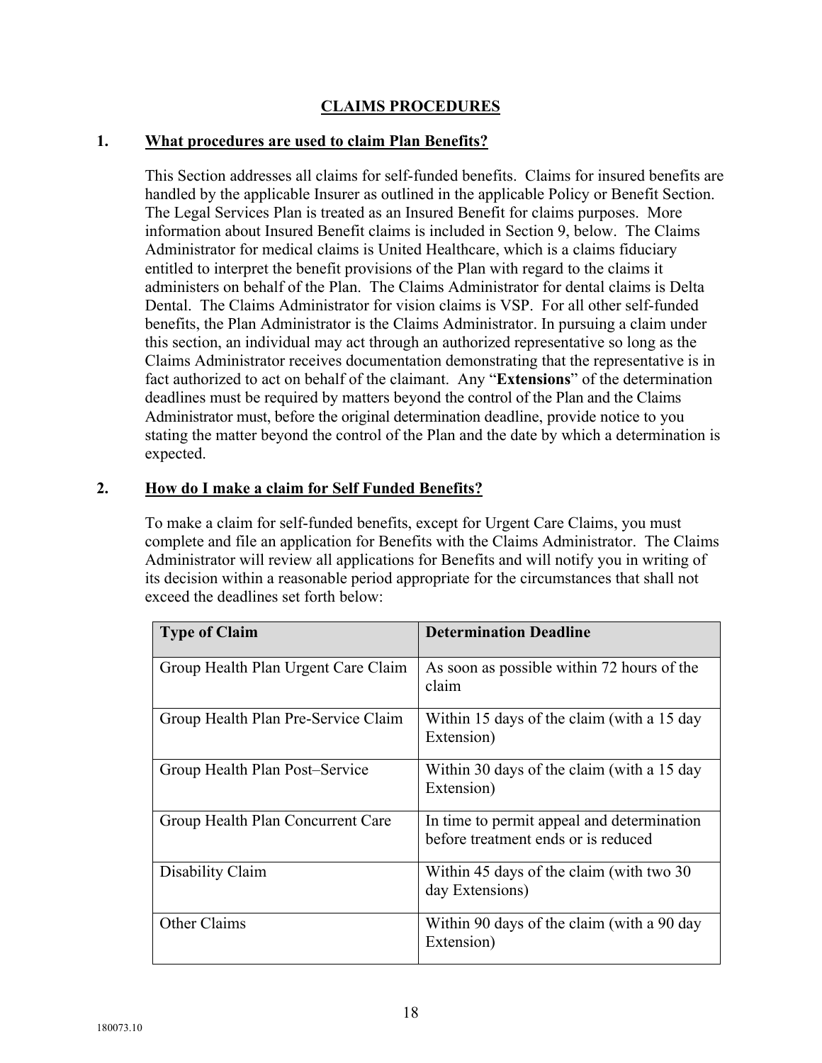## CLAIMS PROCEDURES

### 1. What procedures are used to claim Plan Benefits?

This Section addresses all claims for self-funded benefits. Claims for insured benefits are handled by the applicable Insurer as outlined in the applicable Policy or Benefit Section. The Legal Services Plan is treated as an Insured Benefit for claims purposes. More information about Insured Benefit claims is included in Section 9, below. The Claims Administrator for medical claims is United Healthcare, which is a claims fiduciary entitled to interpret the benefit provisions of the Plan with regard to the claims it administers on behalf of the Plan. The Claims Administrator for dental claims is Delta Dental. The Claims Administrator for vision claims is VSP. For all other self-funded benefits, the Plan Administrator is the Claims Administrator. In pursuing a claim under this section, an individual may act through an authorized representative so long as the Claims Administrator receives documentation demonstrating that the representative is in fact authorized to act on behalf of the claimant. Any "**Extensions**" of the determination deadlines must be required by matters beyond the control of the Plan and the Claims Administrator must, before the original determination deadline, provide notice to you stating the matter beyond the control of the Plan and the date by which a determination is expected.

### 2. How do I make a claim for Self Funded Benefits?

To make a claim for self-funded benefits, except for Urgent Care Claims, you must complete and file an application for Benefits with the Claims Administrator. The Claims Administrator will review all applications for Benefits and will notify you in writing of its decision within a reasonable period appropriate for the circumstances that shall not exceed the deadlines set forth below:

| Type of Claim | Determination Deadline |
|---|---|
| Group Health Plan Urgent Care Claim | As soon as possible within 72 hours of the claim |
| Group Health Plan Pre-Service Claim | Within 15 days of the claim (with a 15 day Extension) |
| Group Health Plan Post–Service | Within 30 days of the claim (with a 15 day Extension) |
| Group Health Plan Concurrent Care | In time to permit appeal and determination before treatment ends or is reduced |
| Disability Claim | Within 45 days of the claim (with two 30 day Extensions) |
| Other Claims | Within 90 days of the claim (with a 90 day Extension) |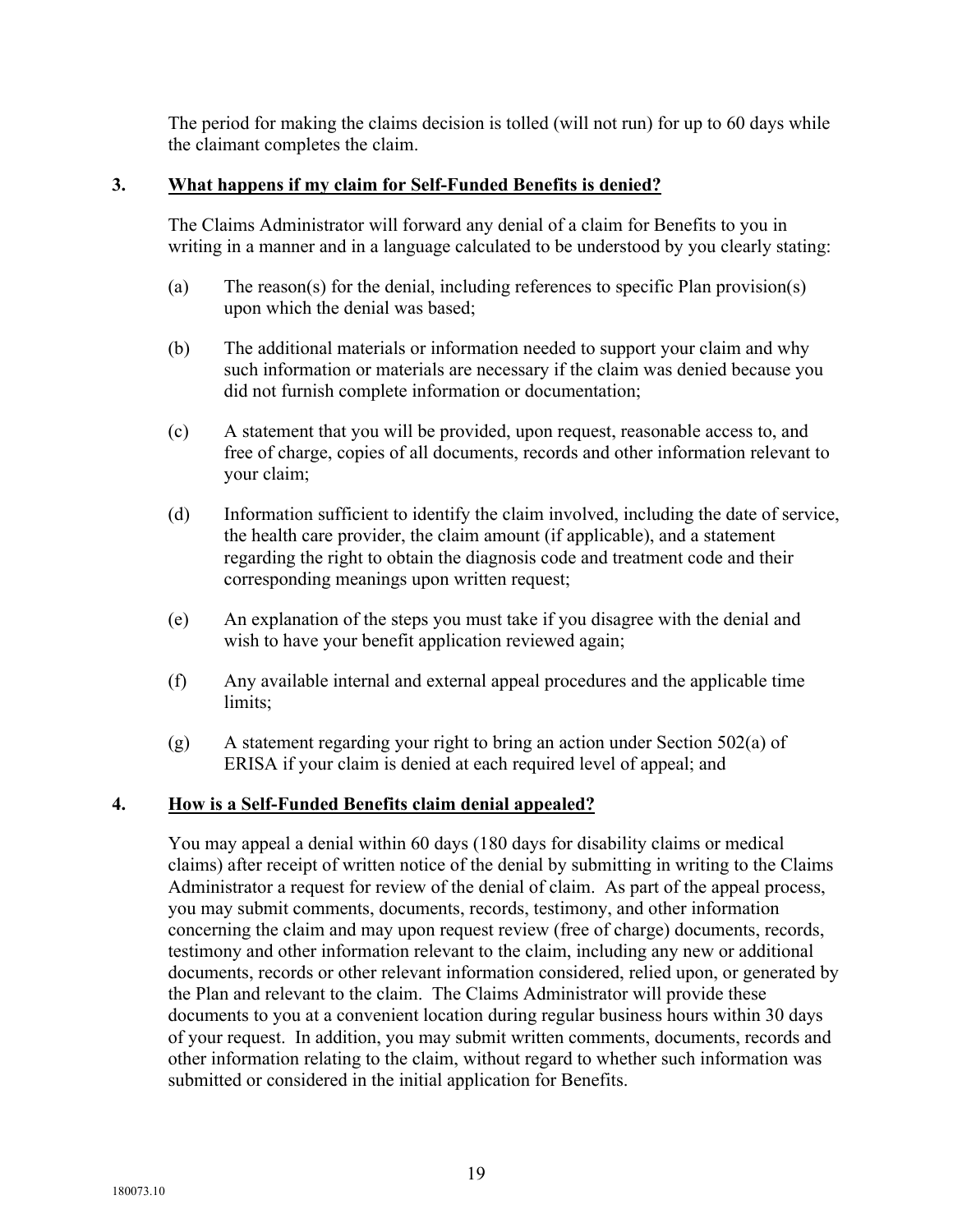The period for making the claims decision is tolled (will not run) for up to 60 days while the claimant completes the claim.

### 3. What happens if my claim for Self-Funded Benefits is denied?

The Claims Administrator will forward any denial of a claim for Benefits to you in writing in a manner and in a language calculated to be understood by you clearly stating:

(a) The reason(s) for the denial, including references to specific Plan provision(s) upon which the denial was based;

(b) The additional materials or information needed to support your claim and why such information or materials are necessary if the claim was denied because you did not furnish complete information or documentation;

(c) A statement that you will be provided, upon request, reasonable access to, and free of charge, copies of all documents, records and other information relevant to your claim;

(d) Information sufficient to identify the claim involved, including the date of service, the health care provider, the claim amount (if applicable), and a statement regarding the right to obtain the diagnosis code and treatment code and their corresponding meanings upon written request;

(e) An explanation of the steps you must take if you disagree with the denial and wish to have your benefit application reviewed again;

(f) Any available internal and external appeal procedures and the applicable time limits;

(g) A statement regarding your right to bring an action under Section 502(a) of ERISA if your claim is denied at each required level of appeal; and

### 4. How is a Self-Funded Benefits claim denial appealed?

You may appeal a denial within 60 days (180 days for disability claims or medical claims) after receipt of written notice of the denial by submitting in writing to the Claims Administrator a request for review of the denial of claim. As part of the appeal process, you may submit comments, documents, records, testimony, and other information concerning the claim and may upon request review (free of charge) documents, records, testimony and other information relevant to the claim, including any new or additional documents, records or other relevant information considered, relied upon, or generated by the Plan and relevant to the claim. The Claims Administrator will provide these documents to you at a convenient location during regular business hours within 30 days of your request. In addition, you may submit written comments, documents, records and other information relating to the claim, without regard to whether such information was submitted or considered in the initial application for Benefits.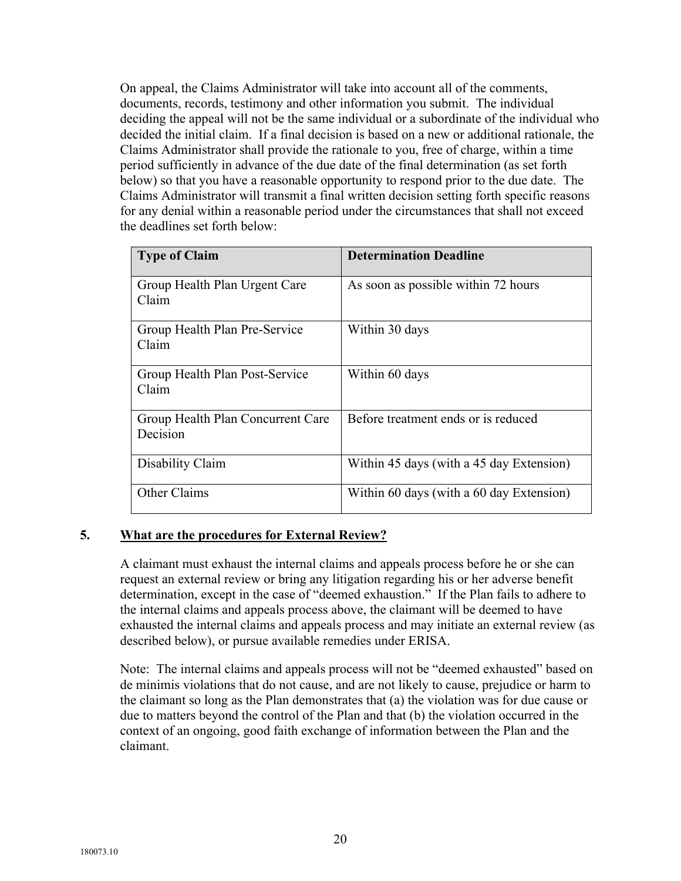On appeal, the Claims Administrator will take into account all of the comments, documents, records, testimony and other information you submit. The individual deciding the appeal will not be the same individual or a subordinate of the individual who decided the initial claim. If a final decision is based on a new or additional rationale, the Claims Administrator shall provide the rationale to you, free of charge, within a time period sufficiently in advance of the due date of the final determination (as set forth below) so that you have a reasonable opportunity to respond prior to the due date. The Claims Administrator will transmit a final written decision setting forth specific reasons for any denial within a reasonable period under the circumstances that shall not exceed the deadlines set forth below:

| Type of Claim | Determination Deadline |
|---|---|
| Group Health Plan Urgent Care Claim | As soon as possible within 72 hours |
| Group Health Plan Pre-Service Claim | Within 30 days |
| Group Health Plan Post-Service Claim | Within 60 days |
| Group Health Plan Concurrent Care Decision | Before treatment ends or is reduced |
| Disability Claim | Within 45 days (with a 45 day Extension) |
| Other Claims | Within 60 days (with a 60 day Extension) |

**5. <u>What are the procedures for External Review?</u>**

A claimant must exhaust the internal claims and appeals process before he or she can request an external review or bring any litigation regarding his or her adverse benefit determination, except in the case of "deemed exhaustion." If the Plan fails to adhere to the internal claims and appeals process above, the claimant will be deemed to have exhausted the internal claims and appeals process and may initiate an external review (as described below), or pursue available remedies under ERISA.

Note: The internal claims and appeals process will not be "deemed exhausted" based on de minimis violations that do not cause, and are not likely to cause, prejudice or harm to the claimant so long as the Plan demonstrates that (a) the violation was for due cause or due to matters beyond the control of the Plan and that (b) the violation occurred in the context of an ongoing, good faith exchange of information between the Plan and the claimant.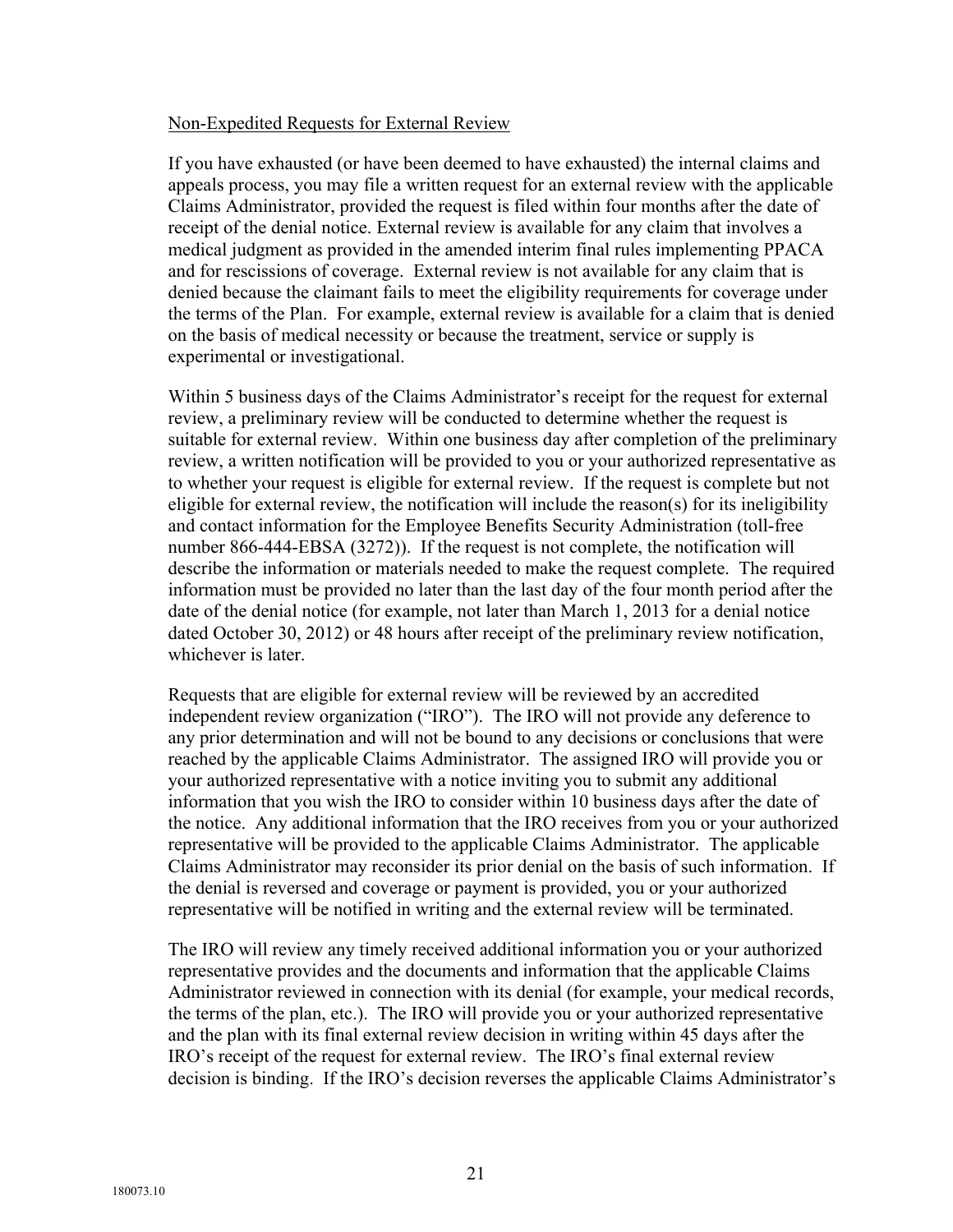<u>Non-Expedited Requests for External Review</u>

If you have exhausted (or have been deemed to have exhausted) the internal claims and appeals process, you may file a written request for an external review with the applicable Claims Administrator, provided the request is filed within four months after the date of receipt of the denial notice. External review is available for any claim that involves a medical judgment as provided in the amended interim final rules implementing PPACA and for rescissions of coverage. External review is not available for any claim that is denied because the claimant fails to meet the eligibility requirements for coverage under the terms of the Plan. For example, external review is available for a claim that is denied on the basis of medical necessity or because the treatment, service or supply is experimental or investigational.

Within 5 business days of the Claims Administrator's receipt for the request for external review, a preliminary review will be conducted to determine whether the request is suitable for external review. Within one business day after completion of the preliminary review, a written notification will be provided to you or your authorized representative as to whether your request is eligible for external review. If the request is complete but not eligible for external review, the notification will include the reason(s) for its ineligibility and contact information for the Employee Benefits Security Administration (toll-free number 866-444-EBSA (3272)). If the request is not complete, the notification will describe the information or materials needed to make the request complete. The required information must be provided no later than the last day of the four month period after the date of the denial notice (for example, not later than March 1, 2013 for a denial notice dated October 30, 2012) or 48 hours after receipt of the preliminary review notification, whichever is later.

Requests that are eligible for external review will be reviewed by an accredited independent review organization ("IRO"). The IRO will not provide any deference to any prior determination and will not be bound to any decisions or conclusions that were reached by the applicable Claims Administrator. The assigned IRO will provide you or your authorized representative with a notice inviting you to submit any additional information that you wish the IRO to consider within 10 business days after the date of the notice. Any additional information that the IRO receives from you or your authorized representative will be provided to the applicable Claims Administrator. The applicable Claims Administrator may reconsider its prior denial on the basis of such information. If the denial is reversed and coverage or payment is provided, you or your authorized representative will be notified in writing and the external review will be terminated.

The IRO will review any timely received additional information you or your authorized representative provides and the documents and information that the applicable Claims Administrator reviewed in connection with its denial (for example, your medical records, the terms of the plan, etc.). The IRO will provide you or your authorized representative and the plan with its final external review decision in writing within 45 days after the IRO's receipt of the request for external review. The IRO's final external review decision is binding. If the IRO's decision reverses the applicable Claims Administrator's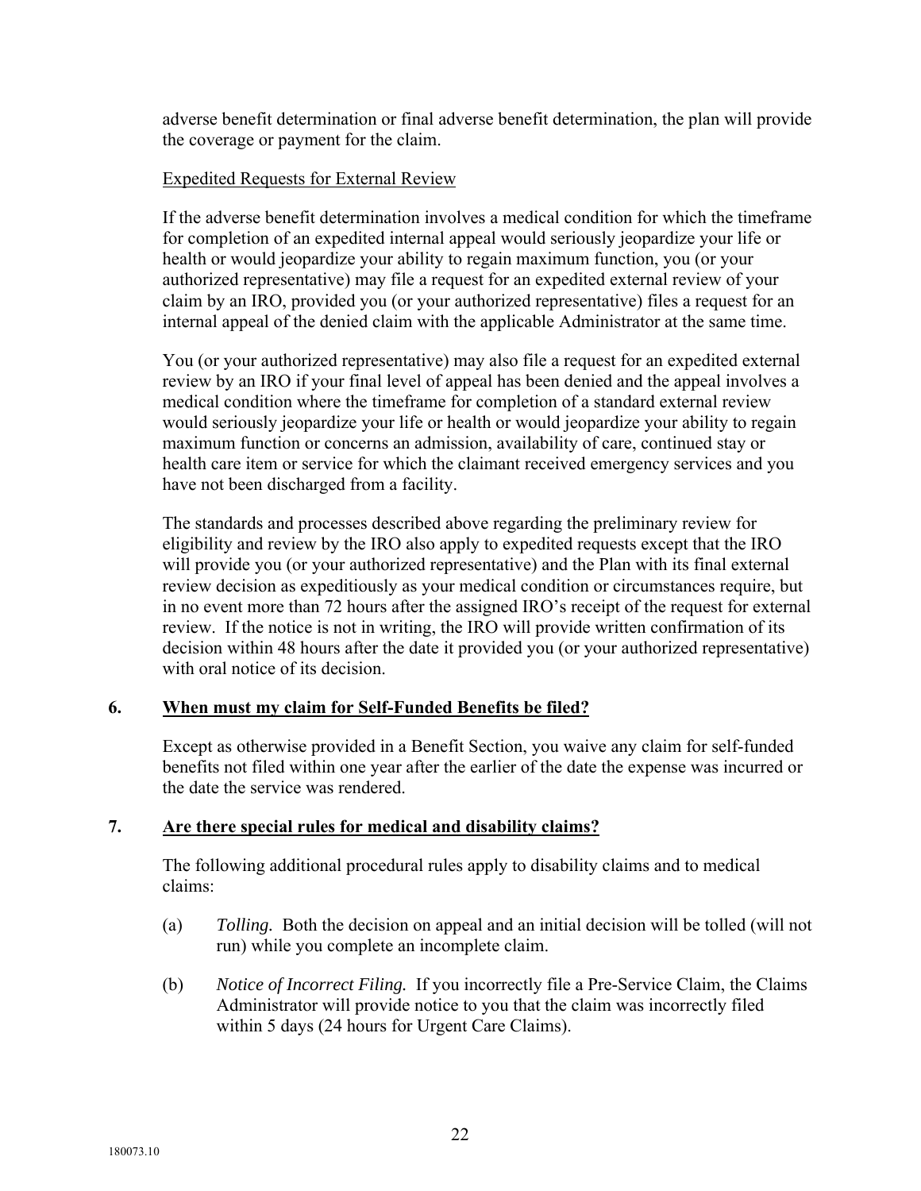adverse benefit determination or final adverse benefit determination, the plan will provide the coverage or payment for the claim.

Expedited Requests for External Review

If the adverse benefit determination involves a medical condition for which the timeframe for completion of an expedited internal appeal would seriously jeopardize your life or health or would jeopardize your ability to regain maximum function, you (or your authorized representative) may file a request for an expedited external review of your claim by an IRO, provided you (or your authorized representative) files a request for an internal appeal of the denied claim with the applicable Administrator at the same time.

You (or your authorized representative) may also file a request for an expedited external review by an IRO if your final level of appeal has been denied and the appeal involves a medical condition where the timeframe for completion of a standard external review would seriously jeopardize your life or health or would jeopardize your ability to regain maximum function or concerns an admission, availability of care, continued stay or health care item or service for which the claimant received emergency services and you have not been discharged from a facility.

The standards and processes described above regarding the preliminary review for eligibility and review by the IRO also apply to expedited requests except that the IRO will provide you (or your authorized representative) and the Plan with its final external review decision as expeditiously as your medical condition or circumstances require, but in no event more than 72 hours after the assigned IRO's receipt of the request for external review. If the notice is not in writing, the IRO will provide written confirmation of its decision within 48 hours after the date it provided you (or your authorized representative) with oral notice of its decision.

**6. When must my claim for Self-Funded Benefits be filed?**

Except as otherwise provided in a Benefit Section, you waive any claim for self-funded benefits not filed within one year after the earlier of the date the expense was incurred or the date the service was rendered.

**7. Are there special rules for medical and disability claims?**

The following additional procedural rules apply to disability claims and to medical claims:

(a) *Tolling.* Both the decision on appeal and an initial decision will be tolled (will not run) while you complete an incomplete claim.

(b) *Notice of Incorrect Filing.* If you incorrectly file a Pre-Service Claim, the Claims Administrator will provide notice to you that the claim was incorrectly filed within 5 days (24 hours for Urgent Care Claims).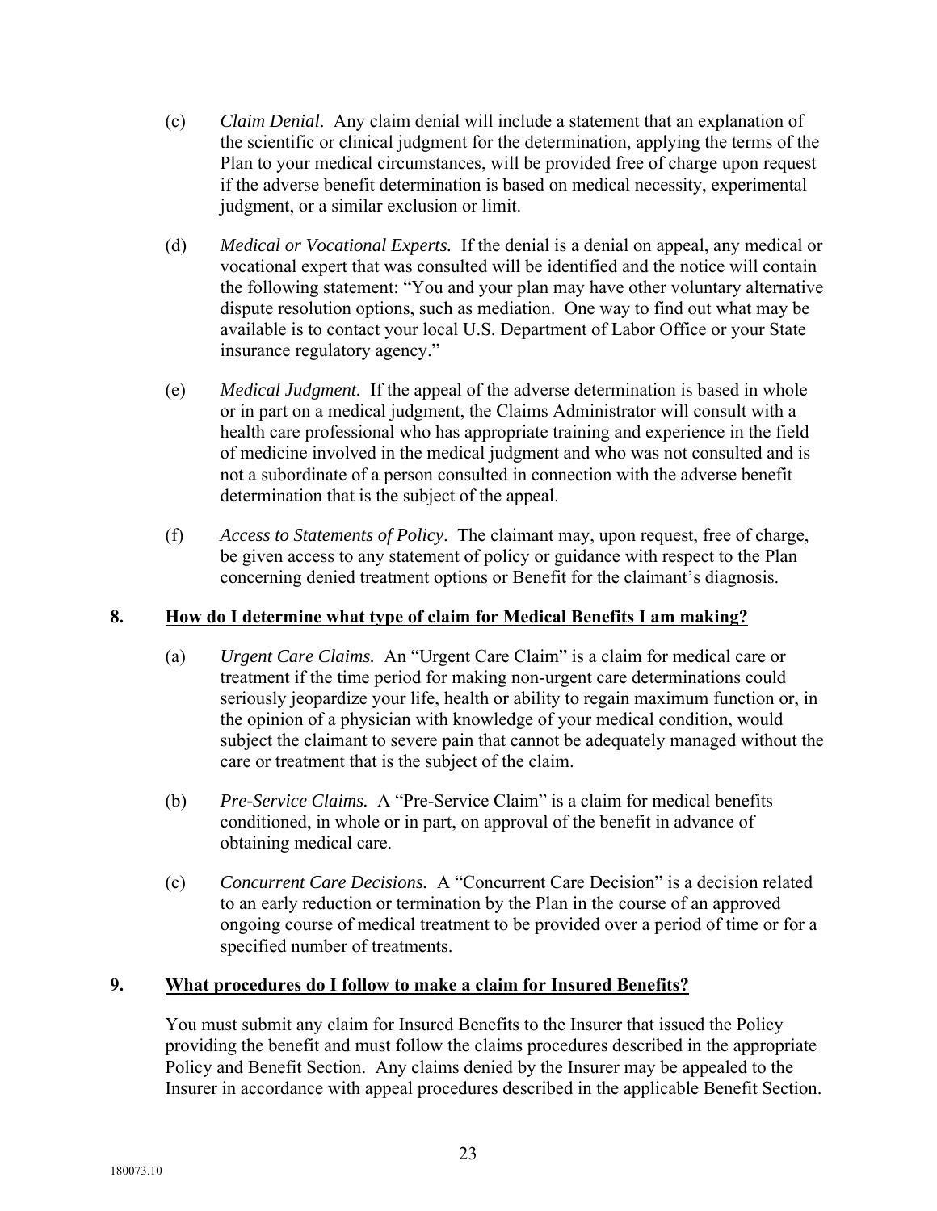(c) *Claim Denial*. Any claim denial will include a statement that an explanation of the scientific or clinical judgment for the determination, applying the terms of the Plan to your medical circumstances, will be provided free of charge upon request if the adverse benefit determination is based on medical necessity, experimental judgment, or a similar exclusion or limit.

(d) *Medical or Vocational Experts.* If the denial is a denial on appeal, any medical or vocational expert that was consulted will be identified and the notice will contain the following statement: "You and your plan may have other voluntary alternative dispute resolution options, such as mediation. One way to find out what may be available is to contact your local U.S. Department of Labor Office or your State insurance regulatory agency."

(e) *Medical Judgment.* If the appeal of the adverse determination is based in whole or in part on a medical judgment, the Claims Administrator will consult with a health care professional who has appropriate training and experience in the field of medicine involved in the medical judgment and who was not consulted and is not a subordinate of a person consulted in connection with the adverse benefit determination that is the subject of the appeal.

(f) *Access to Statements of Policy*. The claimant may, upon request, free of charge, be given access to any statement of policy or guidance with respect to the Plan concerning denied treatment options or Benefit for the claimant's diagnosis.

## 8. <u>How do I determine what type of claim for Medical Benefits I am making?</u>

(a) *Urgent Care Claims.* An "Urgent Care Claim" is a claim for medical care or treatment if the time period for making non-urgent care determinations could seriously jeopardize your life, health or ability to regain maximum function or, in the opinion of a physician with knowledge of your medical condition, would subject the claimant to severe pain that cannot be adequately managed without the care or treatment that is the subject of the claim.

(b) *Pre-Service Claims.* A "Pre-Service Claim" is a claim for medical benefits conditioned, in whole or in part, on approval of the benefit in advance of obtaining medical care.

(c) *Concurrent Care Decisions.* A "Concurrent Care Decision" is a decision related to an early reduction or termination by the Plan in the course of an approved ongoing course of medical treatment to be provided over a period of time or for a specified number of treatments.

## 9. <u>What procedures do I follow to make a claim for Insured Benefits?</u>

You must submit any claim for Insured Benefits to the Insurer that issued the Policy providing the benefit and must follow the claims procedures described in the appropriate Policy and Benefit Section. Any claims denied by the Insurer may be appealed to the Insurer in accordance with appeal procedures described in the applicable Benefit Section.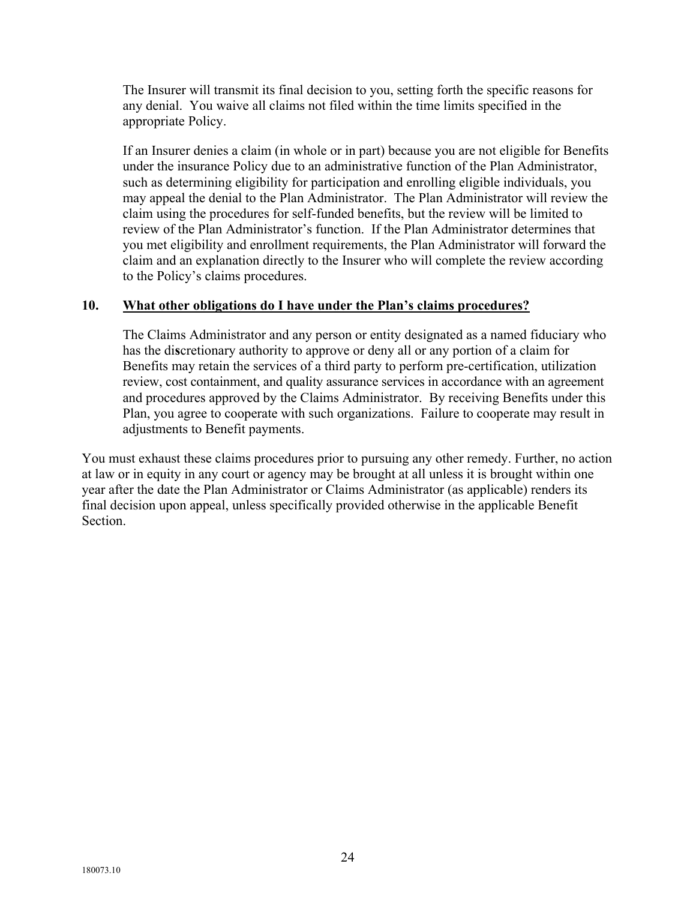The Insurer will transmit its final decision to you, setting forth the specific reasons for any denial. You waive all claims not filed within the time limits specified in the appropriate Policy.

If an Insurer denies a claim (in whole or in part) because you are not eligible for Benefits under the insurance Policy due to an administrative function of the Plan Administrator, such as determining eligibility for participation and enrolling eligible individuals, you may appeal the denial to the Plan Administrator. The Plan Administrator will review the claim using the procedures for self-funded benefits, but the review will be limited to review of the Plan Administrator's function. If the Plan Administrator determines that you met eligibility and enrollment requirements, the Plan Administrator will forward the claim and an explanation directly to the Insurer who will complete the review according to the Policy's claims procedures.

**10. <u>What other obligations do I have under the Plan's claims procedures?</u>**

The Claims Administrator and any person or entity designated as a named fiduciary who has the discretionary authority to approve or deny all or any portion of a claim for Benefits may retain the services of a third party to perform pre-certification, utilization review, cost containment, and quality assurance services in accordance with an agreement and procedures approved by the Claims Administrator. By receiving Benefits under this Plan, you agree to cooperate with such organizations. Failure to cooperate may result in adjustments to Benefit payments.

You must exhaust these claims procedures prior to pursuing any other remedy. Further, no action at law or in equity in any court or agency may be brought at all unless it is brought within one year after the date the Plan Administrator or Claims Administrator (as applicable) renders its final decision upon appeal, unless specifically provided otherwise in the applicable Benefit Section.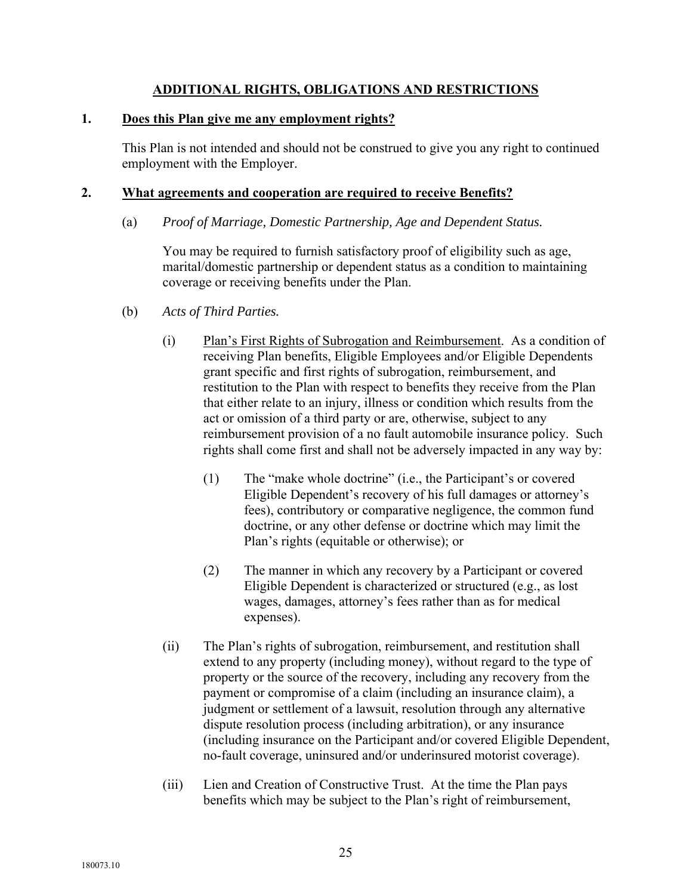## ADDITIONAL RIGHTS, OBLIGATIONS AND RESTRICTIONS

### 1. Does this Plan give me any employment rights?

This Plan is not intended and should not be construed to give you any right to continued employment with the Employer.

### 2. What agreements and cooperation are required to receive Benefits?

(a) *Proof of Marriage, Domestic Partnership, Age and Dependent Status.*

You may be required to furnish satisfactory proof of eligibility such as age, marital/domestic partnership or dependent status as a condition to maintaining coverage or receiving benefits under the Plan.

(b) *Acts of Third Parties.*

(i) Plan's First Rights of Subrogation and Reimbursement. As a condition of receiving Plan benefits, Eligible Employees and/or Eligible Dependents grant specific and first rights of subrogation, reimbursement, and restitution to the Plan with respect to benefits they receive from the Plan that either relate to an injury, illness or condition which results from the act or omission of a third party or are, otherwise, subject to any reimbursement provision of a no fault automobile insurance policy. Such rights shall come first and shall not be adversely impacted in any way by:

(1) The "make whole doctrine" (i.e., the Participant's or covered Eligible Dependent's recovery of his full damages or attorney's fees), contributory or comparative negligence, the common fund doctrine, or any other defense or doctrine which may limit the Plan's rights (equitable or otherwise); or

(2) The manner in which any recovery by a Participant or covered Eligible Dependent is characterized or structured (e.g., as lost wages, damages, attorney's fees rather than as for medical expenses).

(ii) The Plan's rights of subrogation, reimbursement, and restitution shall extend to any property (including money), without regard to the type of property or the source of the recovery, including any recovery from the payment or compromise of a claim (including an insurance claim), a judgment or settlement of a lawsuit, resolution through any alternative dispute resolution process (including arbitration), or any insurance (including insurance on the Participant and/or covered Eligible Dependent, no-fault coverage, uninsured and/or underinsured motorist coverage).

(iii) Lien and Creation of Constructive Trust. At the time the Plan pays benefits which may be subject to the Plan's right of reimbursement,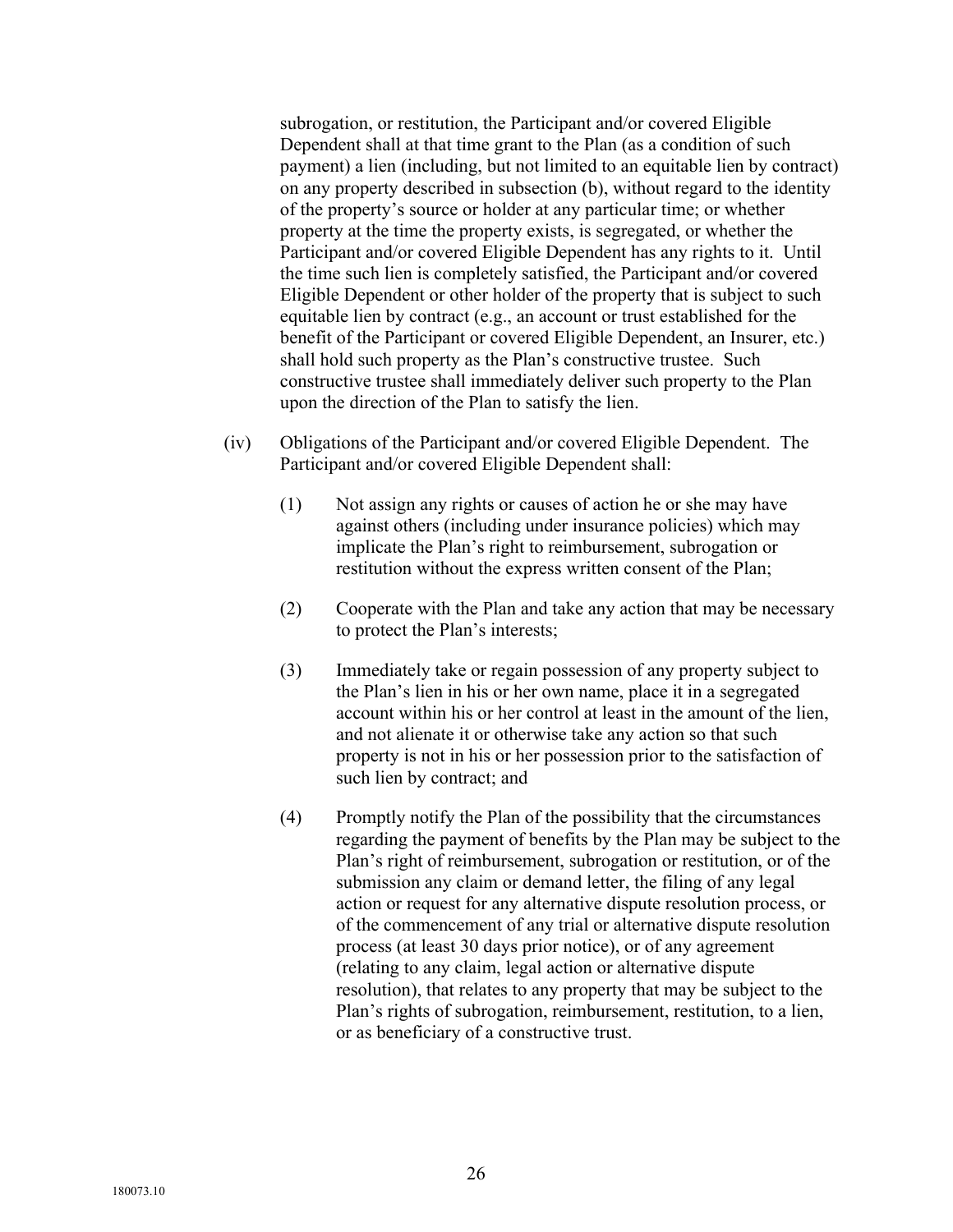subrogation, or restitution, the Participant and/or covered Eligible Dependent shall at that time grant to the Plan (as a condition of such payment) a lien (including, but not limited to an equitable lien by contract) on any property described in subsection (b), without regard to the identity of the property's source or holder at any particular time; or whether property at the time the property exists, is segregated, or whether the Participant and/or covered Eligible Dependent has any rights to it. Until the time such lien is completely satisfied, the Participant and/or covered Eligible Dependent or other holder of the property that is subject to such equitable lien by contract (e.g., an account or trust established for the benefit of the Participant or covered Eligible Dependent, an Insurer, etc.) shall hold such property as the Plan's constructive trustee. Such constructive trustee shall immediately deliver such property to the Plan upon the direction of the Plan to satisfy the lien.

(iv) Obligations of the Participant and/or covered Eligible Dependent. The Participant and/or covered Eligible Dependent shall:

(1) Not assign any rights or causes of action he or she may have against others (including under insurance policies) which may implicate the Plan's right to reimbursement, subrogation or restitution without the express written consent of the Plan;

(2) Cooperate with the Plan and take any action that may be necessary to protect the Plan's interests;

(3) Immediately take or regain possession of any property subject to the Plan's lien in his or her own name, place it in a segregated account within his or her control at least in the amount of the lien, and not alienate it or otherwise take any action so that such property is not in his or her possession prior to the satisfaction of such lien by contract; and

(4) Promptly notify the Plan of the possibility that the circumstances regarding the payment of benefits by the Plan may be subject to the Plan's right of reimbursement, subrogation or restitution, or of the submission any claim or demand letter, the filing of any legal action or request for any alternative dispute resolution process, or of the commencement of any trial or alternative dispute resolution process (at least 30 days prior notice), or of any agreement (relating to any claim, legal action or alternative dispute resolution), that relates to any property that may be subject to the Plan's rights of subrogation, reimbursement, restitution, to a lien, or as beneficiary of a constructive trust.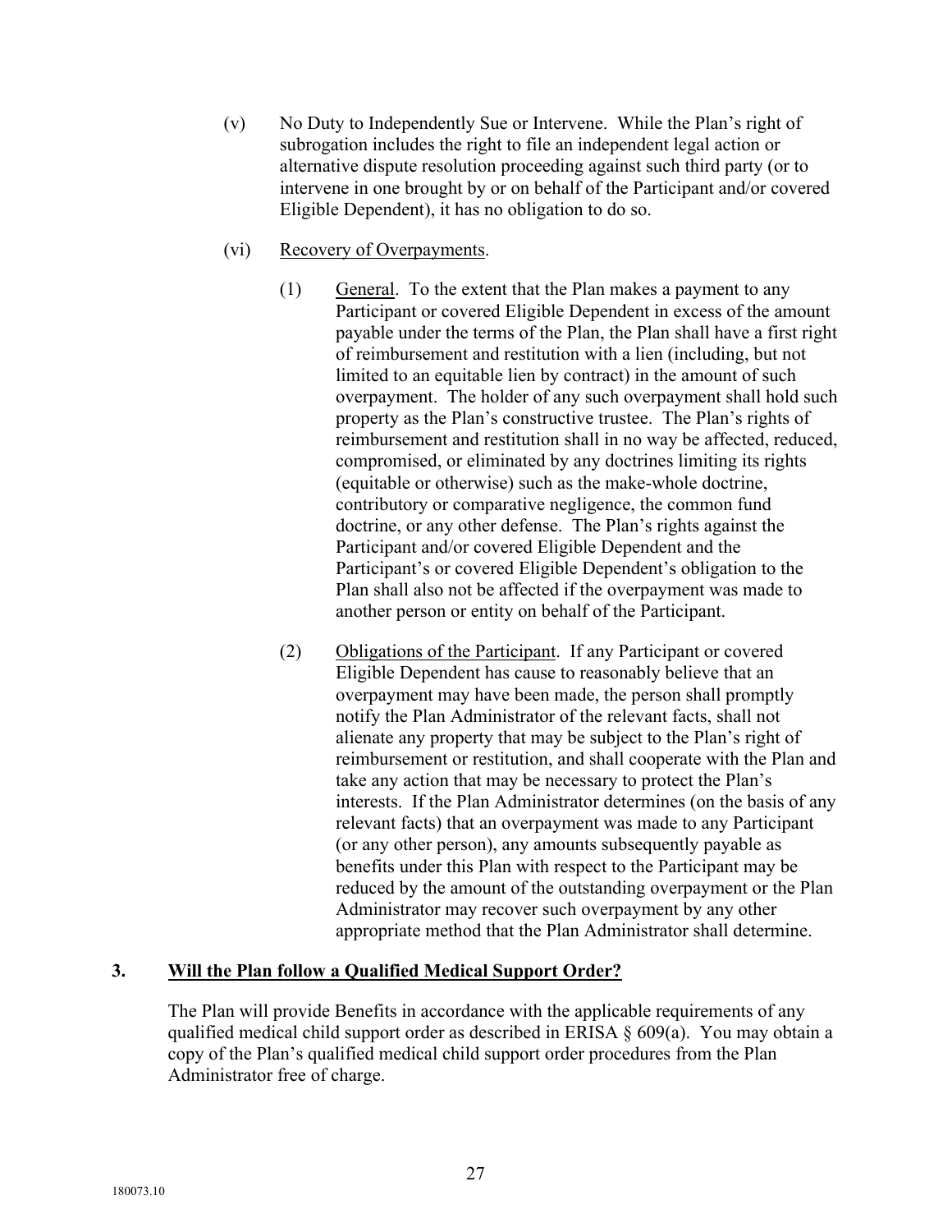(v) No Duty to Independently Sue or Intervene. While the Plan's right of subrogation includes the right to file an independent legal action or alternative dispute resolution proceeding against such third party (or to intervene in one brought by or on behalf of the Participant and/or covered Eligible Dependent), it has no obligation to do so.

(vi) Recovery of Overpayments.

(1) General. To the extent that the Plan makes a payment to any Participant or covered Eligible Dependent in excess of the amount payable under the terms of the Plan, the Plan shall have a first right of reimbursement and restitution with a lien (including, but not limited to an equitable lien by contract) in the amount of such overpayment. The holder of any such overpayment shall hold such property as the Plan's constructive trustee. The Plan's rights of reimbursement and restitution shall in no way be affected, reduced, compromised, or eliminated by any doctrines limiting its rights (equitable or otherwise) such as the make-whole doctrine, contributory or comparative negligence, the common fund doctrine, or any other defense. The Plan's rights against the Participant and/or covered Eligible Dependent and the Participant's or covered Eligible Dependent's obligation to the Plan shall also not be affected if the overpayment was made to another person or entity on behalf of the Participant.

(2) Obligations of the Participant. If any Participant or covered Eligible Dependent has cause to reasonably believe that an overpayment may have been made, the person shall promptly notify the Plan Administrator of the relevant facts, shall not alienate any property that may be subject to the Plan's right of reimbursement or restitution, and shall cooperate with the Plan and take any action that may be necessary to protect the Plan's interests. If the Plan Administrator determines (on the basis of any relevant facts) that an overpayment was made to any Participant (or any other person), any amounts subsequently payable as benefits under this Plan with respect to the Participant may be reduced by the amount of the outstanding overpayment or the Plan Administrator may recover such overpayment by any other appropriate method that the Plan Administrator shall determine.

## 3. Will the Plan follow a Qualified Medical Support Order?

The Plan will provide Benefits in accordance with the applicable requirements of any qualified medical child support order as described in ERISA § 609(a). You may obtain a copy of the Plan's qualified medical child support order procedures from the Plan Administrator free of charge.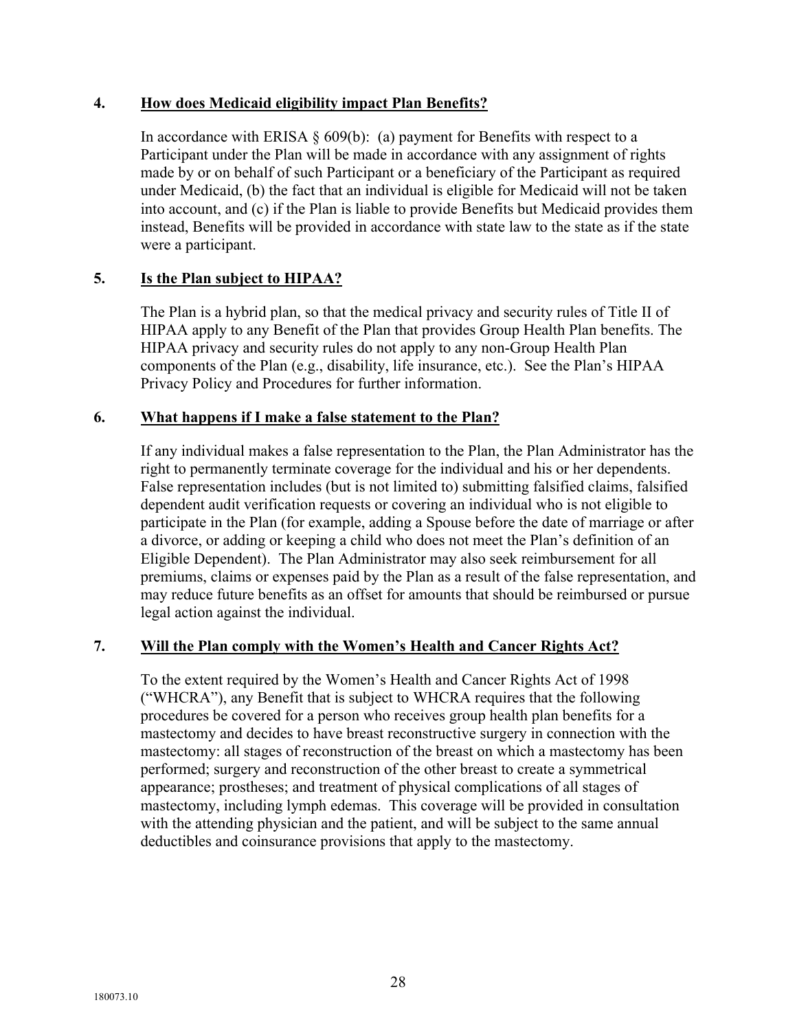### 4. <u>How does Medicaid eligibility impact Plan Benefits?</u>

In accordance with ERISA § 609(b): (a) payment for Benefits with respect to a Participant under the Plan will be made in accordance with any assignment of rights made by or on behalf of such Participant or a beneficiary of the Participant as required under Medicaid, (b) the fact that an individual is eligible for Medicaid will not be taken into account, and (c) if the Plan is liable to provide Benefits but Medicaid provides them instead, Benefits will be provided in accordance with state law to the state as if the state were a participant.

### 5. <u>Is the Plan subject to HIPAA?</u>

The Plan is a hybrid plan, so that the medical privacy and security rules of Title II of HIPAA apply to any Benefit of the Plan that provides Group Health Plan benefits. The HIPAA privacy and security rules do not apply to any non-Group Health Plan components of the Plan (e.g., disability, life insurance, etc.). See the Plan's HIPAA Privacy Policy and Procedures for further information.

### 6. <u>What happens if I make a false statement to the Plan?</u>

If any individual makes a false representation to the Plan, the Plan Administrator has the right to permanently terminate coverage for the individual and his or her dependents. False representation includes (but is not limited to) submitting falsified claims, falsified dependent audit verification requests or covering an individual who is not eligible to participate in the Plan (for example, adding a Spouse before the date of marriage or after a divorce, or adding or keeping a child who does not meet the Plan's definition of an Eligible Dependent). The Plan Administrator may also seek reimbursement for all premiums, claims or expenses paid by the Plan as a result of the false representation, and may reduce future benefits as an offset for amounts that should be reimbursed or pursue legal action against the individual.

### 7. <u>Will the Plan comply with the Women's Health and Cancer Rights Act?</u>

To the extent required by the Women's Health and Cancer Rights Act of 1998 ("WHCRA"), any Benefit that is subject to WHCRA requires that the following procedures be covered for a person who receives group health plan benefits for a mastectomy and decides to have breast reconstructive surgery in connection with the mastectomy: all stages of reconstruction of the breast on which a mastectomy has been performed; surgery and reconstruction of the other breast to create a symmetrical appearance; prostheses; and treatment of physical complications of all stages of mastectomy, including lymph edemas. This coverage will be provided in consultation with the attending physician and the patient, and will be subject to the same annual deductibles and coinsurance provisions that apply to the mastectomy.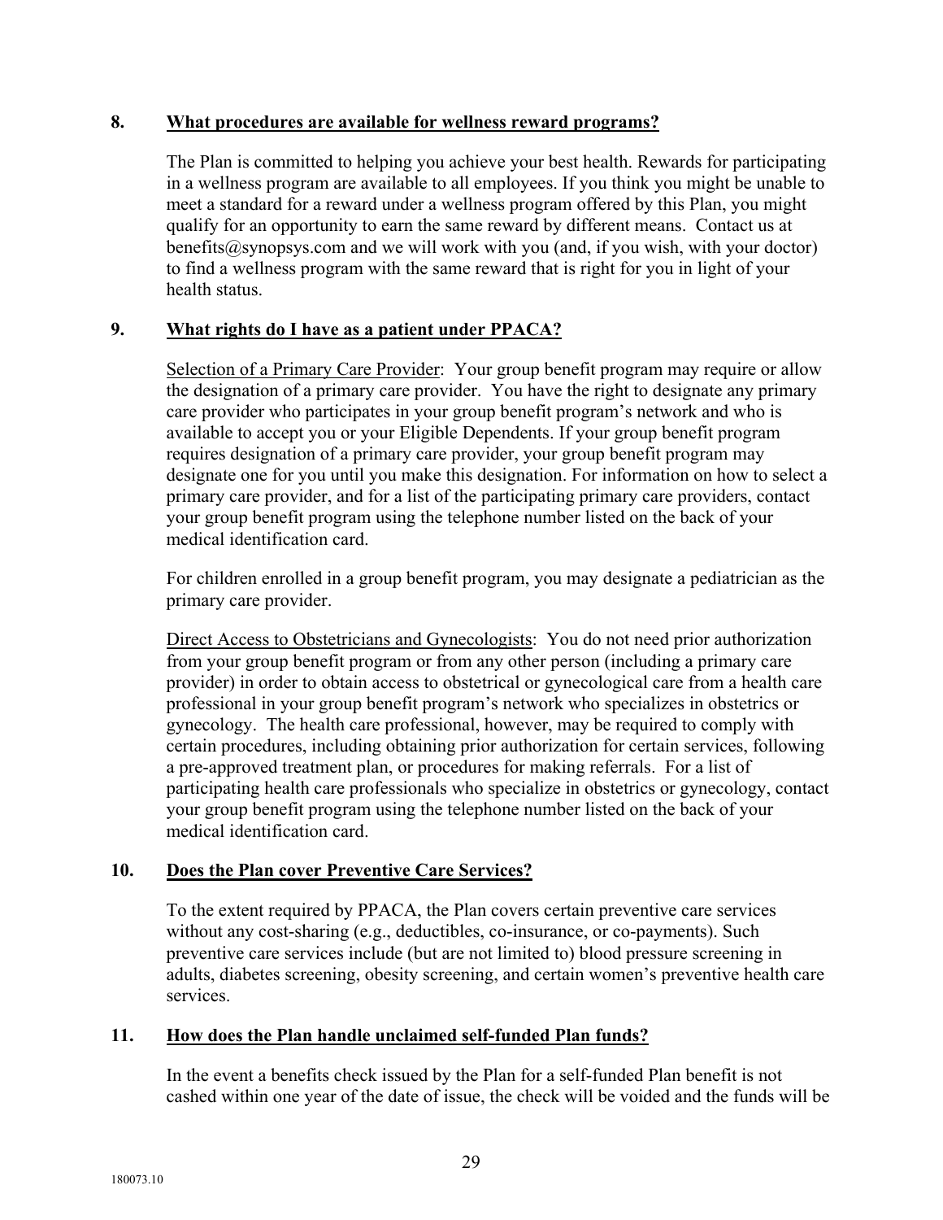**8. What procedures are available for wellness reward programs?**

The Plan is committed to helping you achieve your best health. Rewards for participating in a wellness program are available to all employees. If you think you might be unable to meet a standard for a reward under a wellness program offered by this Plan, you might qualify for an opportunity to earn the same reward by different means. Contact us at benefits@synopsys.com and we will work with you (and, if you wish, with your doctor) to find a wellness program with the same reward that is right for you in light of your health status.

**9. What rights do I have as a patient under PPACA?**

Selection of a Primary Care Provider: Your group benefit program may require or allow the designation of a primary care provider. You have the right to designate any primary care provider who participates in your group benefit program's network and who is available to accept you or your Eligible Dependents. If your group benefit program requires designation of a primary care provider, your group benefit program may designate one for you until you make this designation. For information on how to select a primary care provider, and for a list of the participating primary care providers, contact your group benefit program using the telephone number listed on the back of your medical identification card.

For children enrolled in a group benefit program, you may designate a pediatrician as the primary care provider.

Direct Access to Obstetricians and Gynecologists: You do not need prior authorization from your group benefit program or from any other person (including a primary care provider) in order to obtain access to obstetrical or gynecological care from a health care professional in your group benefit program's network who specializes in obstetrics or gynecology. The health care professional, however, may be required to comply with certain procedures, including obtaining prior authorization for certain services, following a pre-approved treatment plan, or procedures for making referrals. For a list of participating health care professionals who specialize in obstetrics or gynecology, contact your group benefit program using the telephone number listed on the back of your medical identification card.

**10. Does the Plan cover Preventive Care Services?**

To the extent required by PPACA, the Plan covers certain preventive care services without any cost-sharing (e.g., deductibles, co-insurance, or co-payments). Such preventive care services include (but are not limited to) blood pressure screening in adults, diabetes screening, obesity screening, and certain women's preventive health care services.

**11. How does the Plan handle unclaimed self-funded Plan funds?**

In the event a benefits check issued by the Plan for a self-funded Plan benefit is not cashed within one year of the date of issue, the check will be voided and the funds will be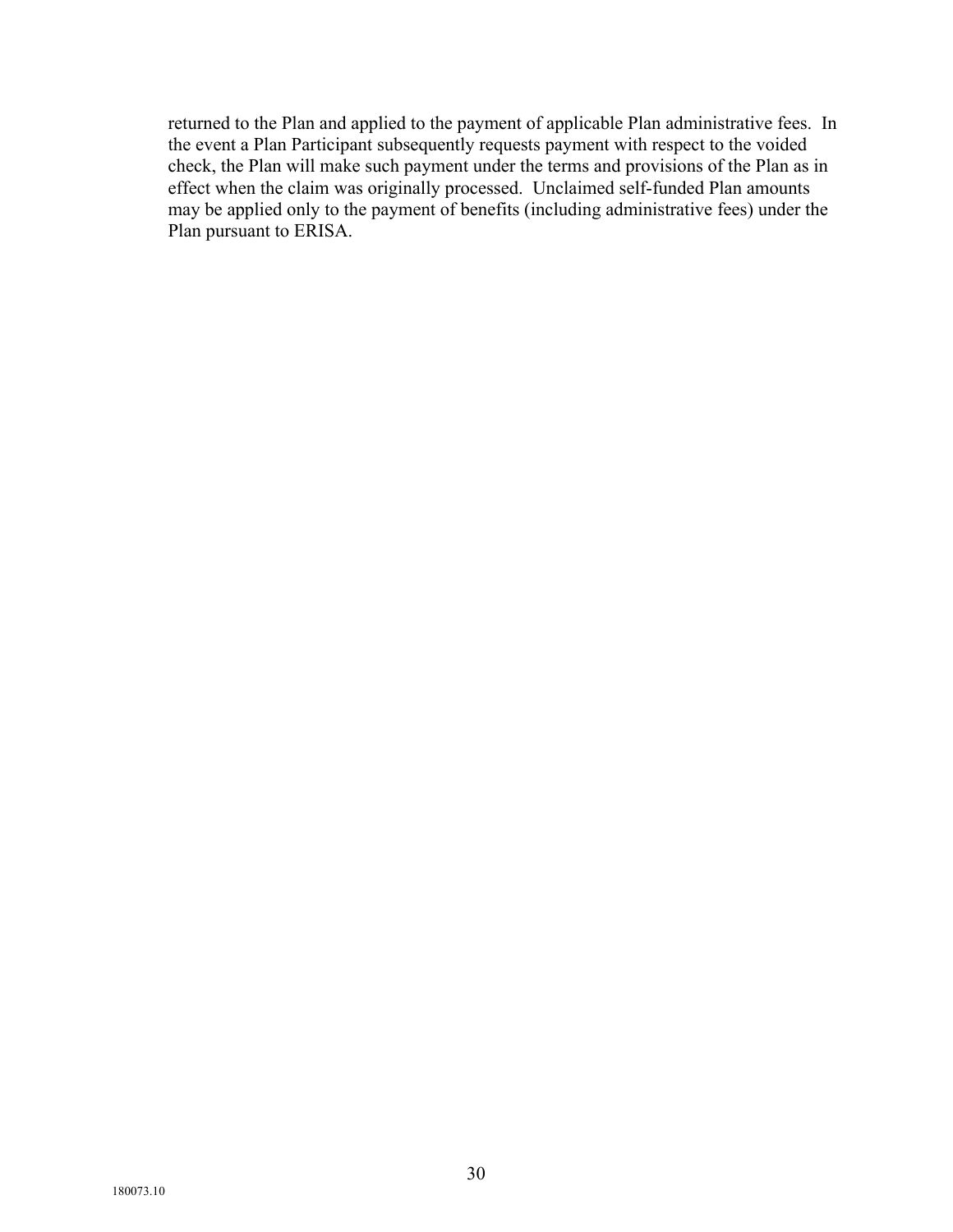returned to the Plan and applied to the payment of applicable Plan administrative fees. In the event a Plan Participant subsequently requests payment with respect to the voided check, the Plan will make such payment under the terms and provisions of the Plan as in effect when the claim was originally processed. Unclaimed self-funded Plan amounts may be applied only to the payment of benefits (including administrative fees) under the Plan pursuant to ERISA.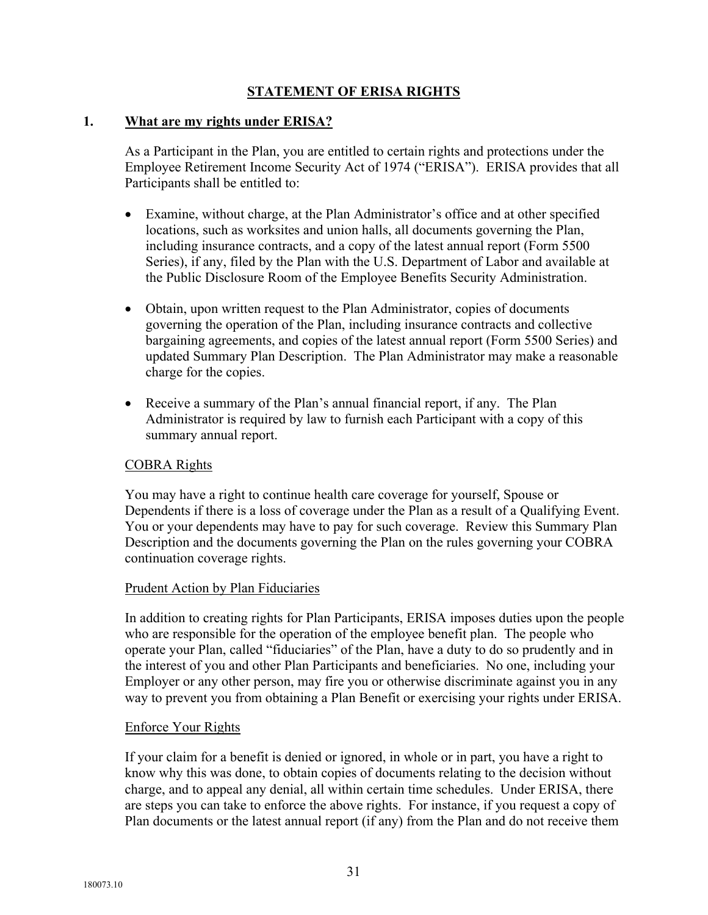## STATEMENT OF ERISA RIGHTS

### 1. What are my rights under ERISA?

As a Participant in the Plan, you are entitled to certain rights and protections under the Employee Retirement Income Security Act of 1974 ("ERISA"). ERISA provides that all Participants shall be entitled to:

- Examine, without charge, at the Plan Administrator's office and at other specified locations, such as worksites and union halls, all documents governing the Plan, including insurance contracts, and a copy of the latest annual report (Form 5500 Series), if any, filed by the Plan with the U.S. Department of Labor and available at the Public Disclosure Room of the Employee Benefits Security Administration.
- Obtain, upon written request to the Plan Administrator, copies of documents governing the operation of the Plan, including insurance contracts and collective bargaining agreements, and copies of the latest annual report (Form 5500 Series) and updated Summary Plan Description. The Plan Administrator may make a reasonable charge for the copies.
- Receive a summary of the Plan's annual financial report, if any. The Plan Administrator is required by law to furnish each Participant with a copy of this summary annual report.

COBRA Rights

You may have a right to continue health care coverage for yourself, Spouse or Dependents if there is a loss of coverage under the Plan as a result of a Qualifying Event. You or your dependents may have to pay for such coverage. Review this Summary Plan Description and the documents governing the Plan on the rules governing your COBRA continuation coverage rights.

Prudent Action by Plan Fiduciaries

In addition to creating rights for Plan Participants, ERISA imposes duties upon the people who are responsible for the operation of the employee benefit plan. The people who operate your Plan, called "fiduciaries" of the Plan, have a duty to do so prudently and in the interest of you and other Plan Participants and beneficiaries. No one, including your Employer or any other person, may fire you or otherwise discriminate against you in any way to prevent you from obtaining a Plan Benefit or exercising your rights under ERISA.

Enforce Your Rights

If your claim for a benefit is denied or ignored, in whole or in part, you have a right to know why this was done, to obtain copies of documents relating to the decision without charge, and to appeal any denial, all within certain time schedules. Under ERISA, there are steps you can take to enforce the above rights. For instance, if you request a copy of Plan documents or the latest annual report (if any) from the Plan and do not receive them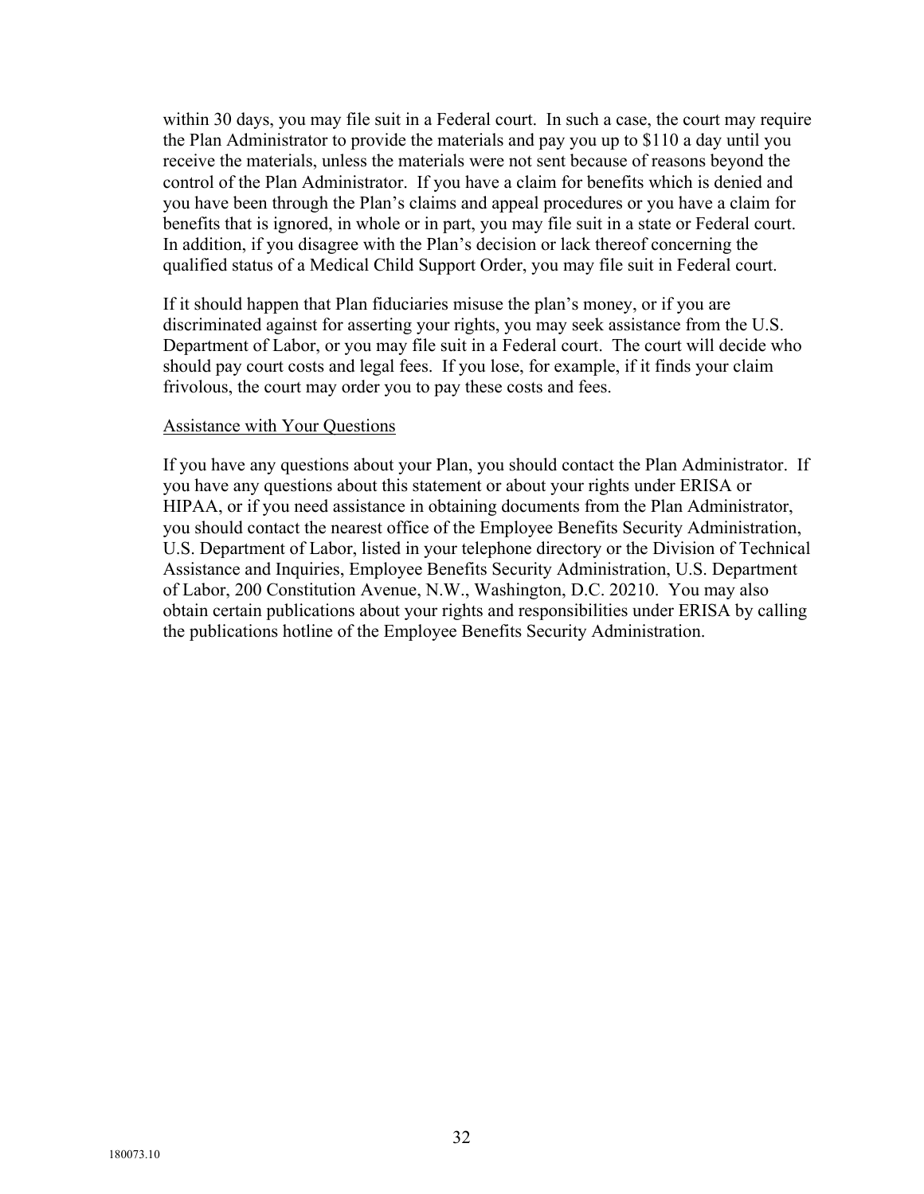within 30 days, you may file suit in a Federal court. In such a case, the court may require the Plan Administrator to provide the materials and pay you up to $110 a day until you receive the materials, unless the materials were not sent because of reasons beyond the control of the Plan Administrator. If you have a claim for benefits which is denied and you have been through the Plan's claims and appeal procedures or you have a claim for benefits that is ignored, in whole or in part, you may file suit in a state or Federal court. In addition, if you disagree with the Plan's decision or lack thereof concerning the qualified status of a Medical Child Support Order, you may file suit in Federal court.

If it should happen that Plan fiduciaries misuse the plan's money, or if you are discriminated against for asserting your rights, you may seek assistance from the U.S. Department of Labor, or you may file suit in a Federal court. The court will decide who should pay court costs and legal fees. If you lose, for example, if it finds your claim frivolous, the court may order you to pay these costs and fees.

<u>Assistance with Your Questions</u>

If you have any questions about your Plan, you should contact the Plan Administrator. If you have any questions about this statement or about your rights under ERISA or HIPAA, or if you need assistance in obtaining documents from the Plan Administrator, you should contact the nearest office of the Employee Benefits Security Administration, U.S. Department of Labor, listed in your telephone directory or the Division of Technical Assistance and Inquiries, Employee Benefits Security Administration, U.S. Department of Labor, 200 Constitution Avenue, N.W., Washington, D.C. 20210. You may also obtain certain publications about your rights and responsibilities under ERISA by calling the publications hotline of the Employee Benefits Security Administration.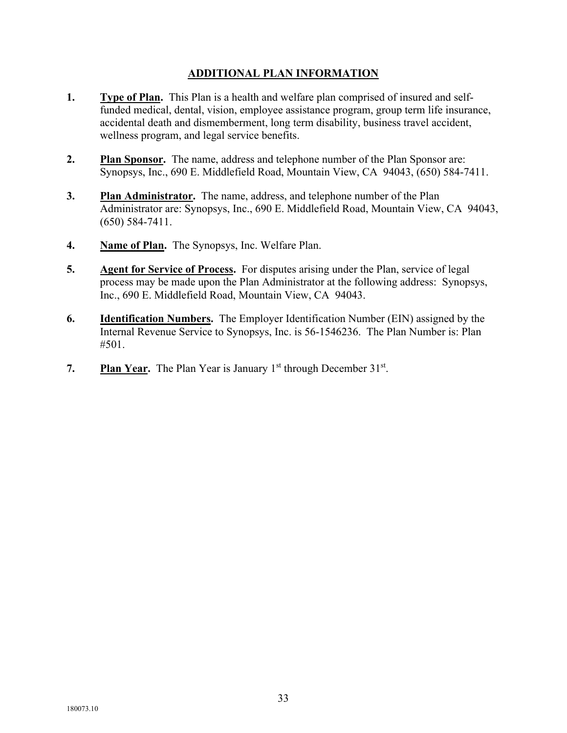## ADDITIONAL PLAN INFORMATION

1. **Type of Plan.** This Plan is a health and welfare plan comprised of insured and self-funded medical, dental, vision, employee assistance program, group term life insurance, accidental death and dismemberment, long term disability, business travel accident, wellness program, and legal service benefits.

2. **Plan Sponsor.** The name, address and telephone number of the Plan Sponsor are: Synopsys, Inc., 690 E. Middlefield Road, Mountain View, CA 94043, (650) 584-7411.

3. **Plan Administrator.** The name, address, and telephone number of the Plan Administrator are: Synopsys, Inc., 690 E. Middlefield Road, Mountain View, CA 94043, (650) 584-7411.

4. **Name of Plan.** The Synopsys, Inc. Welfare Plan.

5. **Agent for Service of Process.** For disputes arising under the Plan, service of legal process may be made upon the Plan Administrator at the following address: Synopsys, Inc., 690 E. Middlefield Road, Mountain View, CA 94043.

6. **Identification Numbers.** The Employer Identification Number (EIN) assigned by the Internal Revenue Service to Synopsys, Inc. is 56-1546236. The Plan Number is: Plan #501.

7. **Plan Year.** The Plan Year is January 1st through December 31st.

180073.10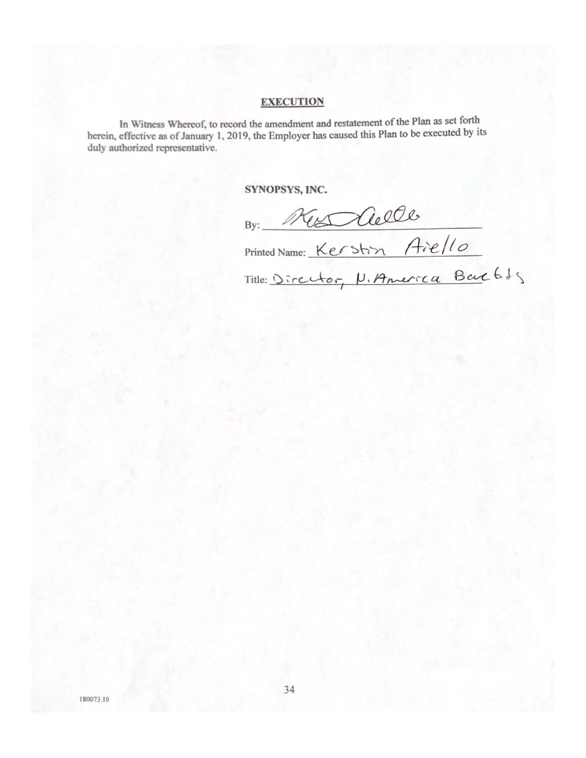## EXECUTION

In Witness Whereof, to record the amendment and restatement of the Plan as set forth herein, effective as of January 1, 2019, the Employer has caused this Plan to be executed by its duly authorized representative.

**SYNOPSYS, INC.**

By: *[signature]*

Printed Name: Kerstin Aiello

Title: Director, N. America Benefits

180073.10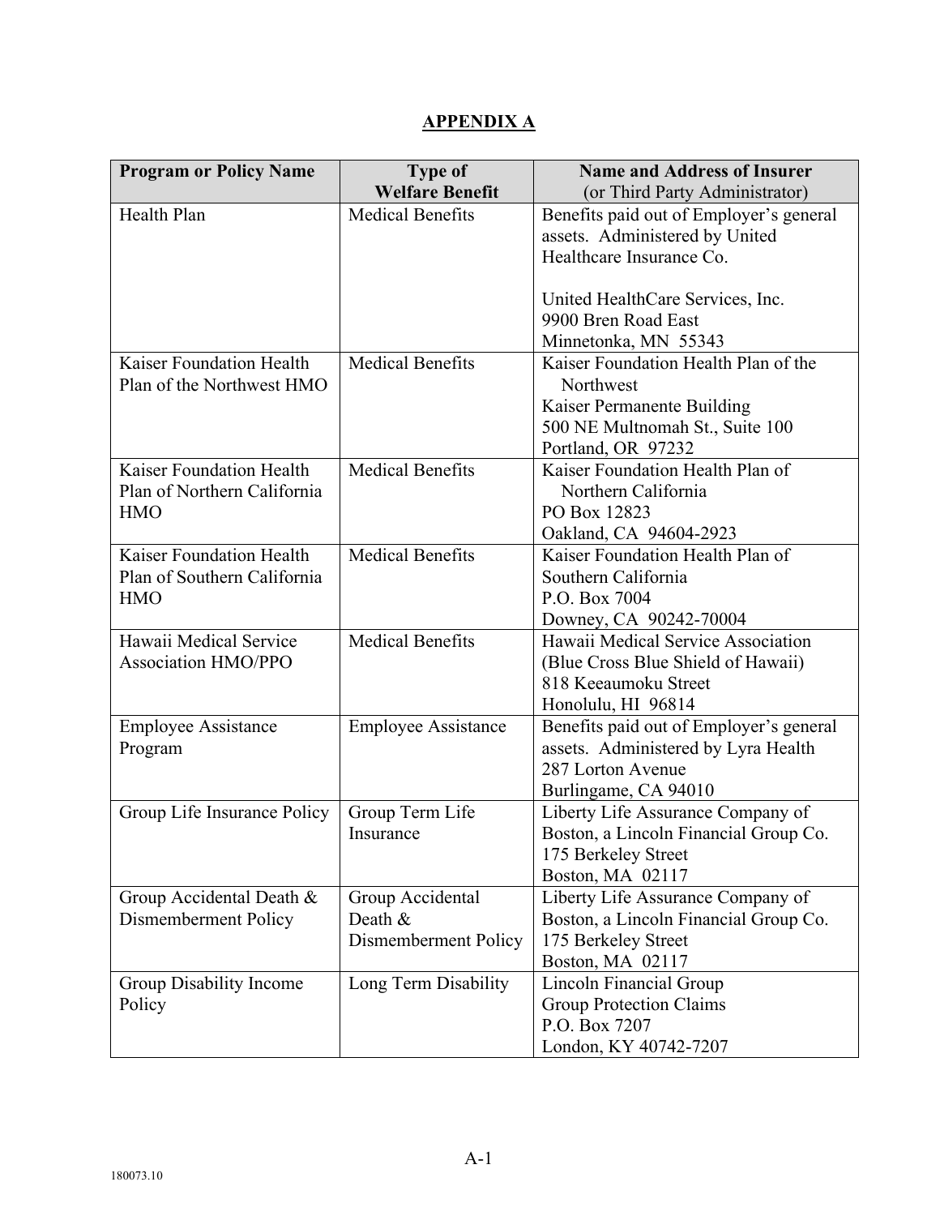# APPENDIX A

| Program or Policy Name | Type of Welfare Benefit | Name and Address of Insurer (or Third Party Administrator) |
|---|---|---|
| Health Plan | Medical Benefits | Benefits paid out of Employer's general assets. Administered by United Healthcare Insurance Co.<br><br>United HealthCare Services, Inc.<br>9900 Bren Road East<br>Minnetonka, MN 55343 |
| Kaiser Foundation Health Plan of the Northwest HMO | Medical Benefits | Kaiser Foundation Health Plan of the Northwest<br>Kaiser Permanente Building<br>500 NE Multnomah St., Suite 100<br>Portland, OR 97232 |
| Kaiser Foundation Health Plan of Northern California HMO | Medical Benefits | Kaiser Foundation Health Plan of Northern California<br>PO Box 12823<br>Oakland, CA 94604-2923 |
| Kaiser Foundation Health Plan of Southern California HMO | Medical Benefits | Kaiser Foundation Health Plan of Southern California<br>P.O. Box 7004<br>Downey, CA 90242-70004 |
| Hawaii Medical Service Association HMO/PPO | Medical Benefits | Hawaii Medical Service Association (Blue Cross Blue Shield of Hawaii)<br>818 Keeaumoku Street<br>Honolulu, HI 96814 |
| Employee Assistance Program | Employee Assistance | Benefits paid out of Employer's general assets. Administered by Lyra Health<br>287 Lorton Avenue<br>Burlingame, CA 94010 |
| Group Life Insurance Policy | Group Term Life Insurance | Liberty Life Assurance Company of Boston, a Lincoln Financial Group Co.<br>175 Berkeley Street<br>Boston, MA 02117 |
| Group Accidental Death & Dismemberment Policy | Group Accidental Death & Dismemberment Policy | Liberty Life Assurance Company of Boston, a Lincoln Financial Group Co.<br>175 Berkeley Street<br>Boston, MA 02117 |
| Group Disability Income Policy | Long Term Disability | Lincoln Financial Group<br>Group Protection Claims<br>P.O. Box 7207<br>London, KY 40742-7207 |

180073.10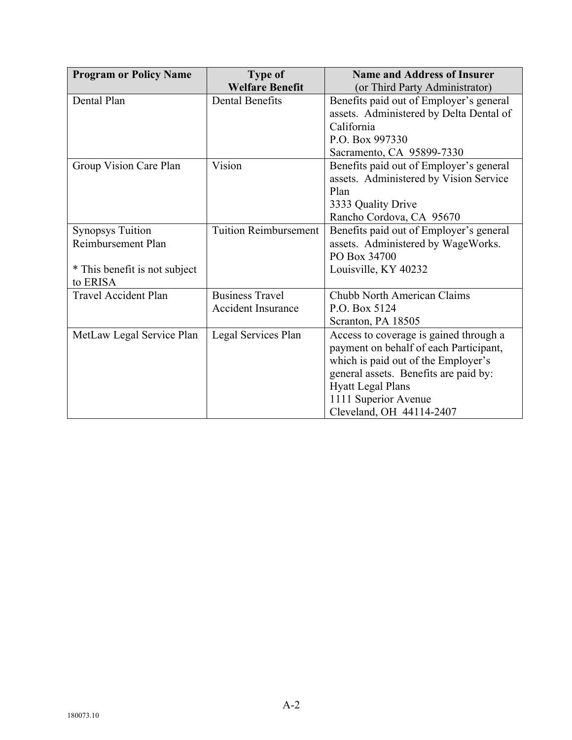| **Program or Policy Name** | **Type of Welfare Benefit** | **Name and Address of Insurer** (or Third Party Administrator) |
|---|---|---|
| Dental Plan | Dental Benefits | Benefits paid out of Employer's general assets. Administered by Delta Dental of California<br>P.O. Box 997330<br>Sacramento, CA 95899-7330 |
| Group Vision Care Plan | Vision | Benefits paid out of Employer's general assets. Administered by Vision Service Plan<br>3333 Quality Drive<br>Rancho Cordova, CA 95670 |
| Synopsys Tuition Reimbursement Plan<br><br>* This benefit is not subject to ERISA | Tuition Reimbursement | Benefits paid out of Employer's general assets. Administered by WageWorks.<br>PO Box 34700<br>Louisville, KY 40232 |
| Travel Accident Plan | Business Travel Accident Insurance | Chubb North American Claims<br>P.O. Box 5124<br>Scranton, PA 18505 |
| MetLaw Legal Service Plan | Legal Services Plan | Access to coverage is gained through a payment on behalf of each Participant, which is paid out of the Employer's general assets. Benefits are paid by:<br>Hyatt Legal Plans<br>1111 Superior Avenue<br>Cleveland, OH 44114-2407 |

A-2

180073.10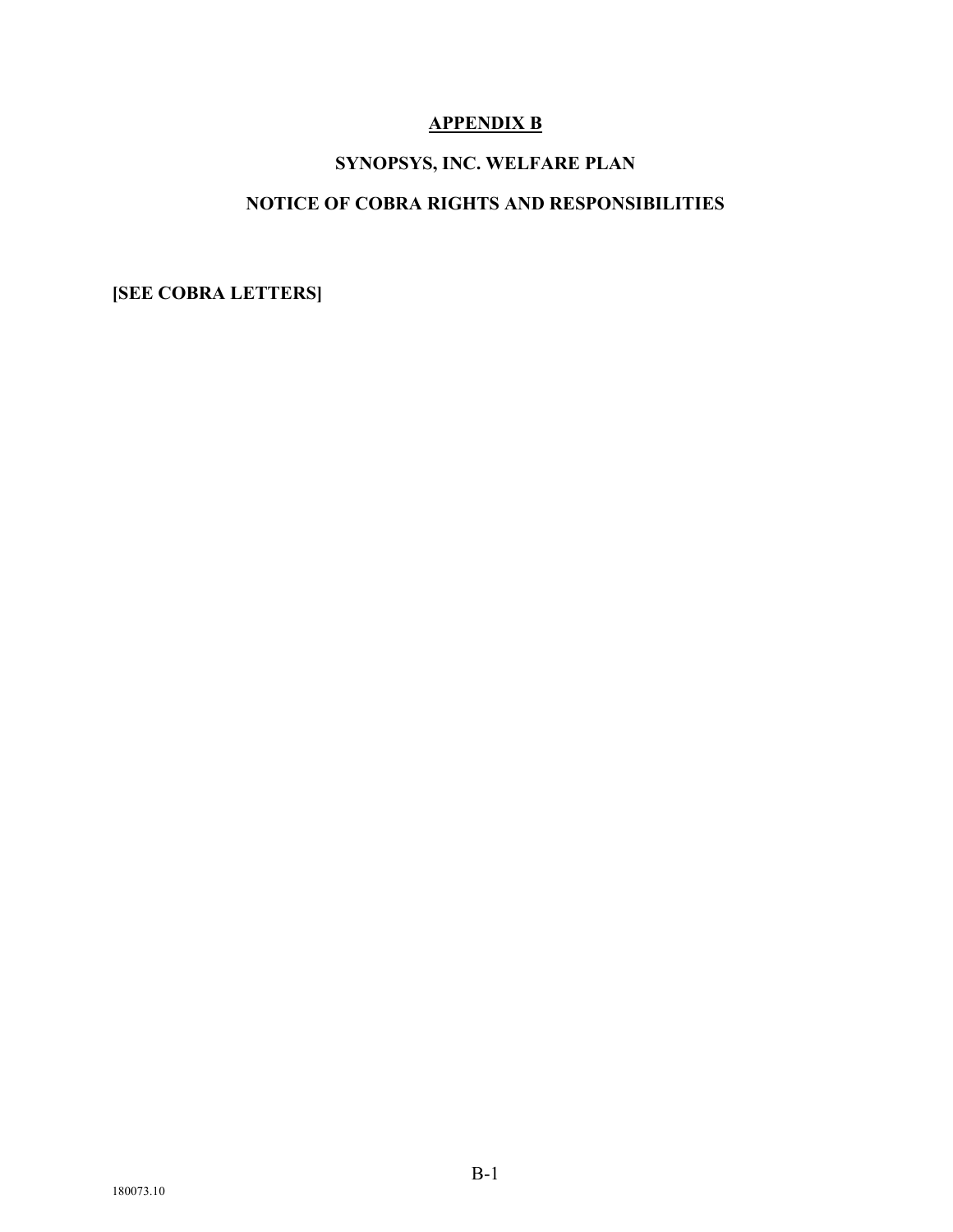# APPENDIX B

## SYNOPSYS, INC. WELFARE PLAN

## NOTICE OF COBRA RIGHTS AND RESPONSIBILITIES

**[SEE COBRA LETTERS]**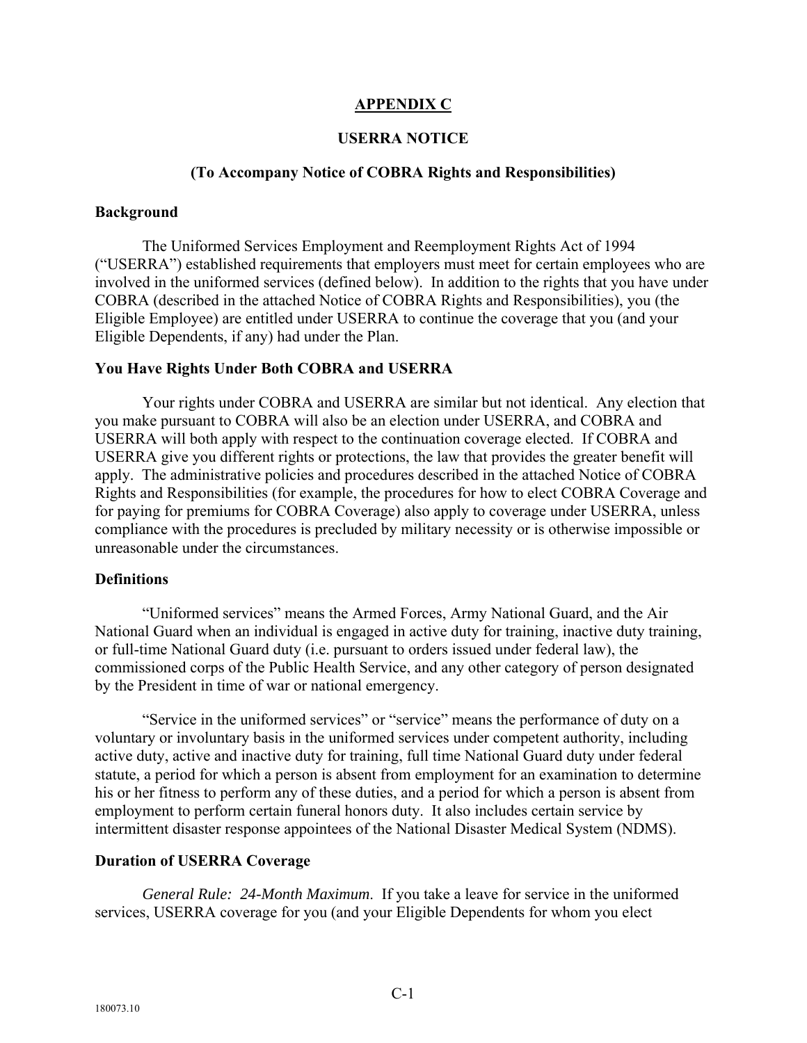# APPENDIX C

## USERRA NOTICE

## (To Accompany Notice of COBRA Rights and Responsibilities)

**Background**

The Uniformed Services Employment and Reemployment Rights Act of 1994 ("USERRA") established requirements that employers must meet for certain employees who are involved in the uniformed services (defined below). In addition to the rights that you have under COBRA (described in the attached Notice of COBRA Rights and Responsibilities), you (the Eligible Employee) are entitled under USERRA to continue the coverage that you (and your Eligible Dependents, if any) had under the Plan.

**You Have Rights Under Both COBRA and USERRA**

Your rights under COBRA and USERRA are similar but not identical. Any election that you make pursuant to COBRA will also be an election under USERRA, and COBRA and USERRA will both apply with respect to the continuation coverage elected. If COBRA and USERRA give you different rights or protections, the law that provides the greater benefit will apply. The administrative policies and procedures described in the attached Notice of COBRA Rights and Responsibilities (for example, the procedures for how to elect COBRA Coverage and for paying for premiums for COBRA Coverage) also apply to coverage under USERRA, unless compliance with the procedures is precluded by military necessity or is otherwise impossible or unreasonable under the circumstances.

**Definitions**

"Uniformed services" means the Armed Forces, Army National Guard, and the Air National Guard when an individual is engaged in active duty for training, inactive duty training, or full-time National Guard duty (i.e. pursuant to orders issued under federal law), the commissioned corps of the Public Health Service, and any other category of person designated by the President in time of war or national emergency.

"Service in the uniformed services" or "service" means the performance of duty on a voluntary or involuntary basis in the uniformed services under competent authority, including active duty, active and inactive duty for training, full time National Guard duty under federal statute, a period for which a person is absent from employment for an examination to determine his or her fitness to perform any of these duties, and a period for which a person is absent from employment to perform certain funeral honors duty. It also includes certain service by intermittent disaster response appointees of the National Disaster Medical System (NDMS).

**Duration of USERRA Coverage**

*General Rule: 24-Month Maximum*. If you take a leave for service in the uniformed services, USERRA coverage for you (and your Eligible Dependents for whom you elect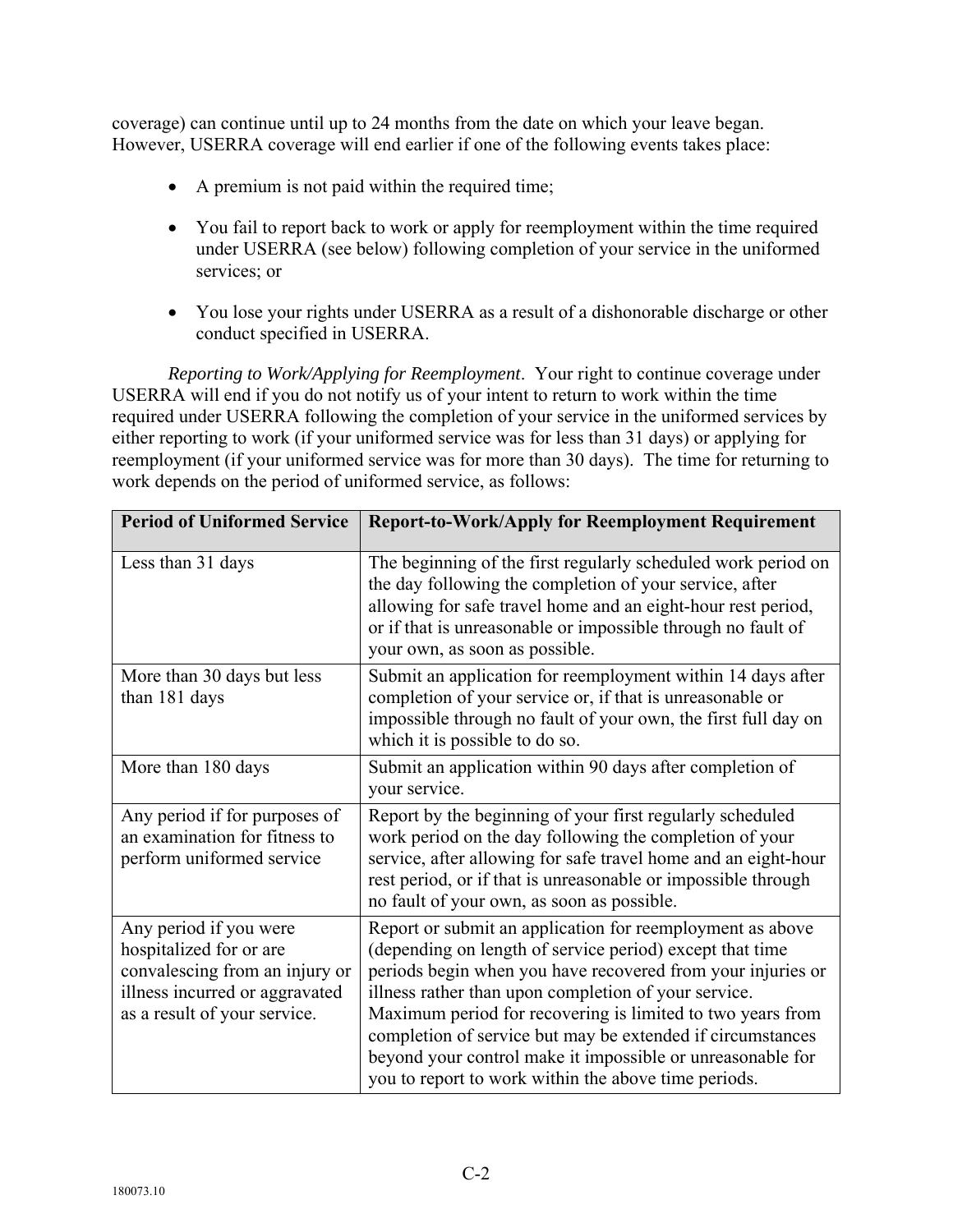coverage) can continue until up to 24 months from the date on which your leave began. However, USERRA coverage will end earlier if one of the following events takes place:

- A premium is not paid within the required time;
- You fail to report back to work or apply for reemployment within the time required under USERRA (see below) following completion of your service in the uniformed services; or
- You lose your rights under USERRA as a result of a dishonorable discharge or other conduct specified in USERRA.

*Reporting to Work/Applying for Reemployment*. Your right to continue coverage under USERRA will end if you do not notify us of your intent to return to work within the time required under USERRA following the completion of your service in the uniformed services by either reporting to work (if your uniformed service was for less than 31 days) or applying for reemployment (if your uniformed service was for more than 30 days). The time for returning to work depends on the period of uniformed service, as follows:

| Period of Uniformed Service | Report-to-Work/Apply for Reemployment Requirement |
|---|---|
| Less than 31 days | The beginning of the first regularly scheduled work period on the day following the completion of your service, after allowing for safe travel home and an eight-hour rest period, or if that is unreasonable or impossible through no fault of your own, as soon as possible. |
| More than 30 days but less than 181 days | Submit an application for reemployment within 14 days after completion of your service or, if that is unreasonable or impossible through no fault of your own, the first full day on which it is possible to do so. |
| More than 180 days | Submit an application within 90 days after completion of your service. |
| Any period if for purposes of an examination for fitness to perform uniformed service | Report by the beginning of your first regularly scheduled work period on the day following the completion of your service, after allowing for safe travel home and an eight-hour rest period, or if that is unreasonable or impossible through no fault of your own, as soon as possible. |
| Any period if you were hospitalized for or are convalescing from an injury or illness incurred or aggravated as a result of your service. | Report or submit an application for reemployment as above (depending on length of service period) except that time periods begin when you have recovered from your injuries or illness rather than upon completion of your service. Maximum period for recovering is limited to two years from completion of service but may be extended if circumstances beyond your control make it impossible or unreasonable for you to report to work within the above time periods. |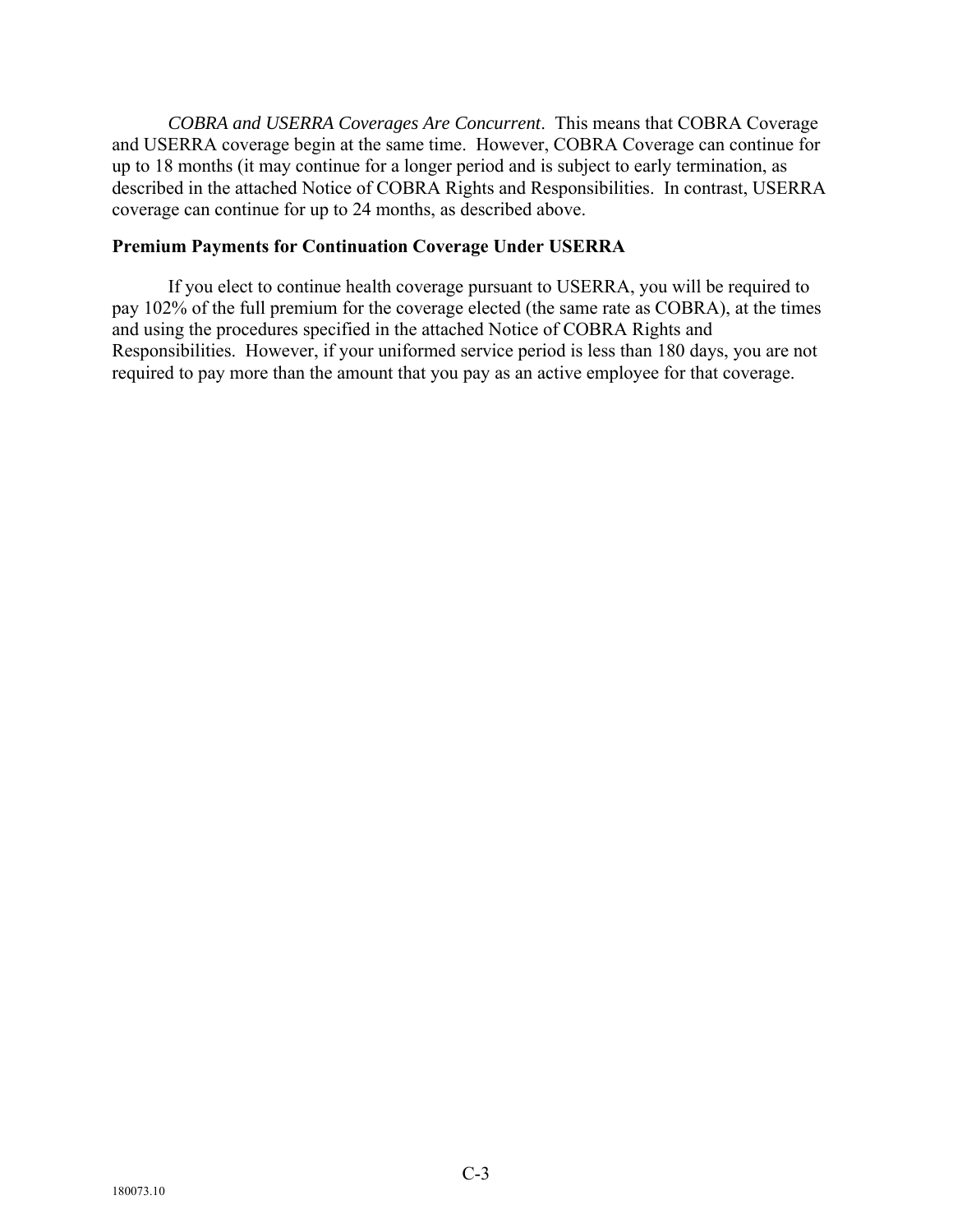*COBRA and USERRA Coverages Are Concurrent*. This means that COBRA Coverage and USERRA coverage begin at the same time. However, COBRA Coverage can continue for up to 18 months (it may continue for a longer period and is subject to early termination, as described in the attached Notice of COBRA Rights and Responsibilities. In contrast, USERRA coverage can continue for up to 24 months, as described above.

**Premium Payments for Continuation Coverage Under USERRA**

If you elect to continue health coverage pursuant to USERRA, you will be required to pay 102% of the full premium for the coverage elected (the same rate as COBRA), at the times and using the procedures specified in the attached Notice of COBRA Rights and Responsibilities. However, if your uniformed service period is less than 180 days, you are not required to pay more than the amount that you pay as an active employee for that coverage.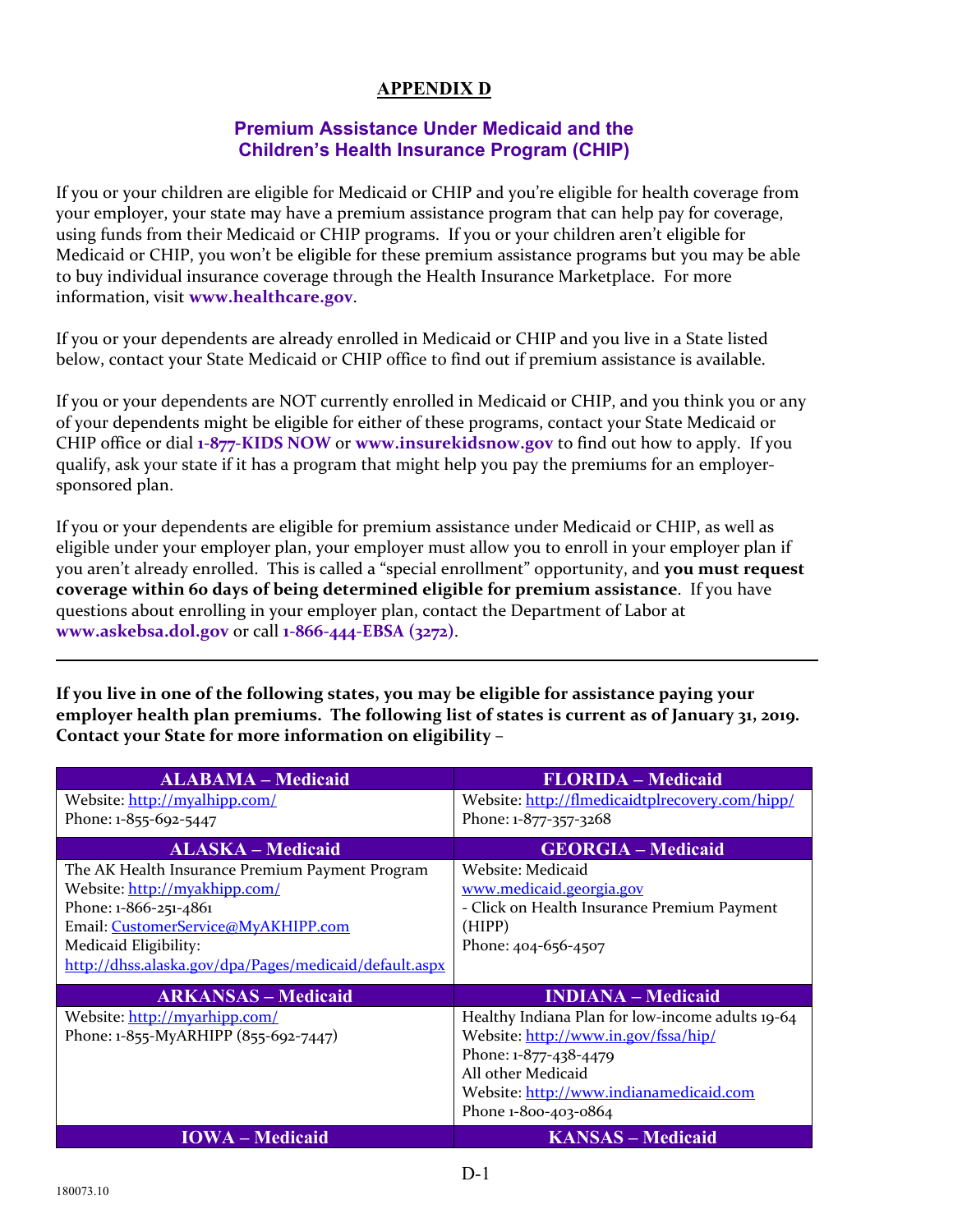# APPENDIX D

## Premium Assistance Under Medicaid and the Children's Health Insurance Program (CHIP)

If you or your children are eligible for Medicaid or CHIP and you're eligible for health coverage from your employer, your state may have a premium assistance program that can help pay for coverage, using funds from their Medicaid or CHIP programs. If you or your children aren't eligible for Medicaid or CHIP, you won't be eligible for these premium assistance programs but you may be able to buy individual insurance coverage through the Health Insurance Marketplace. For more information, visit **www.healthcare.gov**.

If you or your dependents are already enrolled in Medicaid or CHIP and you live in a State listed below, contact your State Medicaid or CHIP office to find out if premium assistance is available.

If you or your dependents are NOT currently enrolled in Medicaid or CHIP, and you think you or any of your dependents might be eligible for either of these programs, contact your State Medicaid or CHIP office or dial **1-877-KIDS NOW** or **www.insurekidsnow.gov** to find out how to apply. If you qualify, ask your state if it has a program that might help you pay the premiums for an employer-sponsored plan.

If you or your dependents are eligible for premium assistance under Medicaid or CHIP, as well as eligible under your employer plan, your employer must allow you to enroll in your employer plan if you aren't already enrolled. This is called a "special enrollment" opportunity, and **you must request coverage within 60 days of being determined eligible for premium assistance**. If you have questions about enrolling in your employer plan, contact the Department of Labor at **www.askebsa.dol.gov** or call **1-866-444-EBSA (3272)**.

---

**If you live in one of the following states, you may be eligible for assistance paying your employer health plan premiums. The following list of states is current as of January 31, 2019. Contact your State for more information on eligibility –**

| ALABAMA – Medicaid | FLORIDA – Medicaid |
|---|---|
| Website: http://myalhipp.com/<br>Phone: 1-855-692-5447 | Website: http://flmedicaidtplrecovery.com/hipp/<br>Phone: 1-877-357-3268 |
| **ALASKA – Medicaid** | **GEORGIA – Medicaid** |
| The AK Health Insurance Premium Payment Program<br>Website: http://myakhipp.com/<br>Phone: 1-866-251-4861<br>Email: CustomerService@MyAKHIPP.com<br>Medicaid Eligibility:<br>http://dhss.alaska.gov/dpa/Pages/medicaid/default.aspx | Website: Medicaid<br>www.medicaid.georgia.gov<br>- Click on Health Insurance Premium Payment (HIPP)<br>Phone: 404-656-4507 |
| **ARKANSAS – Medicaid** | **INDIANA – Medicaid** |
| Website: http://myarhipp.com/<br>Phone: 1-855-MyARHIPP (855-692-7447) | Healthy Indiana Plan for low-income adults 19-64<br>Website: http://www.in.gov/fssa/hip/<br>Phone: 1-877-438-4479<br>All other Medicaid<br>Website: http://www.indianamedicaid.com<br>Phone 1-800-403-0864 |
| **IOWA – Medicaid** | **KANSAS – Medicaid** |

180073.10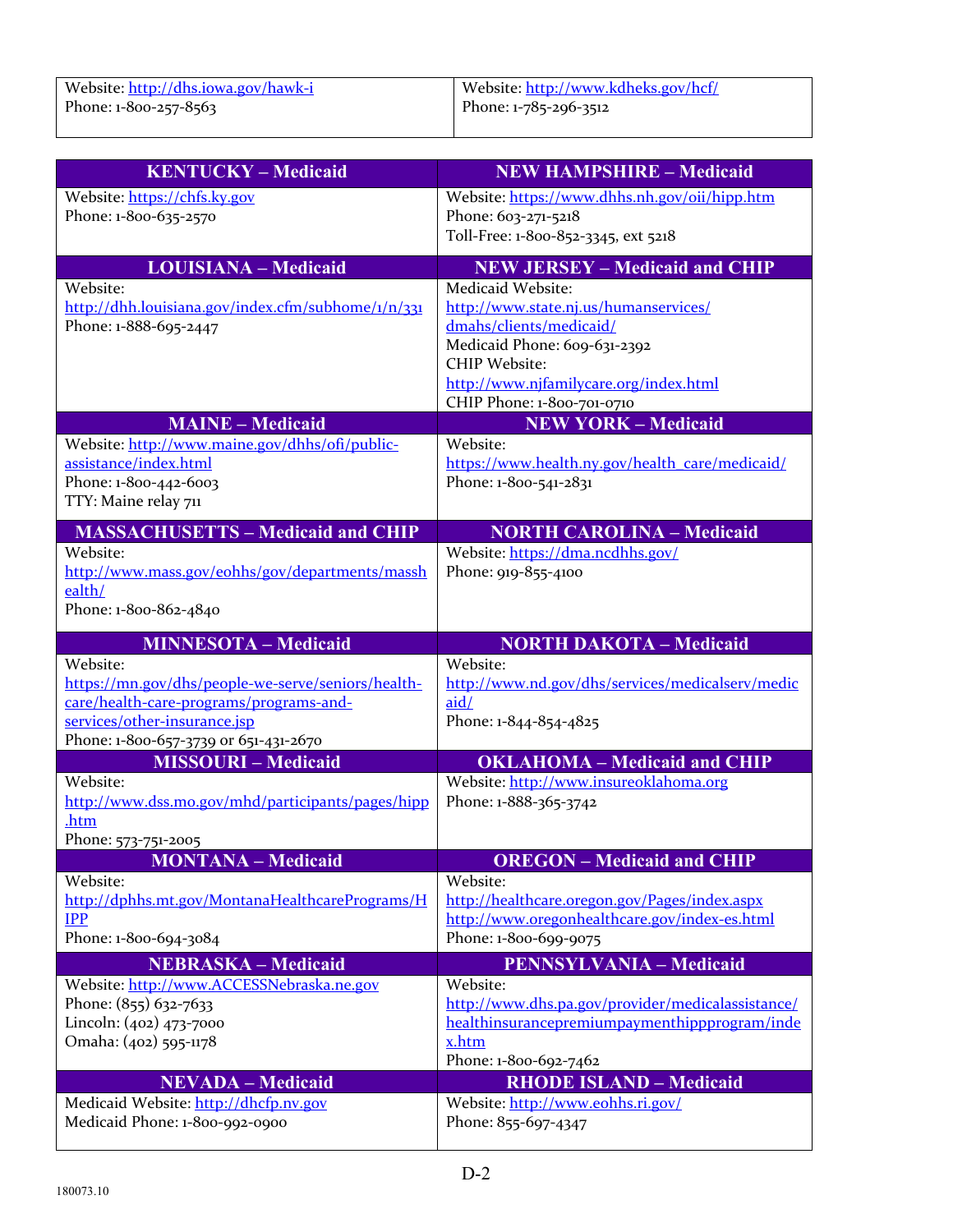| | |
|---|---|
| Website: http://dhs.iowa.gov/hawk-i<br>Phone: 1-800-257-8563 | Website: http://www.kdheks.gov/hcf/<br>Phone: 1-785-296-3512 |

| KENTUCKY – Medicaid | NEW HAMPSHIRE – Medicaid |
|---|---|
| Website: https://chfs.ky.gov<br>Phone: 1-800-635-2570 | Website: https://www.dhhs.nh.gov/oii/hipp.htm<br>Phone: 603-271-5218<br>Toll-Free: 1-800-852-3345, ext 5218 |
| **LOUISIANA – Medicaid** | **NEW JERSEY – Medicaid and CHIP** |
| Website: http://dhh.louisiana.gov/index.cfm/subhome/1/n/331<br>Phone: 1-888-695-2447 | Medicaid Website: http://www.state.nj.us/humanservices/dmahs/clients/medicaid/<br>Medicaid Phone: 609-631-2392<br>CHIP Website: http://www.njfamilycare.org/index.html<br>CHIP Phone: 1-800-701-0710 |
| **MAINE – Medicaid** | **NEW YORK – Medicaid** |
| Website: http://www.maine.gov/dhhs/ofi/public-assistance/index.html<br>Phone: 1-800-442-6003<br>TTY: Maine relay 711 | Website: https://www.health.ny.gov/health_care/medicaid/<br>Phone: 1-800-541-2831 |
| **MASSACHUSETTS – Medicaid and CHIP** | **NORTH CAROLINA – Medicaid** |
| Website: http://www.mass.gov/eohhs/gov/departments/masshealth/<br>Phone: 1-800-862-4840 | Website: https://dma.ncdhhs.gov/<br>Phone: 919-855-4100 |
| **MINNESOTA – Medicaid** | **NORTH DAKOTA – Medicaid** |
| Website: https://mn.gov/dhs/people-we-serve/seniors/health-care/health-care-programs/programs-and-services/other-insurance.jsp<br>Phone: 1-800-657-3739 or 651-431-2670 | Website: http://www.nd.gov/dhs/services/medicalserv/medicaid/<br>Phone: 1-844-854-4825 |
| **MISSOURI – Medicaid** | **OKLAHOMA – Medicaid and CHIP** |
| Website: http://www.dss.mo.gov/mhd/participants/pages/hipp.htm<br>Phone: 573-751-2005 | Website: http://www.insureoklahoma.org<br>Phone: 1-888-365-3742 |
| **MONTANA – Medicaid** | **OREGON – Medicaid and CHIP** |
| Website: http://dphhs.mt.gov/MontanaHealthcarePrograms/HIPP<br>Phone: 1-800-694-3084 | Website: http://healthcare.oregon.gov/Pages/index.aspx<br>http://www.oregonhealthcare.gov/index-es.html<br>Phone: 1-800-699-9075 |
| **NEBRASKA – Medicaid** | **PENNSYLVANIA – Medicaid** |
| Website: http://www.ACCESSNebraska.ne.gov<br>Phone: (855) 632-7633<br>Lincoln: (402) 473-7000<br>Omaha: (402) 595-1178 | Website: http://www.dhs.pa.gov/provider/medicalassistance/healthinsurancepremiumpaymenthippprogram/index.htm<br>Phone: 1-800-692-7462 |
| **NEVADA – Medicaid** | **RHODE ISLAND – Medicaid** |
| Medicaid Website: http://dhcfp.nv.gov<br>Medicaid Phone: 1-800-992-0900 | Website: http://www.eohhs.ri.gov/<br>Phone: 855-697-4347 |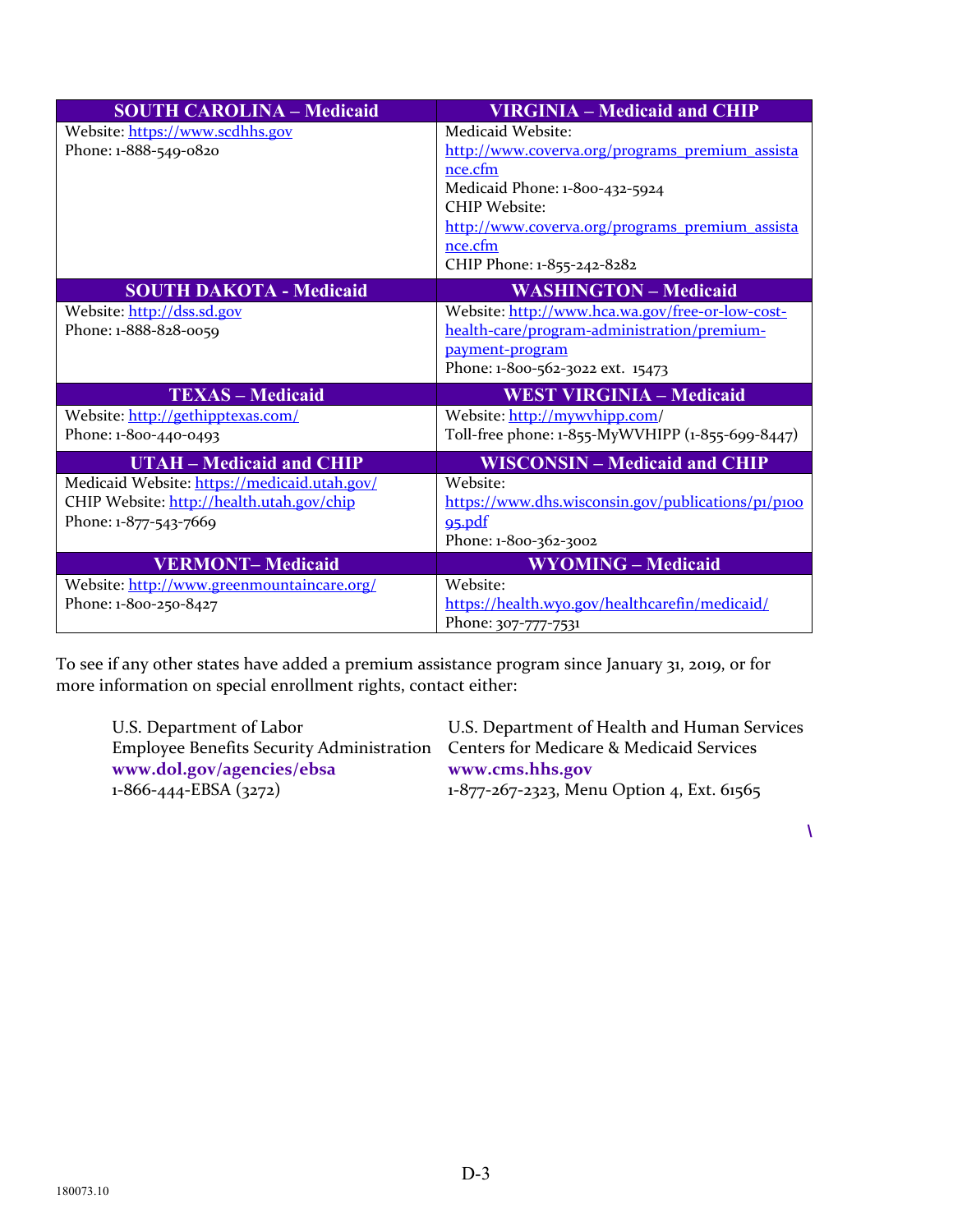| SOUTH CAROLINA – Medicaid | VIRGINIA – Medicaid and CHIP |
|---|---|
| Website: https://www.scdhhs.gov<br>Phone: 1-888-549-0820 | Medicaid Website: http://www.coverva.org/programs_premium_assistance.cfm<br>Medicaid Phone: 1-800-432-5924<br>CHIP Website: http://www.coverva.org/programs_premium_assistance.cfm<br>CHIP Phone: 1-855-242-8282 |
| **SOUTH DAKOTA - Medicaid** | **WASHINGTON – Medicaid** |
| Website: http://dss.sd.gov<br>Phone: 1-888-828-0059 | Website: http://www.hca.wa.gov/free-or-low-cost-health-care/program-administration/premium-payment-program<br>Phone: 1-800-562-3022 ext. 15473 |
| **TEXAS – Medicaid** | **WEST VIRGINIA – Medicaid** |
| Website: http://gethipptexas.com/<br>Phone: 1-800-440-0493 | Website: http://mywvhipp.com/<br>Toll-free phone: 1-855-MyWVHIPP (1-855-699-8447) |
| **UTAH – Medicaid and CHIP** | **WISCONSIN – Medicaid and CHIP** |
| Medicaid Website: https://medicaid.utah.gov/<br>CHIP Website: http://health.utah.gov/chip<br>Phone: 1-877-543-7669 | Website: https://www.dhs.wisconsin.gov/publications/p1/p10095.pdf<br>Phone: 1-800-362-3002 |
| **VERMONT– Medicaid** | **WYOMING – Medicaid** |
| Website: http://www.greenmountaincare.org/<br>Phone: 1-800-250-8427 | Website: https://health.wyo.gov/healthcarefin/medicaid/<br>Phone: 307-777-7531 |

To see if any other states have added a premium assistance program since January 31, 2019, or for more information on special enrollment rights, contact either:

U.S. Department of Labor
Employee Benefits Security Administration
**www.dol.gov/agencies/ebsa**
1-866-444-EBSA (3272)

U.S. Department of Health and Human Services
Centers for Medicare & Medicaid Services
**www.cms.hhs.gov**
1-877-267-2323, Menu Option 4, Ext. 61565

\

D-3

180073.10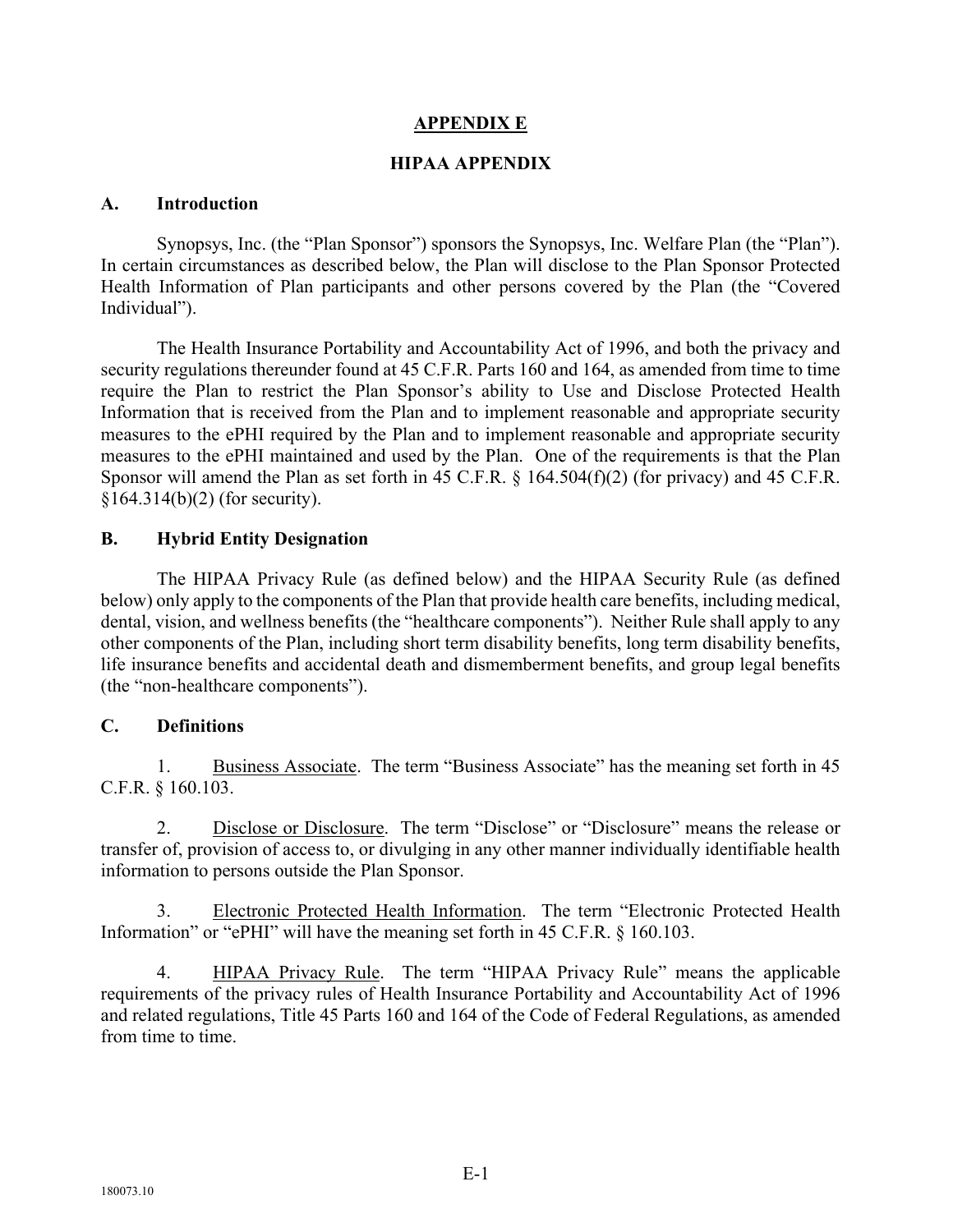# APPENDIX E

## HIPAA APPENDIX

### A. Introduction

Synopsys, Inc. (the "Plan Sponsor") sponsors the Synopsys, Inc. Welfare Plan (the "Plan"). In certain circumstances as described below, the Plan will disclose to the Plan Sponsor Protected Health Information of Plan participants and other persons covered by the Plan (the "Covered Individual").

The Health Insurance Portability and Accountability Act of 1996, and both the privacy and security regulations thereunder found at 45 C.F.R. Parts 160 and 164, as amended from time to time require the Plan to restrict the Plan Sponsor's ability to Use and Disclose Protected Health Information that is received from the Plan and to implement reasonable and appropriate security measures to the ePHI required by the Plan and to implement reasonable and appropriate security measures to the ePHI maintained and used by the Plan. One of the requirements is that the Plan Sponsor will amend the Plan as set forth in 45 C.F.R. § 164.504(f)(2) (for privacy) and 45 C.F.R. §164.314(b)(2) (for security).

### B. Hybrid Entity Designation

The HIPAA Privacy Rule (as defined below) and the HIPAA Security Rule (as defined below) only apply to the components of the Plan that provide health care benefits, including medical, dental, vision, and wellness benefits (the "healthcare components"). Neither Rule shall apply to any other components of the Plan, including short term disability benefits, long term disability benefits, life insurance benefits and accidental death and dismemberment benefits, and group legal benefits (the "non-healthcare components").

### C. Definitions

1. Business Associate. The term "Business Associate" has the meaning set forth in 45 C.F.R. § 160.103.

2. Disclose or Disclosure. The term "Disclose" or "Disclosure" means the release or transfer of, provision of access to, or divulging in any other manner individually identifiable health information to persons outside the Plan Sponsor.

3. Electronic Protected Health Information. The term "Electronic Protected Health Information" or "ePHI" will have the meaning set forth in 45 C.F.R. § 160.103.

4. HIPAA Privacy Rule. The term "HIPAA Privacy Rule" means the applicable requirements of the privacy rules of Health Insurance Portability and Accountability Act of 1996 and related regulations, Title 45 Parts 160 and 164 of the Code of Federal Regulations, as amended from time to time.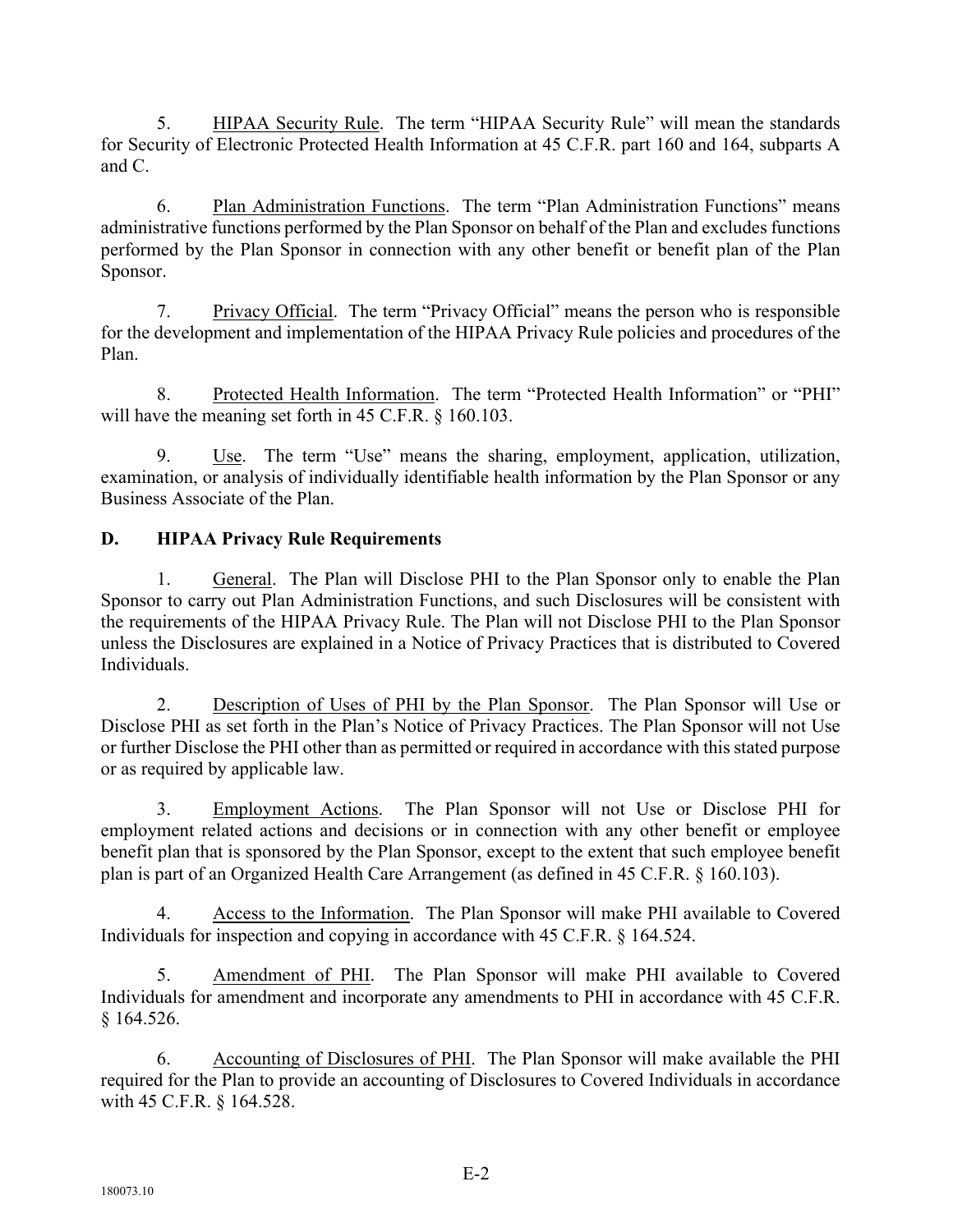5. <u>HIPAA Security Rule</u>. The term "HIPAA Security Rule" will mean the standards for Security of Electronic Protected Health Information at 45 C.F.R. part 160 and 164, subparts A and C.

6. <u>Plan Administration Functions</u>. The term "Plan Administration Functions" means administrative functions performed by the Plan Sponsor on behalf of the Plan and excludes functions performed by the Plan Sponsor in connection with any other benefit or benefit plan of the Plan Sponsor.

7. <u>Privacy Official</u>. The term "Privacy Official" means the person who is responsible for the development and implementation of the HIPAA Privacy Rule policies and procedures of the Plan.

8. <u>Protected Health Information</u>. The term "Protected Health Information" or "PHI" will have the meaning set forth in 45 C.F.R. § 160.103.

9. <u>Use</u>. The term "Use" means the sharing, employment, application, utilization, examination, or analysis of individually identifiable health information by the Plan Sponsor or any Business Associate of the Plan.

### D. HIPAA Privacy Rule Requirements

1. <u>General</u>. The Plan will Disclose PHI to the Plan Sponsor only to enable the Plan Sponsor to carry out Plan Administration Functions, and such Disclosures will be consistent with the requirements of the HIPAA Privacy Rule. The Plan will not Disclose PHI to the Plan Sponsor unless the Disclosures are explained in a Notice of Privacy Practices that is distributed to Covered Individuals.

2. <u>Description of Uses of PHI by the Plan Sponsor</u>. The Plan Sponsor will Use or Disclose PHI as set forth in the Plan's Notice of Privacy Practices. The Plan Sponsor will not Use or further Disclose the PHI other than as permitted or required in accordance with this stated purpose or as required by applicable law.

3. <u>Employment Actions</u>. The Plan Sponsor will not Use or Disclose PHI for employment related actions and decisions or in connection with any other benefit or employee benefit plan that is sponsored by the Plan Sponsor, except to the extent that such employee benefit plan is part of an Organized Health Care Arrangement (as defined in 45 C.F.R. § 160.103).

4. <u>Access to the Information</u>. The Plan Sponsor will make PHI available to Covered Individuals for inspection and copying in accordance with 45 C.F.R. § 164.524.

5. <u>Amendment of PHI</u>. The Plan Sponsor will make PHI available to Covered Individuals for amendment and incorporate any amendments to PHI in accordance with 45 C.F.R. § 164.526.

6. <u>Accounting of Disclosures of PHI</u>. The Plan Sponsor will make available the PHI required for the Plan to provide an accounting of Disclosures to Covered Individuals in accordance with 45 C.F.R. § 164.528.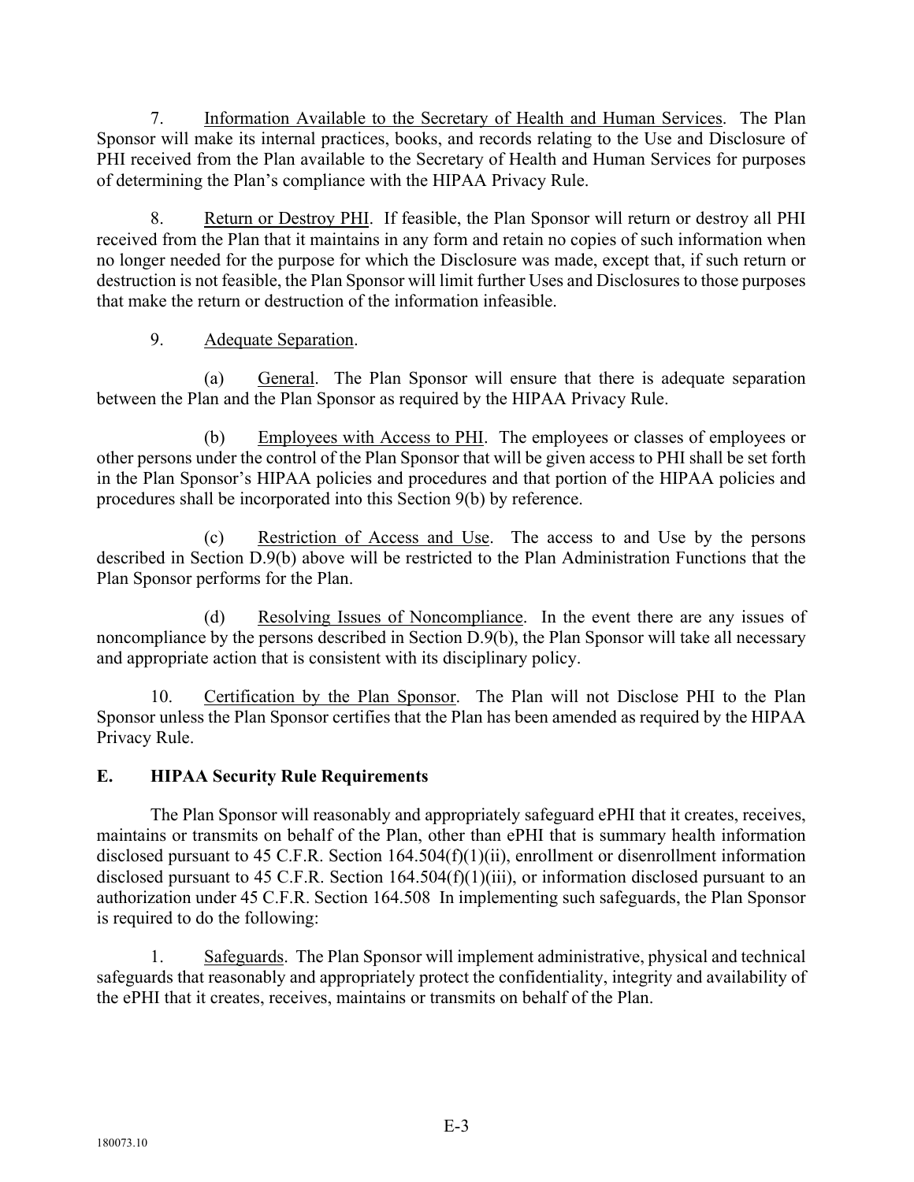7. Information Available to the Secretary of Health and Human Services. The Plan Sponsor will make its internal practices, books, and records relating to the Use and Disclosure of PHI received from the Plan available to the Secretary of Health and Human Services for purposes of determining the Plan's compliance with the HIPAA Privacy Rule.

8. Return or Destroy PHI. If feasible, the Plan Sponsor will return or destroy all PHI received from the Plan that it maintains in any form and retain no copies of such information when no longer needed for the purpose for which the Disclosure was made, except that, if such return or destruction is not feasible, the Plan Sponsor will limit further Uses and Disclosures to those purposes that make the return or destruction of the information infeasible.

9. Adequate Separation.

(a) General. The Plan Sponsor will ensure that there is adequate separation between the Plan and the Plan Sponsor as required by the HIPAA Privacy Rule.

(b) Employees with Access to PHI. The employees or classes of employees or other persons under the control of the Plan Sponsor that will be given access to PHI shall be set forth in the Plan Sponsor's HIPAA policies and procedures and that portion of the HIPAA policies and procedures shall be incorporated into this Section 9(b) by reference.

(c) Restriction of Access and Use. The access to and Use by the persons described in Section D.9(b) above will be restricted to the Plan Administration Functions that the Plan Sponsor performs for the Plan.

(d) Resolving Issues of Noncompliance. In the event there are any issues of noncompliance by the persons described in Section D.9(b), the Plan Sponsor will take all necessary and appropriate action that is consistent with its disciplinary policy.

10. Certification by the Plan Sponsor. The Plan will not Disclose PHI to the Plan Sponsor unless the Plan Sponsor certifies that the Plan has been amended as required by the HIPAA Privacy Rule.

## E. HIPAA Security Rule Requirements

The Plan Sponsor will reasonably and appropriately safeguard ePHI that it creates, receives, maintains or transmits on behalf of the Plan, other than ePHI that is summary health information disclosed pursuant to 45 C.F.R. Section 164.504(f)(1)(ii), enrollment or disenrollment information disclosed pursuant to 45 C.F.R. Section 164.504(f)(1)(iii), or information disclosed pursuant to an authorization under 45 C.F.R. Section 164.508 In implementing such safeguards, the Plan Sponsor is required to do the following:

1. Safeguards. The Plan Sponsor will implement administrative, physical and technical safeguards that reasonably and appropriately protect the confidentiality, integrity and availability of the ePHI that it creates, receives, maintains or transmits on behalf of the Plan.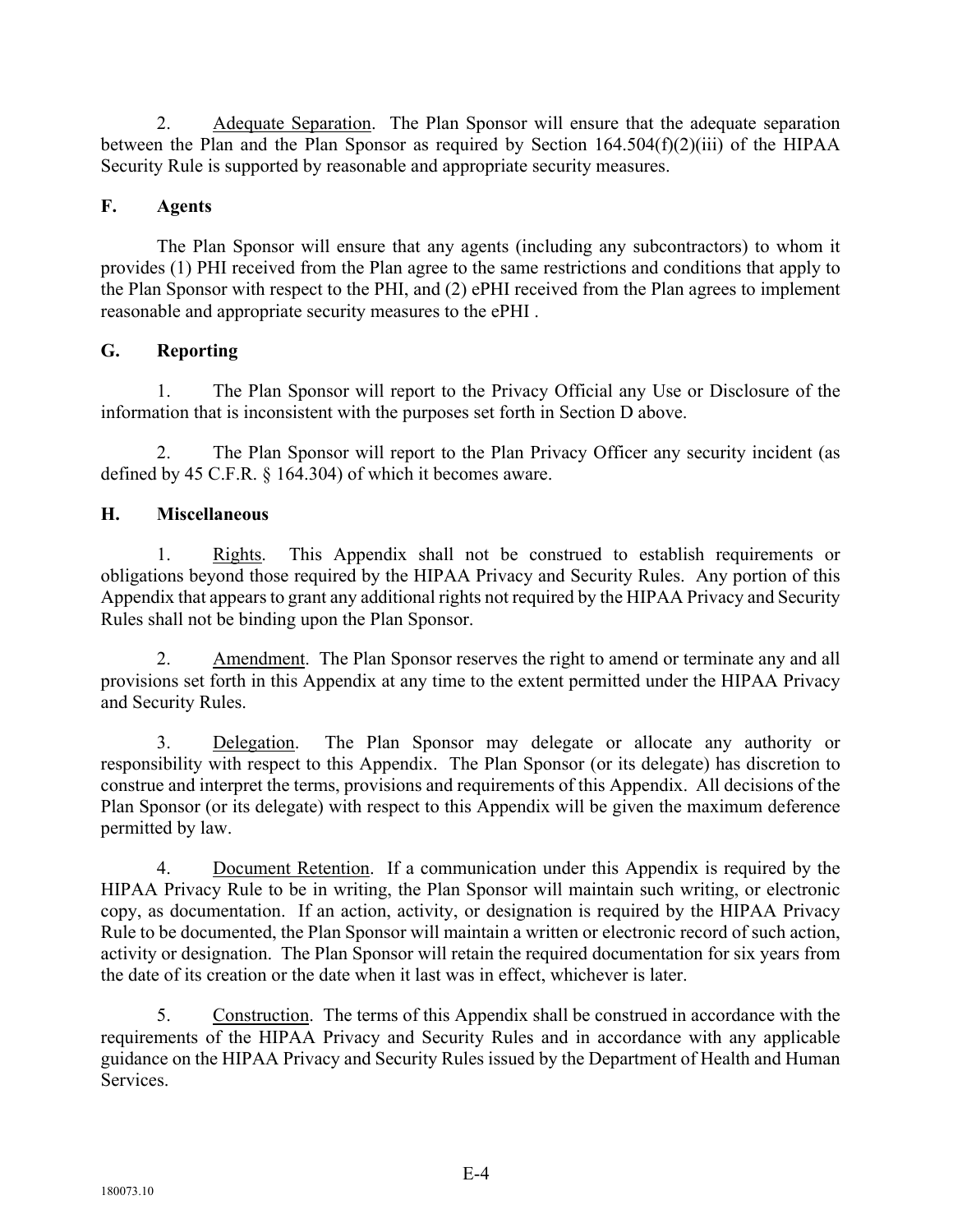2. Adequate Separation. The Plan Sponsor will ensure that the adequate separation between the Plan and the Plan Sponsor as required by Section 164.504(f)(2)(iii) of the HIPAA Security Rule is supported by reasonable and appropriate security measures.

### F. Agents

The Plan Sponsor will ensure that any agents (including any subcontractors) to whom it provides (1) PHI received from the Plan agree to the same restrictions and conditions that apply to the Plan Sponsor with respect to the PHI, and (2) ePHI received from the Plan agrees to implement reasonable and appropriate security measures to the ePHI .

### G. Reporting

1. The Plan Sponsor will report to the Privacy Official any Use or Disclosure of the information that is inconsistent with the purposes set forth in Section D above.

2. The Plan Sponsor will report to the Plan Privacy Officer any security incident (as defined by 45 C.F.R. § 164.304) of which it becomes aware.

### H. Miscellaneous

1. Rights. This Appendix shall not be construed to establish requirements or obligations beyond those required by the HIPAA Privacy and Security Rules. Any portion of this Appendix that appears to grant any additional rights not required by the HIPAA Privacy and Security Rules shall not be binding upon the Plan Sponsor.

2. Amendment. The Plan Sponsor reserves the right to amend or terminate any and all provisions set forth in this Appendix at any time to the extent permitted under the HIPAA Privacy and Security Rules.

3. Delegation. The Plan Sponsor may delegate or allocate any authority or responsibility with respect to this Appendix. The Plan Sponsor (or its delegate) has discretion to construe and interpret the terms, provisions and requirements of this Appendix. All decisions of the Plan Sponsor (or its delegate) with respect to this Appendix will be given the maximum deference permitted by law.

4. Document Retention. If a communication under this Appendix is required by the HIPAA Privacy Rule to be in writing, the Plan Sponsor will maintain such writing, or electronic copy, as documentation. If an action, activity, or designation is required by the HIPAA Privacy Rule to be documented, the Plan Sponsor will maintain a written or electronic record of such action, activity or designation. The Plan Sponsor will retain the required documentation for six years from the date of its creation or the date when it last was in effect, whichever is later.

5. Construction. The terms of this Appendix shall be construed in accordance with the requirements of the HIPAA Privacy and Security Rules and in accordance with any applicable guidance on the HIPAA Privacy and Security Rules issued by the Department of Health and Human Services.